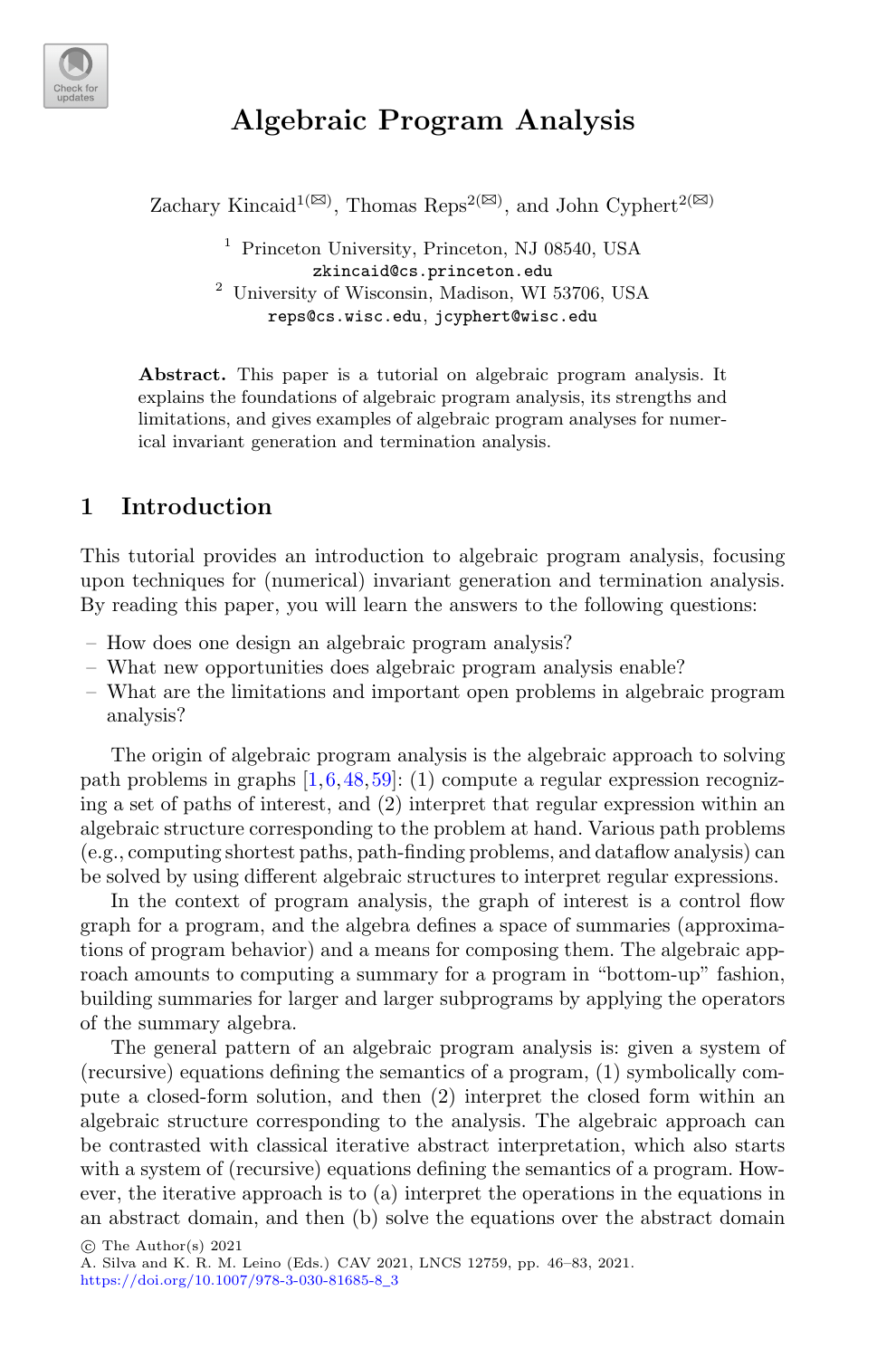# Algebraic Program Analysis

Zachary Kincaid[1(✉)], Thomas Reps[2(✉)], and John Cyphert[2(✉)]

[1] Princeton University, Princeton, NJ 08540, USA
zkincaid@cs.princeton.edu

[2] University of Wisconsin, Madison, WI 53706, USA
reps@cs.wisc.edu, jcyphert@wisc.edu

**Abstract.** This paper is a tutorial on algebraic program analysis. It explains the foundations of algebraic program analysis, its strengths and limitations, and gives examples of algebraic program analyses for numerical invariant generation and termination analysis.

## 1 Introduction

This tutorial provides an introduction to algebraic program analysis, focusing upon techniques for (numerical) invariant generation and termination analysis. By reading this paper, you will learn the answers to the following questions:

– How does one design an algebraic program analysis?
– What new opportunities does algebraic program analysis enable?
– What are the limitations and important open problems in algebraic program analysis?

The origin of algebraic program analysis is the algebraic approach to solving path problems in graphs [1,6,48,59]: (1) compute a regular expression recognizing a set of paths of interest, and (2) interpret that regular expression within an algebraic structure corresponding to the problem at hand. Various path problems (e.g., computing shortest paths, path-finding problems, and dataflow analysis) can be solved by using different algebraic structures to interpret regular expressions.

In the context of program analysis, the graph of interest is a control flow graph for a program, and the algebra defines a space of summaries (approximations of program behavior) and a means for composing them. The algebraic approach amounts to computing a summary for a program in "bottom-up" fashion, building summaries for larger and larger subprograms by applying the operators of the summary algebra.

The general pattern of an algebraic program analysis is: given a system of (recursive) equations defining the semantics of a program, (1) symbolically compute a closed-form solution, and then (2) interpret the closed form within an algebraic structure corresponding to the analysis. The algebraic approach can be contrasted with classical iterative abstract interpretation, which also starts with a system of (recursive) equations defining the semantics of a program. However, the iterative approach is to (a) interpret the operations in the equations in an abstract domain, and then (b) solve the equations over the abstract domain

© The Author(s) 2021
A. Silva and K. R. M. Leino (Eds.) CAV 2021, LNCS 12759, pp. 46–83, 2021.
https://doi.org/10.1007/978-3-030-81685-8_3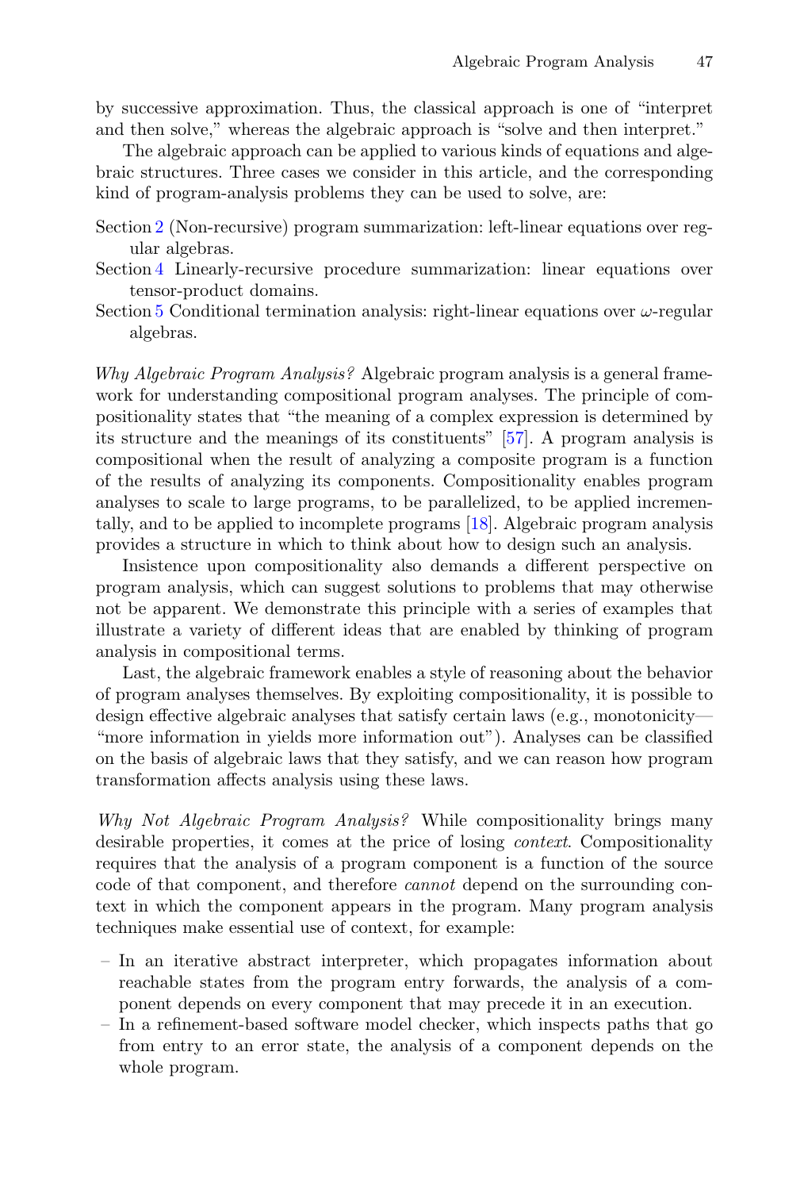by successive approximation. Thus, the classical approach is one of "interpret and then solve," whereas the algebraic approach is "solve and then interpret."

The algebraic approach can be applied to various kinds of equations and algebraic structures. Three cases we consider in this article, and the corresponding kind of program-analysis problems they can be used to solve, are:

Section 2 (Non-recursive) program summarization: left-linear equations over regular algebras.

Section 4 Linearly-recursive procedure summarization: linear equations over tensor-product domains.

Section 5 Conditional termination analysis: right-linear equations over $\omega$-regular algebras.

*Why Algebraic Program Analysis?* Algebraic program analysis is a general framework for understanding compositional program analyses. The principle of compositionality states that "the meaning of a complex expression is determined by its structure and the meanings of its constituents" [57]. A program analysis is compositional when the result of analyzing a composite program is a function of the results of analyzing its components. Compositionality enables program analyses to scale to large programs, to be parallelized, to be applied incrementally, and to be applied to incomplete programs [18]. Algebraic program analysis provides a structure in which to think about how to design such an analysis.

Insistence upon compositionality also demands a different perspective on program analysis, which can suggest solutions to problems that may otherwise not be apparent. We demonstrate this principle with a series of examples that illustrate a variety of different ideas that are enabled by thinking of program analysis in compositional terms.

Last, the algebraic framework enables a style of reasoning about the behavior of program analyses themselves. By exploiting compositionality, it is possible to design effective algebraic analyses that satisfy certain laws (e.g., monotonicity—"more information in yields more information out"). Analyses can be classified on the basis of algebraic laws that they satisfy, and we can reason how program transformation affects analysis using these laws.

*Why Not Algebraic Program Analysis?* While compositionality brings many desirable properties, it comes at the price of losing *context*. Compositionality requires that the analysis of a program component is a function of the source code of that component, and therefore *cannot* depend on the surrounding context in which the component appears in the program. Many program analysis techniques make essential use of context, for example:

- In an iterative abstract interpreter, which propagates information about reachable states from the program entry forwards, the analysis of a component depends on every component that may precede it in an execution.
- In a refinement-based software model checker, which inspects paths that go from entry to an error state, the analysis of a component depends on the whole program.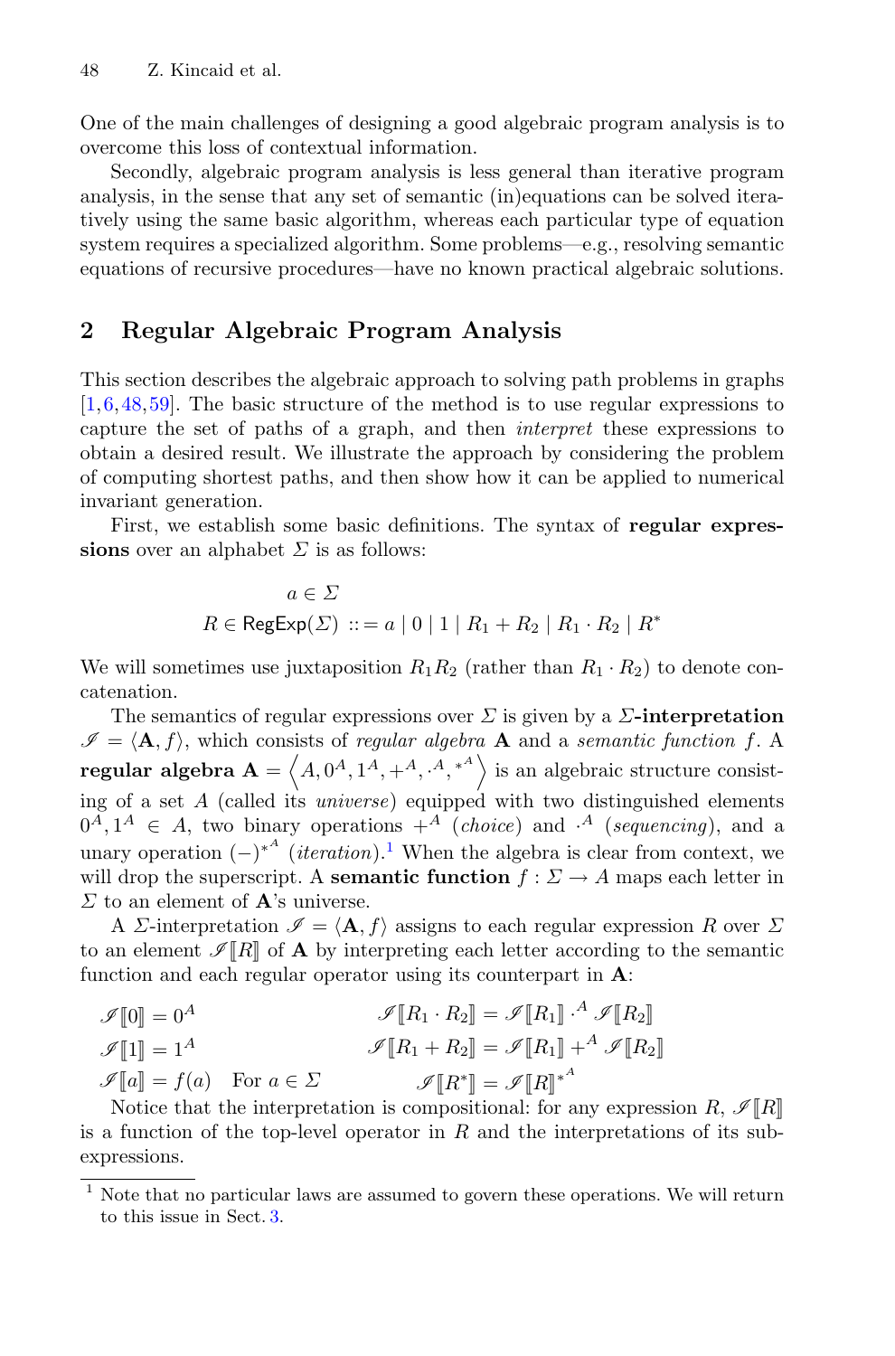One of the main challenges of designing a good algebraic program analysis is to overcome this loss of contextual information.

Secondly, algebraic program analysis is less general than iterative program analysis, in the sense that any set of semantic (in)equations can be solved iteratively using the same basic algorithm, whereas each particular type of equation system requires a specialized algorithm. Some problems—e.g., resolving semantic equations of recursive procedures—have no known practical algebraic solutions.

## 2 Regular Algebraic Program Analysis

This section describes the algebraic approach to solving path problems in graphs [1,6,48,59]. The basic structure of the method is to use regular expressions to capture the set of paths of a graph, and then *interpret* these expressions to obtain a desired result. We illustrate the approach by considering the problem of computing shortest paths, and then show how it can be applied to numerical invariant generation.

First, we establish some basic definitions. The syntax of **regular expressions** over an alphabet $\Sigma$ is as follows:

$$
\begin{aligned}
&a \in \Sigma \\
R \in \mathsf{RegExp}(\Sigma) &::= a \mid 0 \mid 1 \mid R_1 + R_2 \mid R_1 \cdot R_2 \mid R^*
\end{aligned}
$$

We will sometimes use juxtaposition $R_1 R_2$ (rather than $R_1 \cdot R_2$) to denote concatenation.

The semantics of regular expressions over $\Sigma$ is given by a **$\Sigma$-interpretation** $\mathscr{I} = \langle \mathbf{A}, f \rangle$, which consists of *regular algebra* $\mathbf{A}$ and a *semantic function* $f$. A **regular algebra** $\mathbf{A} = \left\langle A, 0^A, 1^A, +^A, \cdot^A, {}^{*^A} \right\rangle$ is an algebraic structure consisting of a set $A$ (called its *universe*) equipped with two distinguished elements $0^A, 1^A \in A$, two binary operations $+^A$ (*choice*) and $\cdot^A$ (*sequencing*), and a unary operation $(-)^{*^A}$ (*iteration*).[1] When the algebra is clear from context, we will drop the superscript. A **semantic function** $f : \Sigma \to A$ maps each letter in $\Sigma$ to an element of $\mathbf{A}$'s universe.

A $\Sigma$-interpretation $\mathscr{I} = \langle \mathbf{A}, f \rangle$ assigns to each regular expression $R$ over $\Sigma$ to an element $\mathscr{I}[\![R]\!]$ of $\mathbf{A}$ by interpreting each letter according to the semantic function and each regular operator using its counterpart in $\mathbf{A}$:

$$
\begin{aligned}
\mathscr{I}[\![0]\!] &= 0^A & \mathscr{I}[\![R_1 \cdot R_2]\!] &= \mathscr{I}[\![R_1]\!] \cdot^A \mathscr{I}[\![R_2]\!] \\
\mathscr{I}[\![1]\!] &= 1^A & \mathscr{I}[\![R_1 + R_2]\!] &= \mathscr{I}[\![R_1]\!] +^A \mathscr{I}[\![R_2]\!] \\
\mathscr{I}[\![a]\!] &= f(a) \quad \text{For } a \in \Sigma & \mathscr{I}[\![R^*]\!] &= \mathscr{I}[\![R]\!]^{*^A}
\end{aligned}
$$

Notice that the interpretation is compositional: for any expression $R$, $\mathscr{I}[\![R]\!]$ is a function of the top-level operator in $R$ and the interpretations of its subexpressions.

---

[1] Note that no particular laws are assumed to govern these operations. We will return to this issue in Sect. 3.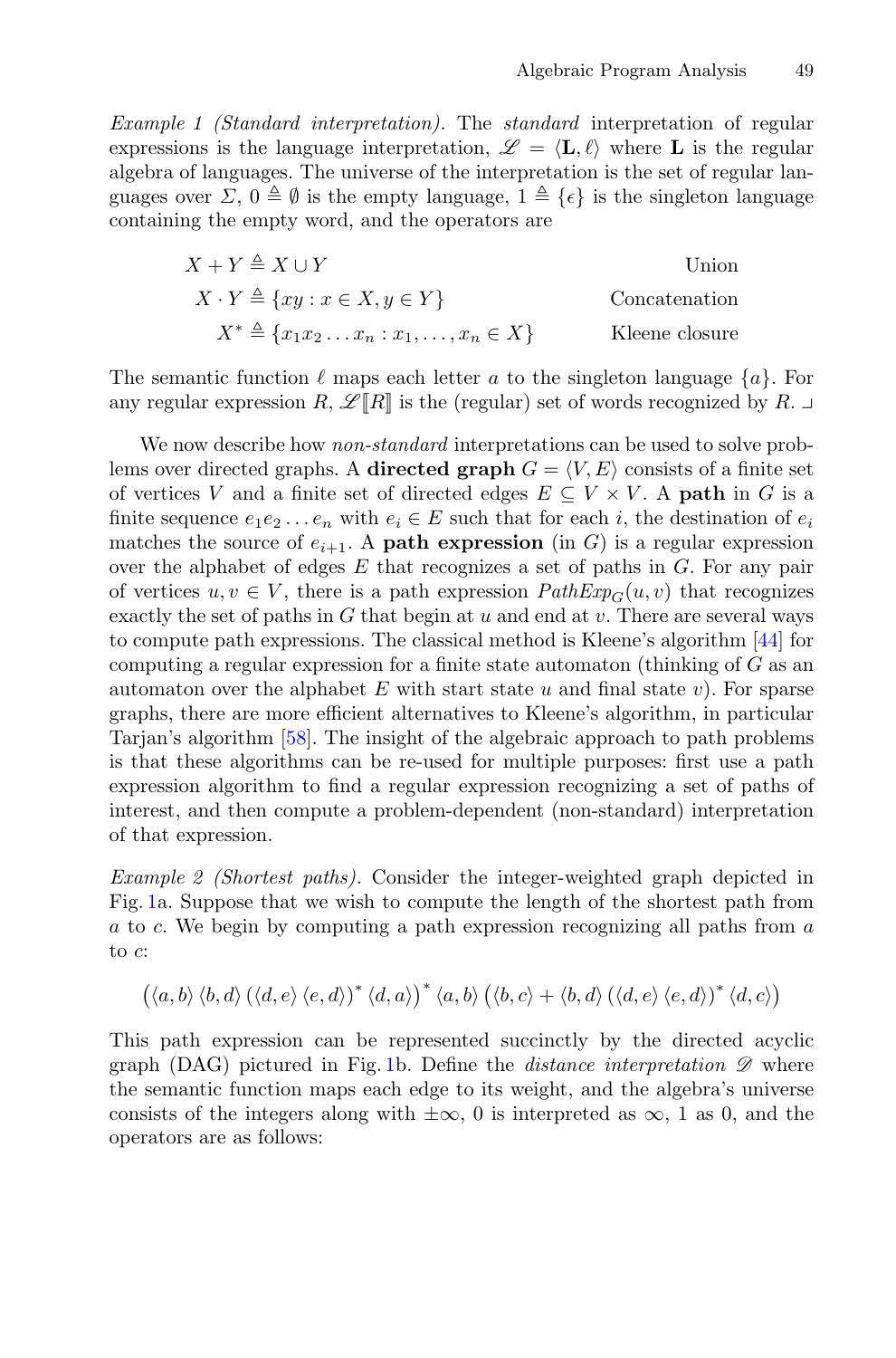*Example 1 (Standard interpretation).* The *standard* interpretation of regular expressions is the language interpretation, $\mathscr{L} = \langle \mathbf{L}, \ell \rangle$ where $\mathbf{L}$ is the regular algebra of languages. The universe of the interpretation is the set of regular languages over $\Sigma$, $0 \triangleq \emptyset$ is the empty language, $1 \triangleq \{\epsilon\}$ is the singleton language containing the empty word, and the operators are

$$X + Y \triangleq X \cup Y \qquad \text{Union}$$

$$X \cdot Y \triangleq \{xy : x \in X, y \in Y\} \qquad \text{Concatenation}$$

$$X^* \triangleq \{x_1 x_2 \dots x_n : x_1, \dots, x_n \in X\} \qquad \text{Kleene closure}$$

The semantic function $\ell$ maps each letter $a$ to the singleton language $\{a\}$. For any regular expression $R$, $\mathscr{L}[\![R]\!]$ is the (regular) set of words recognized by $R$. ⌟

We now describe how *non-standard* interpretations can be used to solve problems over directed graphs. A **directed graph** $G = \langle V, E \rangle$ consists of a finite set of vertices $V$ and a finite set of directed edges $E \subseteq V \times V$. A **path** in $G$ is a finite sequence $e_1 e_2 \dots e_n$ with $e_i \in E$ such that for each $i$, the destination of $e_i$ matches the source of $e_{i+1}$. A **path expression** (in $G$) is a regular expression over the alphabet of edges $E$ that recognizes a set of paths in $G$. For any pair of vertices $u, v \in V$, there is a path expression $PathExp_G(u, v)$ that recognizes exactly the set of paths in $G$ that begin at $u$ and end at $v$. There are several ways to compute path expressions. The classical method is Kleene's algorithm [44] for computing a regular expression for a finite state automaton (thinking of $G$ as an automaton over the alphabet $E$ with start state $u$ and final state $v$). For sparse graphs, there are more efficient alternatives to Kleene's algorithm, in particular Tarjan's algorithm [58]. The insight of the algebraic approach to path problems is that these algorithms can be re-used for multiple purposes: first use a path expression algorithm to find a regular expression recognizing a set of paths of interest, and then compute a problem-dependent (non-standard) interpretation of that expression.

*Example 2 (Shortest paths).* Consider the integer-weighted graph depicted in Fig. 1a. Suppose that we wish to compute the length of the shortest path from $a$ to $c$. We begin by computing a path expression recognizing all paths from $a$ to $c$:

$$\left(\langle a,b\rangle \langle b,d\rangle \left(\langle d,e\rangle \langle e,d\rangle\right)^* \langle d,a\rangle\right)^* \langle a,b\rangle \left(\langle b,c\rangle + \langle b,d\rangle \left(\langle d,e\rangle \langle e,d\rangle\right)^* \langle d,c\rangle\right)$$

This path expression can be represented succinctly by the directed acyclic graph (DAG) pictured in Fig. 1b. Define the *distance interpretation* $\mathscr{D}$ where the semantic function maps each edge to its weight, and the algebra's universe consists of the integers along with $\pm\infty$, 0 is interpreted as $\infty$, 1 as 0, and the operators are as follows: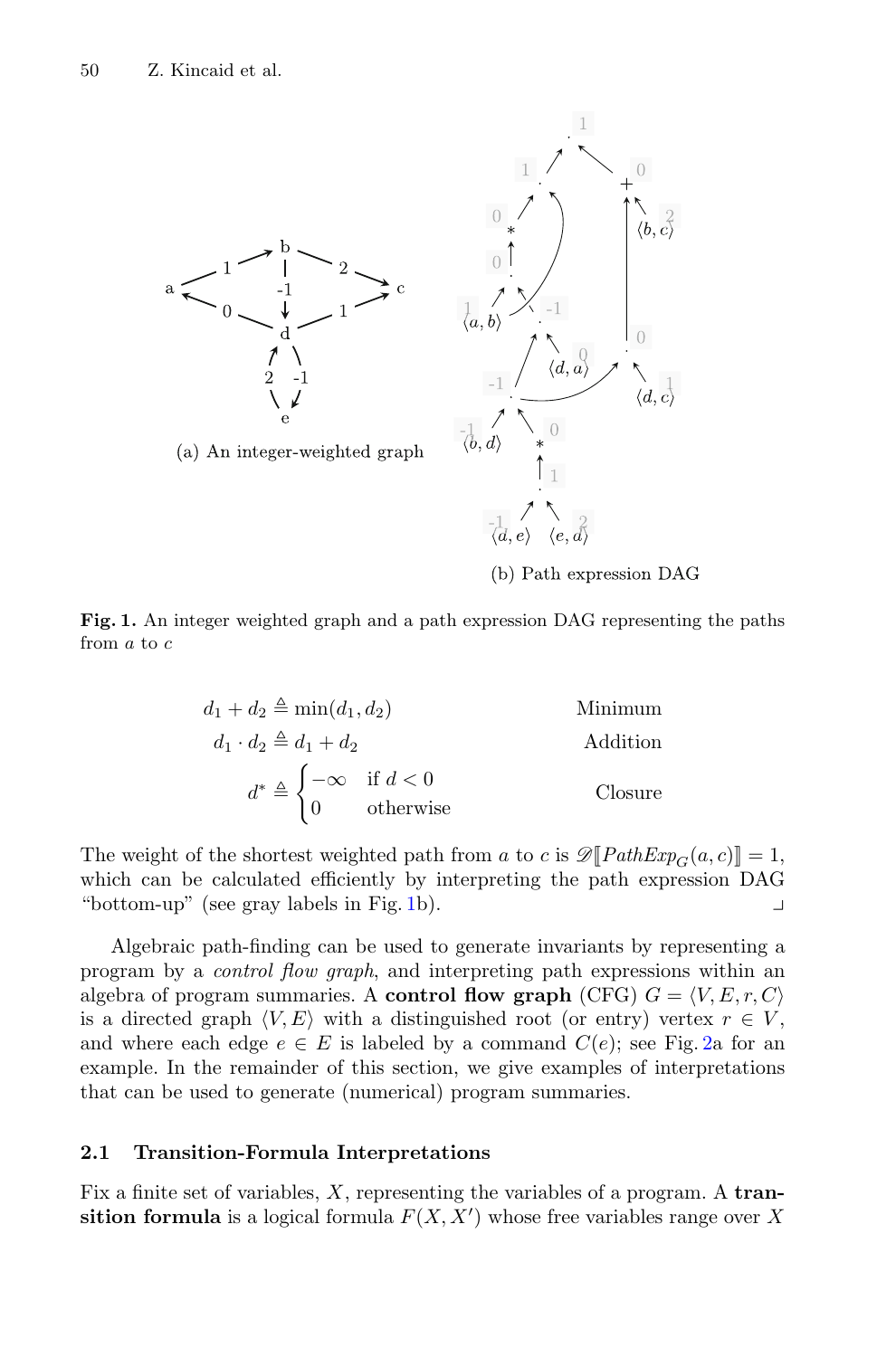(a) An integer-weighted graph

(b) Path expression DAG

**Fig. 1.** An integer weighted graph and a path expression DAG representing the paths from $a$ to $c$

$$
\begin{aligned}
d_1 + d_2 &\triangleq \min(d_1, d_2) && \text{Minimum} \\
d_1 \cdot d_2 &\triangleq d_1 + d_2 && \text{Addition} \\
d^* &\triangleq \begin{cases} -\infty & \text{if } d < 0 \\ 0 & \text{otherwise} \end{cases} && \text{Closure}
\end{aligned}
$$

The weight of the shortest weighted path from $a$ to $c$ is $\mathscr{D}[\![PathExp_G(a, c)]\!] = 1$, which can be calculated efficiently by interpreting the path expression DAG "bottom-up" (see gray labels in Fig. 1b). ⌟

Algebraic path-finding can be used to generate invariants by representing a program by a *control flow graph*, and interpreting path expressions within an algebra of program summaries. A **control flow graph** (CFG) $G = \langle V, E, r, C \rangle$ is a directed graph $\langle V, E \rangle$ with a distinguished root (or entry) vertex $r \in V$, and where each edge $e \in E$ is labeled by a command $C(e)$; see Fig. 2a for an example. In the remainder of this section, we give examples of interpretations that can be used to generate (numerical) program summaries.

### 2.1 Transition-Formula Interpretations

Fix a finite set of variables, $X$, representing the variables of a program. A **transition formula** is a logical formula $F(X, X')$ whose free variables range over $X$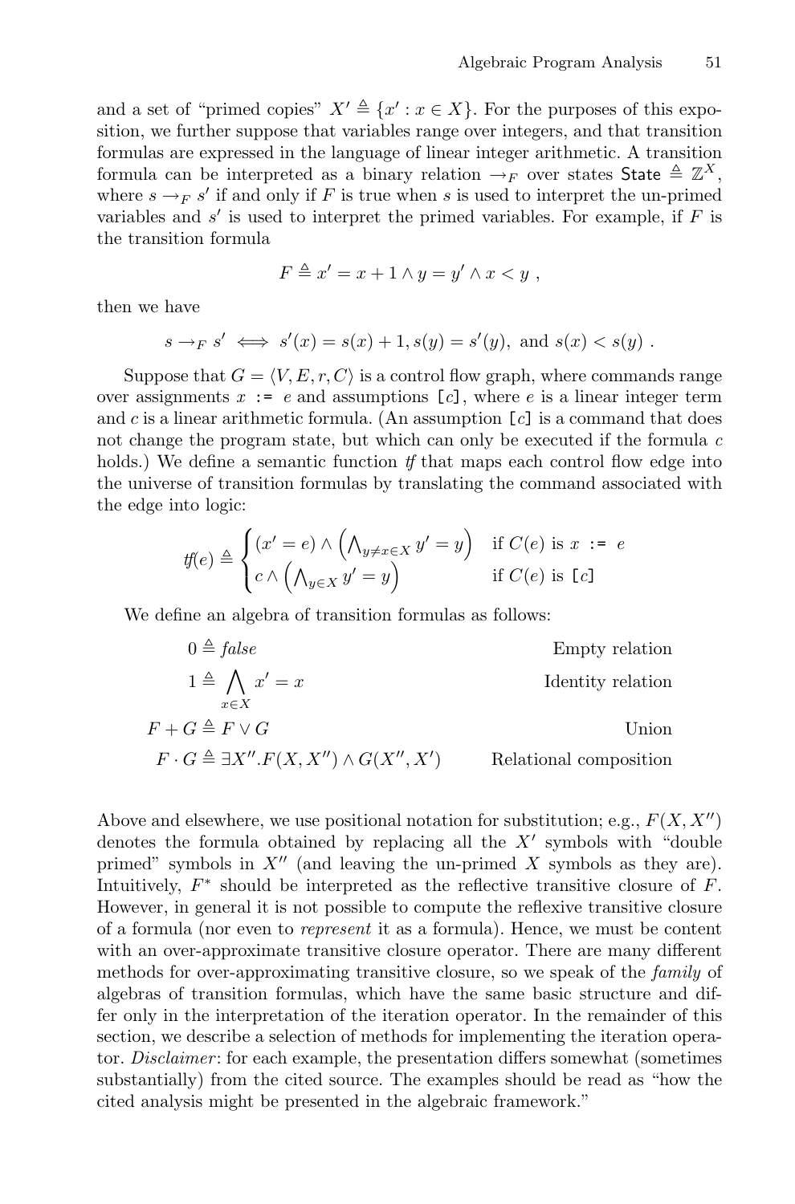and a set of "primed copies" $X' \triangleq \{x' : x \in X\}$. For the purposes of this exposition, we further suppose that variables range over integers, and that transition formulas are expressed in the language of linear integer arithmetic. A transition formula can be interpreted as a binary relation $\rightarrow_F$ over states $\mathsf{State} \triangleq \mathbb{Z}^X$, where $s \rightarrow_F s'$ if and only if $F$ is true when $s$ is used to interpret the un-primed variables and $s'$ is used to interpret the primed variables. For example, if $F$ is the transition formula

$$F \triangleq x' = x + 1 \wedge y = y' \wedge x < y \ ,$$

then we have

$$s \rightarrow_F s' \iff s'(x) = s(x) + 1, s(y) = s'(y), \text{ and } s(x) < s(y) \ .$$

Suppose that $G = \langle V, E, r, C \rangle$ is a control flow graph, where commands range over assignments `x := e` and assumptions `[c]`, where $e$ is a linear integer term and $c$ is a linear arithmetic formula. (An assumption `[c]` is a command that does not change the program state, but which can only be executed if the formula $c$ holds.) We define a semantic function $\mathit{tf}$ that maps each control flow edge into the universe of transition formulas by translating the command associated with the edge into logic:

$$\mathit{tf}(e) \triangleq \begin{cases} (x' = e) \wedge \left( \bigwedge_{y \neq x \in X} y' = y \right) & \text{if } C(e) \text{ is } \texttt{x := e} \\ c \wedge \left( \bigwedge_{y \in X} y' = y \right) & \text{if } C(e) \text{ is } \texttt{[c]} \end{cases}$$

We define an algebra of transition formulas as follows:

$$\begin{aligned}
0 &\triangleq \mathit{false} && \text{Empty relation} \\
1 &\triangleq \bigwedge_{x \in X} x' = x && \text{Identity relation} \\
F + G &\triangleq F \vee G && \text{Union} \\
F \cdot G &\triangleq \exists X''. F(X, X'') \wedge G(X'', X') && \text{Relational composition}
\end{aligned}$$

Above and elsewhere, we use positional notation for substitution; e.g., $F(X, X'')$ denotes the formula obtained by replacing all the $X'$ symbols with "double primed" symbols in $X''$ (and leaving the un-primed $X$ symbols as they are). Intuitively, $F^*$ should be interpreted as the reflective transitive closure of $F$. However, in general it is not possible to compute the reflexive transitive closure of a formula (nor even to *represent* it as a formula). Hence, we must be content with an over-approximate transitive closure operator. There are many different methods for over-approximating transitive closure, so we speak of the *family* of algebras of transition formulas, which have the same basic structure and differ only in the interpretation of the iteration operator. In the remainder of this section, we describe a selection of methods for implementing the iteration operator. *Disclaimer*: for each example, the presentation differs somewhat (sometimes substantially) from the cited source. The examples should be read as "how the cited analysis might be presented in the algebraic framework."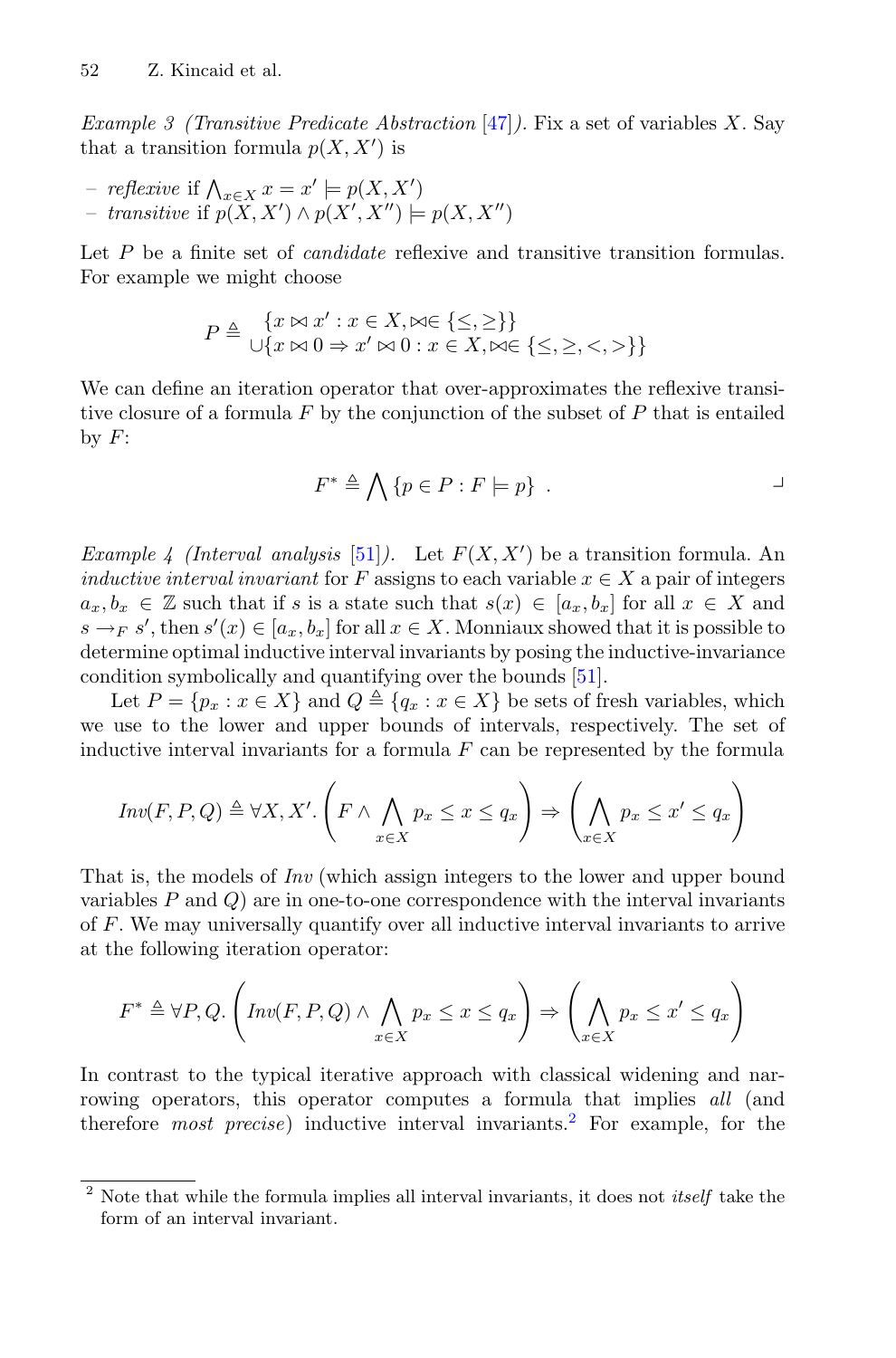*Example 3 (Transitive Predicate Abstraction* [47]*).* Fix a set of variables $X$. Say that a transition formula $p(X, X')$ is

- *reflexive* if $\bigwedge_{x \in X} x = x' \models p(X, X')$
- *transitive* if $p(X, X') \wedge p(X', X'') \models p(X, X'')$

Let $P$ be a finite set of *candidate* reflexive and transitive transition formulas. For example we might choose

$$P \triangleq \begin{array}{l} \{x \bowtie x' : x \in X, \bowtie \in \{\leq, \geq\}\} \\ \cup \{x \bowtie 0 \Rightarrow x' \bowtie 0 : x \in X, \bowtie \in \{\leq, \geq, <, >\}\} \end{array}$$

We can define an iteration operator that over-approximates the reflexive transitive closure of a formula $F$ by the conjunction of the subset of $P$ that is entailed by $F$:

$$F^* \triangleq \bigwedge \{p \in P : F \models p\} \ .$$

⌟

*Example 4 (Interval analysis* [51]*).* Let $F(X, X')$ be a transition formula. An *inductive interval invariant* for $F$ assigns to each variable $x \in X$ a pair of integers $a_x, b_x \in \mathbb{Z}$ such that if $s$ is a state such that $s(x) \in [a_x, b_x]$ for all $x \in X$ and $s \rightarrow_F s'$, then $s'(x) \in [a_x, b_x]$ for all $x \in X$. Monniaux showed that it is possible to determine optimal inductive interval invariants by posing the inductive-invariance condition symbolically and quantifying over the bounds [51].

Let $P = \{p_x : x \in X\}$ and $Q \triangleq \{q_x : x \in X\}$ be sets of fresh variables, which we use to the lower and upper bounds of intervals, respectively. The set of inductive interval invariants for a formula $F$ can be represented by the formula

$$Inv(F, P, Q) \triangleq \forall X, X'. \left(F \wedge \bigwedge_{x \in X} p_x \leq x \leq q_x\right) \Rightarrow \left(\bigwedge_{x \in X} p_x \leq x' \leq q_x\right)$$

That is, the models of $Inv$ (which assign integers to the lower and upper bound variables $P$ and $Q$) are in one-to-one correspondence with the interval invariants of $F$. We may universally quantify over all inductive interval invariants to arrive at the following iteration operator:

$$F^* \triangleq \forall P, Q. \left(Inv(F, P, Q) \wedge \bigwedge_{x \in X} p_x \leq x \leq q_x\right) \Rightarrow \left(\bigwedge_{x \in X} p_x \leq x' \leq q_x\right)$$

In contrast to the typical iterative approach with classical widening and narrowing operators, this operator computes a formula that implies *all* (and therefore *most precise*) inductive interval invariants.[2] For example, for the

[2] Note that while the formula implies all interval invariants, it does not *itself* take the form of an interval invariant.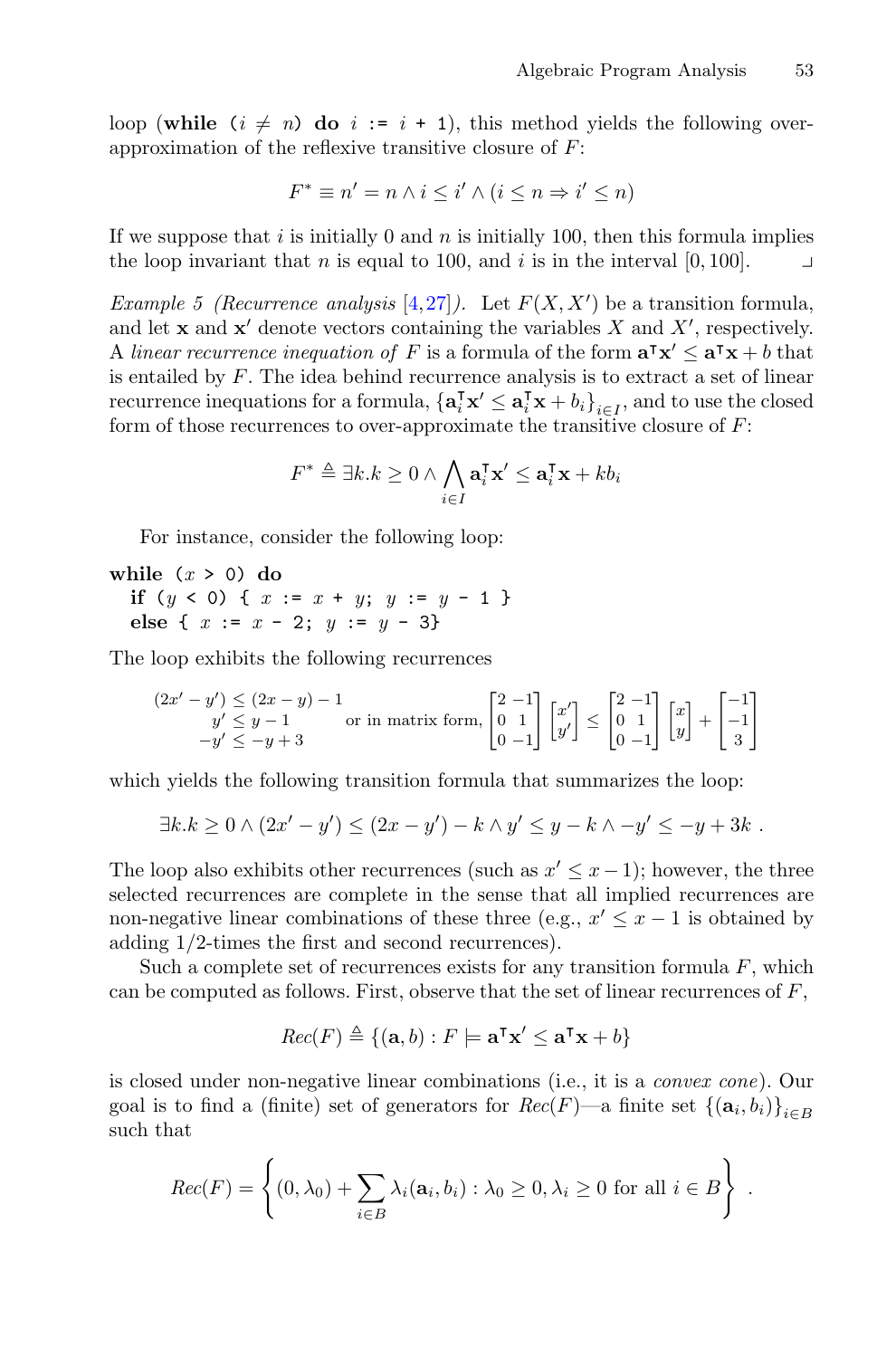loop (**while** ($i \neq n$) **do** $i$ := $i$ + 1), this method yields the following over-approximation of the reflexive transitive closure of $F$:

$$F^* \equiv n' = n \wedge i \leq i' \wedge (i \leq n \Rightarrow i' \leq n)$$

If we suppose that $i$ is initially 0 and $n$ is initially 100, then this formula implies the loop invariant that $n$ is equal to 100, and $i$ is in the interval $[0, 100]$. ⌟

*Example 5 (Recurrence analysis* [4,27]*).* Let $F(X, X')$ be a transition formula, and let $\mathbf{x}$ and $\mathbf{x}'$ denote vectors containing the variables $X$ and $X'$, respectively. A *linear recurrence inequation of* $F$ is a formula of the form $\mathbf{a}^\intercal \mathbf{x}' \leq \mathbf{a}^\intercal \mathbf{x} + b$ that is entailed by $F$. The idea behind recurrence analysis is to extract a set of linear recurrence inequations for a formula, $\{\mathbf{a}_i^\intercal \mathbf{x}' \leq \mathbf{a}_i^\intercal \mathbf{x} + b_i\}_{i \in I}$, and to use the closed form of those recurrences to over-approximate the transitive closure of $F$:

$$F^* \triangleq \exists k. k \geq 0 \wedge \bigwedge_{i \in I} \mathbf{a}_i^\intercal \mathbf{x}' \leq \mathbf{a}_i^\intercal \mathbf{x} + k b_i$$

For instance, consider the following loop:

```
while (x > 0) do
  if (y < 0) { x := x + y; y := y - 1 }
  else { x := x - 2; y := y - 3}
```

The loop exhibits the following recurrences

$$\begin{array}{r} (2x' - y') \leq (2x - y) - 1 \\ y' \leq y - 1 \\ -y' \leq -y + 3 \end{array} \quad \text{or in matrix form, } \begin{bmatrix} 2 & -1 \\ 0 & 1 \\ 0 & -1 \end{bmatrix} \begin{bmatrix} x' \\ y' \end{bmatrix} \leq \begin{bmatrix} 2 & -1 \\ 0 & 1 \\ 0 & -1 \end{bmatrix} \begin{bmatrix} x \\ y \end{bmatrix} + \begin{bmatrix} -1 \\ -1 \\ 3 \end{bmatrix}$$

which yields the following transition formula that summarizes the loop:

$$\exists k. k \geq 0 \wedge (2x' - y') \leq (2x - y') - k \wedge y' \leq y - k \wedge -y' \leq -y + 3k \ .$$

The loop also exhibits other recurrences (such as $x' \leq x - 1$); however, the three selected recurrences are complete in the sense that all implied recurrences are non-negative linear combinations of these three (e.g., $x' \leq x - 1$ is obtained by adding 1/2-times the first and second recurrences).

Such a complete set of recurrences exists for any transition formula $F$, which can be computed as follows. First, observe that the set of linear recurrences of $F$,

$$Rec(F) \triangleq \{(\mathbf{a}, b) : F \models \mathbf{a}^\intercal \mathbf{x}' \leq \mathbf{a}^\intercal \mathbf{x} + b\}$$

is closed under non-negative linear combinations (i.e., it is a *convex cone*). Our goal is to find a (finite) set of generators for $Rec(F)$—a finite set $\{(\mathbf{a}_i, b_i)\}_{i \in B}$ such that

$$Rec(F) = \left\{ (0, \lambda_0) + \sum_{i \in B} \lambda_i(\mathbf{a}_i, b_i) : \lambda_0 \geq 0, \lambda_i \geq 0 \text{ for all } i \in B \right\} .$$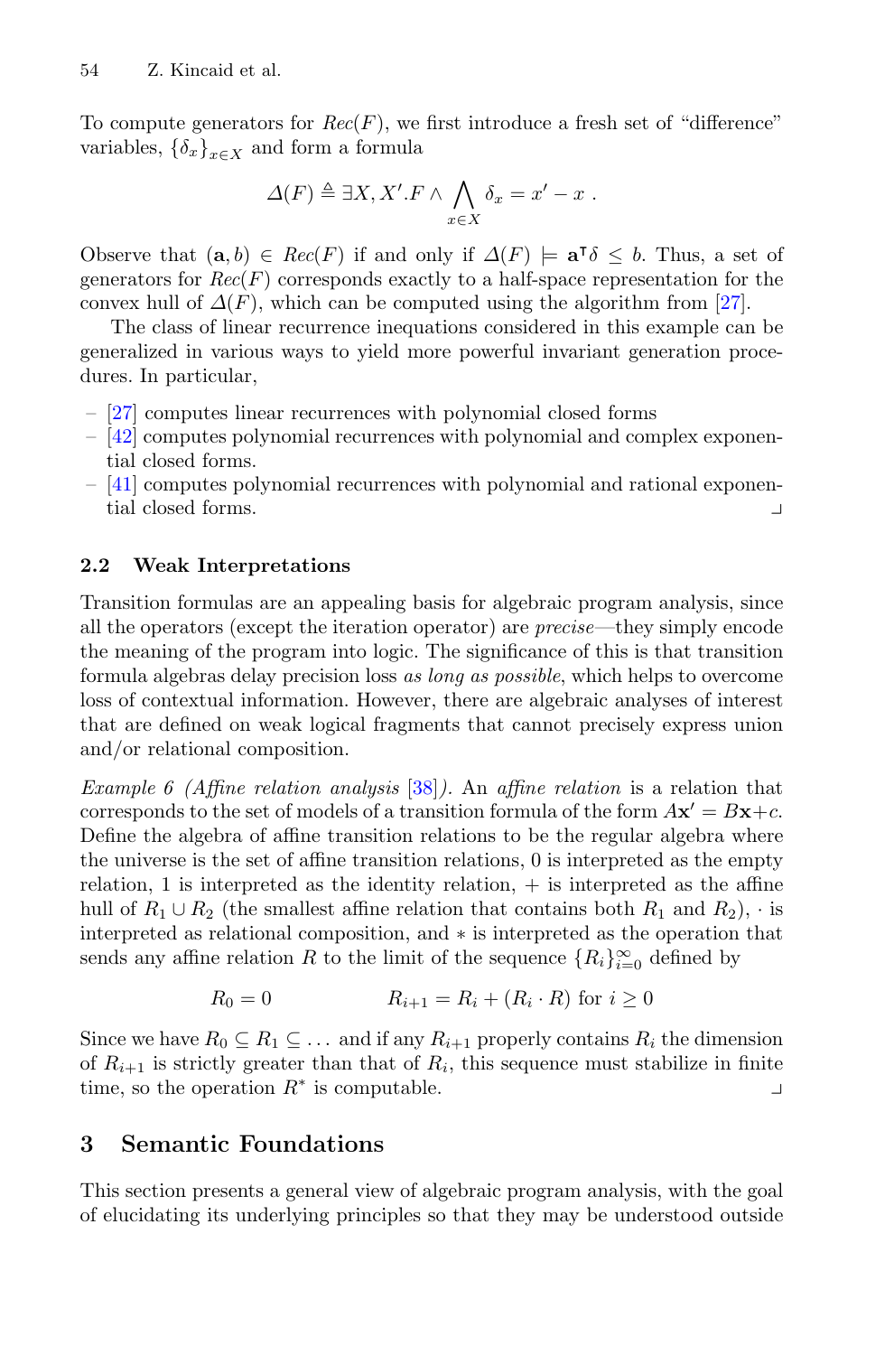To compute generators for $Rec(F)$, we first introduce a fresh set of "difference" variables, $\{\delta_x\}_{x \in X}$ and form a formula

$$\Delta(F) \triangleq \exists X, X'.F \land \bigwedge_{x \in X} \delta_x = x' - x \ .$$

Observe that $(\mathbf{a}, b) \in Rec(F)$ if and only if $\Delta(F) \models \mathbf{a}^\intercal \delta \leq b$. Thus, a set of generators for $Rec(F)$ corresponds exactly to a half-space representation for the convex hull of $\Delta(F)$, which can be computed using the algorithm from [27].

The class of linear recurrence inequations considered in this example can be generalized in various ways to yield more powerful invariant generation procedures. In particular,

- [27] computes linear recurrences with polynomial closed forms
- [42] computes polynomial recurrences with polynomial and complex exponential closed forms.
- [41] computes polynomial recurrences with polynomial and rational exponential closed forms. ⌟

### 2.2 Weak Interpretations

Transition formulas are an appealing basis for algebraic program analysis, since all the operators (except the iteration operator) are *precise*—they simply encode the meaning of the program into logic. The significance of this is that transition formula algebras delay precision loss *as long as possible*, which helps to overcome loss of contextual information. However, there are algebraic analyses of interest that are defined on weak logical fragments that cannot precisely express union and/or relational composition.

*Example 6 (Affine relation analysis [38]).* An *affine relation* is a relation that corresponds to the set of models of a transition formula of the form $A\mathbf{x}' = B\mathbf{x} + c$. Define the algebra of affine transition relations to be the regular algebra where the universe is the set of affine transition relations, 0 is interpreted as the empty relation, 1 is interpreted as the identity relation, $+$ is interpreted as the affine hull of $R_1 \cup R_2$ (the smallest affine relation that contains both $R_1$ and $R_2$), $\cdot$ is interpreted as relational composition, and $*$ is interpreted as the operation that sends any affine relation $R$ to the limit of the sequence $\{R_i\}_{i=0}^{\infty}$ defined by

$$R_0 = 0 \qquad\qquad R_{i+1} = R_i + (R_i \cdot R) \text{ for } i \geq 0$$

Since we have $R_0 \subseteq R_1 \subseteq \ldots$ and if any $R_{i+1}$ properly contains $R_i$ the dimension of $R_{i+1}$ is strictly greater than that of $R_i$, this sequence must stabilize in finite time, so the operation $R^*$ is computable. ⌟

## 3 Semantic Foundations

This section presents a general view of algebraic program analysis, with the goal of elucidating its underlying principles so that they may be understood outside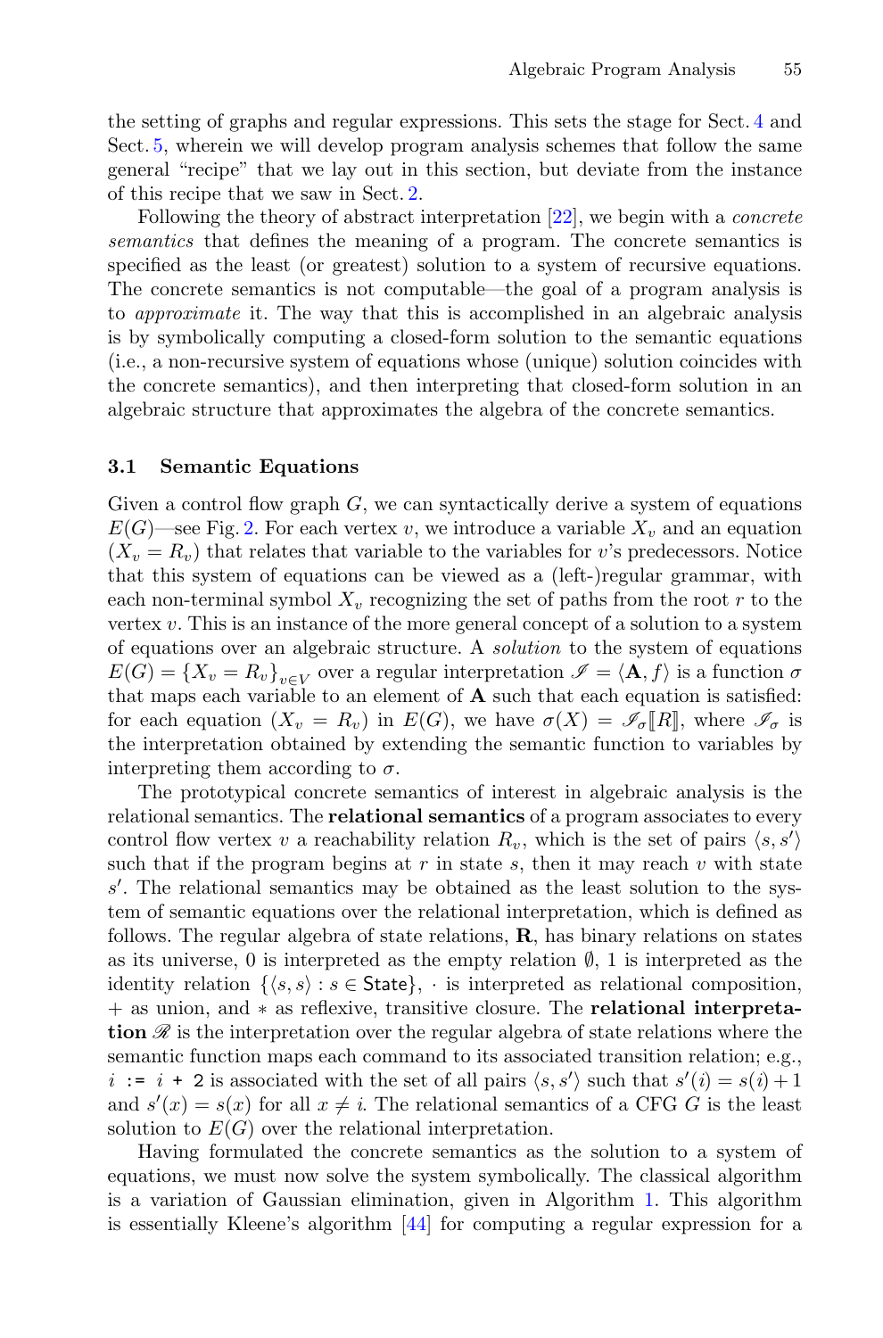the setting of graphs and regular expressions. This sets the stage for Sect. 4 and Sect. 5, wherein we will develop program analysis schemes that follow the same general "recipe" that we lay out in this section, but deviate from the instance of this recipe that we saw in Sect. 2.

Following the theory of abstract interpretation [22], we begin with a *concrete semantics* that defines the meaning of a program. The concrete semantics is specified as the least (or greatest) solution to a system of recursive equations. The concrete semantics is not computable—the goal of a program analysis is to *approximate* it. The way that this is accomplished in an algebraic analysis is by symbolically computing a closed-form solution to the semantic equations (i.e., a non-recursive system of equations whose (unique) solution coincides with the concrete semantics), and then interpreting that closed-form solution in an algebraic structure that approximates the algebra of the concrete semantics.

### 3.1 Semantic Equations

Given a control flow graph $G$, we can syntactically derive a system of equations $E(G)$—see Fig. 2. For each vertex $v$, we introduce a variable $X_v$ and an equation $(X_v = R_v)$ that relates that variable to the variables for $v$'s predecessors. Notice that this system of equations can be viewed as a (left-)regular grammar, with each non-terminal symbol $X_v$ recognizing the set of paths from the root $r$ to the vertex $v$. This is an instance of the more general concept of a solution to a system of equations over an algebraic structure. A *solution* to the system of equations $E(G) = \{X_v = R_v\}_{v \in V}$ over a regular interpretation $\mathscr{I} = \langle \mathbf{A}, f \rangle$ is a function $\sigma$ that maps each variable to an element of $\mathbf{A}$ such that each equation is satisfied: for each equation $(X_v = R_v)$ in $E(G)$, we have $\sigma(X) = \mathscr{I}_\sigma[\![R]\!]$, where $\mathscr{I}_\sigma$ is the interpretation obtained by extending the semantic function to variables by interpreting them according to $\sigma$.

The prototypical concrete semantics of interest in algebraic analysis is the relational semantics. The **relational semantics** of a program associates to every control flow vertex $v$ a reachability relation $R_v$, which is the set of pairs $\langle s, s' \rangle$ such that if the program begins at $r$ in state $s$, then it may reach $v$ with state $s'$. The relational semantics may be obtained as the least solution to the system of semantic equations over the relational interpretation, which is defined as follows. The regular algebra of state relations, $\mathbf{R}$, has binary relations on states as its universe, 0 is interpreted as the empty relation $\emptyset$, 1 is interpreted as the identity relation $\{\langle s, s \rangle : s \in \mathsf{State}\}$, $\cdot$ is interpreted as relational composition, $+$ as union, and $*$ as reflexive, transitive closure. The **relational interpretation** $\mathscr{R}$ is the interpretation over the regular algebra of state relations where the semantic function maps each command to its associated transition relation; e.g., `i := i + 2` is associated with the set of all pairs $\langle s, s' \rangle$ such that $s'(i) = s(i) + 1$ and $s'(x) = s(x)$ for all $x \neq i$. The relational semantics of a CFG $G$ is the least solution to $E(G)$ over the relational interpretation.

Having formulated the concrete semantics as the solution to a system of equations, we must now solve the system symbolically. The classical algorithm is a variation of Gaussian elimination, given in Algorithm 1. This algorithm is essentially Kleene's algorithm [44] for computing a regular expression for a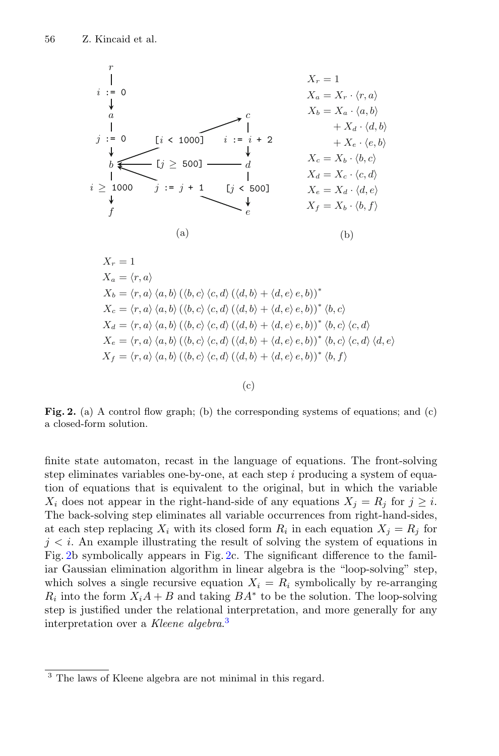$$
\begin{aligned}
X_r &= 1 \\
X_a &= X_r \cdot \langle r, a \rangle \\
X_b &= X_a \cdot \langle a, b \rangle \\
&\quad + X_d \cdot \langle d, b \rangle \\
&\quad + X_e \cdot \langle e, b \rangle \\
X_c &= X_b \cdot \langle b, c \rangle \\
X_d &= X_c \cdot \langle c, d \rangle \\
X_e &= X_d \cdot \langle d, e \rangle \\
X_f &= X_b \cdot \langle b, f \rangle
\end{aligned}
$$

(b)

$$
\begin{aligned}
X_r &= 1 \\
X_a &= \langle r, a \rangle \\
X_b &= \langle r, a \rangle \langle a, b \rangle \left( \langle b, c \rangle \langle c, d \rangle \left( \langle d, b \rangle + \langle d, e \rangle e, b \rangle \right) \right)^* \\
X_c &= \langle r, a \rangle \langle a, b \rangle \left( \langle b, c \rangle \langle c, d \rangle \left( \langle d, b \rangle + \langle d, e \rangle e, b \rangle \right) \right)^* \langle b, c \rangle \\
X_d &= \langle r, a \rangle \langle a, b \rangle \left( \langle b, c \rangle \langle c, d \rangle \left( \langle d, b \rangle + \langle d, e \rangle e, b \rangle \right) \right)^* \langle b, c \rangle \langle c, d \rangle \\
X_e &= \langle r, a \rangle \langle a, b \rangle \left( \langle b, c \rangle \langle c, d \rangle \left( \langle d, b \rangle + \langle d, e \rangle e, b \rangle \right) \right)^* \langle b, c \rangle \langle c, d \rangle \langle d, e \rangle \\
X_f &= \langle r, a \rangle \langle a, b \rangle \left( \langle b, c \rangle \langle c, d \rangle \left( \langle d, b \rangle + \langle d, e \rangle e, b \rangle \right) \right)^* \langle b, f \rangle
\end{aligned}
$$

(c)

**Fig. 2.** (a) A control flow graph; (b) the corresponding systems of equations; and (c) a closed-form solution.

finite state automaton, recast in the language of equations. The front-solving step eliminates variables one-by-one, at each step $i$ producing a system of equation of equations that is equivalent to the original, but in which the variable $X_i$ does not appear in the right-hand-side of any equations $X_j = R_j$ for $j \geq i$. The back-solving step eliminates all variable occurrences from right-hand-sides, at each step replacing $X_i$ with its closed form $R_i$ in each equation $X_j = R_j$ for $j < i$. An example illustrating the result of solving the system of equations in Fig. 2b symbolically appears in Fig. 2c. The significant difference to the familiar Gaussian elimination algorithm in linear algebra is the "loop-solving" step, which solves a single recursive equation $X_i = R_i$ symbolically by re-arranging $R_i$ into the form $X_i A + B$ and taking $BA^*$ to be the solution. The loop-solving step is justified under the relational interpretation, and more generally for any interpretation over a *Kleene algebra*.[3]

[3] The laws of Kleene algebra are not minimal in this regard.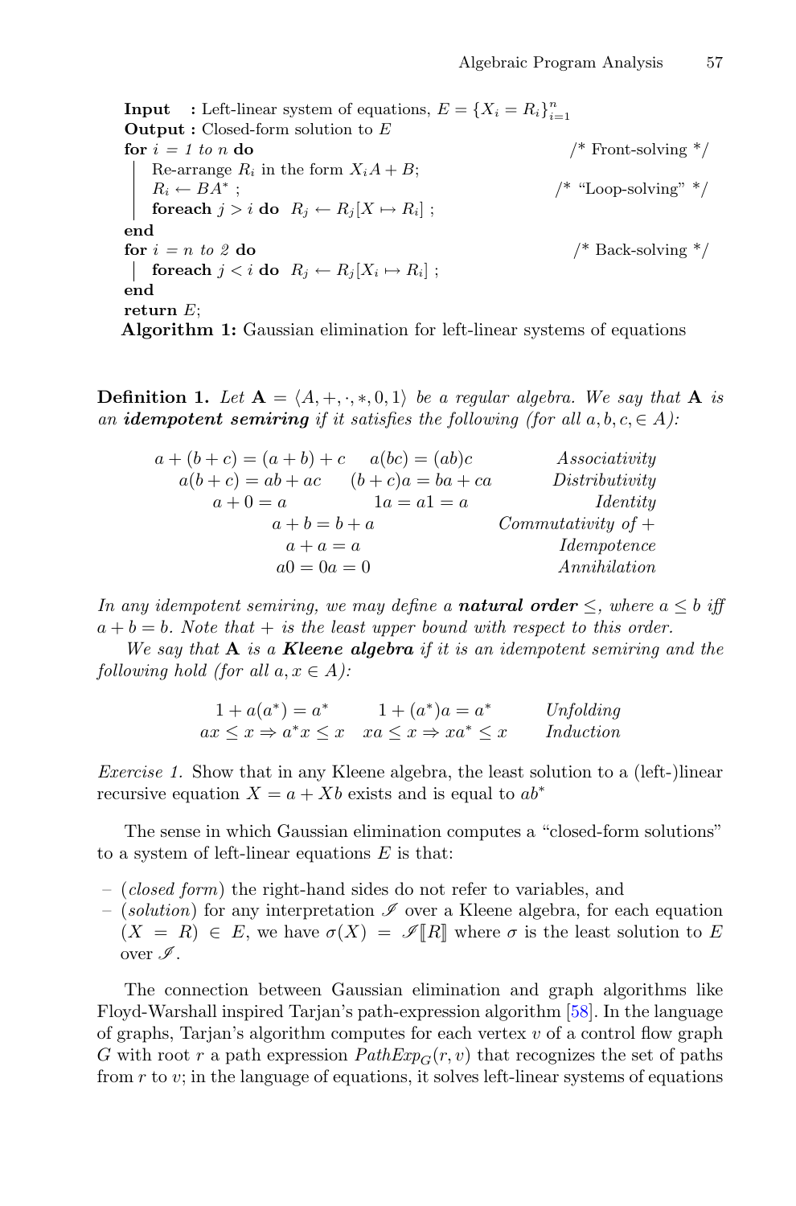```
Input   : Left-linear system of equations, E = {X_i = R_i}_{i=1}^n
Output : Closed-form solution to E
for i = 1 to n do                                          /* Front-solving */
    Re-arrange R_i in the form X_i A + B;
    R_i ← BA* ;                                            /* "Loop-solving" */
    foreach j > i do  R_j ← R_j[X ↦ R_i] ;
end
for i = n to 2 do                                          /* Back-solving */
    foreach j < i do  R_j ← R_j[X_i ↦ R_i] ;
end
return E;
```

**Algorithm 1:** Gaussian elimination for left-linear systems of equations

**Definition 1.** *Let $\mathbf{A} = \langle A, +, \cdot, *, 0, 1\rangle$ be a regular algebra. We say that $\mathbf{A}$ is an* ***idempotent semiring*** *if it satisfies the following (for all $a, b, c, \in A$):*

$$
\begin{array}{lll}
a + (b + c) = (a + b) + c & a(bc) = (ab)c & \textit{Associativity} \\
a(b + c) = ab + ac & (b + c)a = ba + ca & \textit{Distributivity} \\
a + 0 = a & 1a = a1 = a & \textit{Identity} \\
\multicolumn{2}{c}{a + b = b + a} & \textit{Commutativity of } + \\
\multicolumn{2}{c}{a + a = a} & \textit{Idempotence} \\
\multicolumn{2}{c}{a0 = 0a = 0} & \textit{Annihilation}
\end{array}
$$

*In any idempotent semiring, we may define a* ***natural order*** *$\leq$, where $a \leq b$ iff $a + b = b$. Note that $+$ is the least upper bound with respect to this order.*

*We say that $\mathbf{A}$ is a* ***Kleene algebra*** *if it is an idempotent semiring and the following hold (for all $a, x \in A$):*

$$
\begin{array}{lll}
1 + a(a^*) = a^* & 1 + (a^*)a = a^* & \textit{Unfolding} \\
ax \leq x \Rightarrow a^*x \leq x & xa \leq x \Rightarrow xa^* \leq x & \textit{Induction}
\end{array}
$$

*Exercise 1.* Show that in any Kleene algebra, the least solution to a (left-)linear recursive equation $X = a + Xb$ exists and is equal to $ab^*$

The sense in which Gaussian elimination computes a "closed-form solutions" to a system of left-linear equations $E$ is that:

– (*closed form*) the right-hand sides do not refer to variables, and
– (*solution*) for any interpretation $\mathscr{I}$ over a Kleene algebra, for each equation $(X = R) \in E$, we have $\sigma(X) = \mathscr{I}[\![R]\!]$ where $\sigma$ is the least solution to $E$ over $\mathscr{I}$.

The connection between Gaussian elimination and graph algorithms like Floyd-Warshall inspired Tarjan's path-expression algorithm [58]. In the language of graphs, Tarjan's algorithm computes for each vertex $v$ of a control flow graph $G$ with root $r$ a path expression $PathExp_G(r, v)$ that recognizes the set of paths from $r$ to $v$; in the language of equations, it solves left-linear systems of equations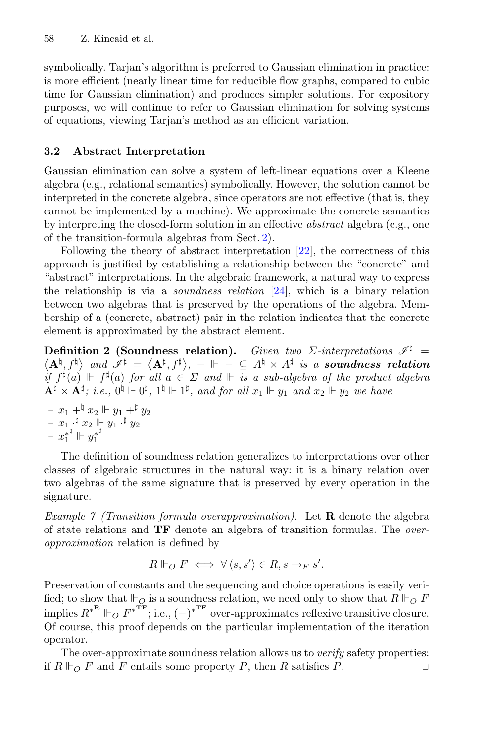symbolically. Tarjan's algorithm is preferred to Gaussian elimination in practice: is more efficient (nearly linear time for reducible flow graphs, compared to cubic time for Gaussian elimination) and produces simpler solutions. For expository purposes, we will continue to refer to Gaussian elimination for solving systems of equations, viewing Tarjan's method as an efficient variation.

### 3.2 Abstract Interpretation

Gaussian elimination can solve a system of left-linear equations over a Kleene algebra (e.g., relational semantics) symbolically. However, the solution cannot be interpreted in the concrete algebra, since operators are not effective (that is, they cannot be implemented by a machine). We approximate the concrete semantics by interpreting the closed-form solution in an effective *abstract* algebra (e.g., one of the transition-formula algebras from Sect. 2).

Following the theory of abstract interpretation [22], the correctness of this approach is justified by establishing a relationship between the "concrete" and "abstract" interpretations. In the algebraic framework, a natural way to express the relationship is via a *soundness relation* [24], which is a binary relation between two algebras that is preserved by the operations of the algebra. Membership of a (concrete, abstract) pair in the relation indicates that the concrete element is approximated by the abstract element.

**Definition 2 (Soundness relation).** *Given two $\Sigma$-interpretations $\mathscr{I}^\natural = \langle \mathbf{A}^\natural, f^\natural \rangle$ and $\mathscr{I}^\sharp = \langle \mathbf{A}^\sharp, f^\sharp \rangle$, $- \Vdash - \subseteq A^\natural \times A^\sharp$ is a* ***soundness relation*** *if $f^\natural(a) \Vdash f^\sharp(a)$ for all $a \in \Sigma$ and $\Vdash$ is a sub-algebra of the product algebra $\mathbf{A}^\natural \times \mathbf{A}^\sharp$; i.e., $0^\natural \Vdash 0^\sharp$, $1^\natural \Vdash 1^\sharp$, and for all $x_1 \Vdash y_1$ and $x_2 \Vdash y_2$ we have*

- $x_1 +^\natural x_2 \Vdash y_1 +^\sharp y_2$
- $x_1 \cdot^\natural x_2 \Vdash y_1 \cdot^\sharp y_2$
- $x_1^{*^\natural} \Vdash y_1^{*^\sharp}$

The definition of soundness relation generalizes to interpretations over other classes of algebraic structures in the natural way: it is a binary relation over two algebras of the same signature that is preserved by every operation in the signature.

*Example 7 (Transition formula overapproximation).* Let $\mathbf{R}$ denote the algebra of state relations and $\mathbf{TF}$ denote an algebra of transition formulas. The *over-approximation* relation is defined by

$$R \Vdash_O F \iff \forall \langle s, s' \rangle \in R, s \to_F s'.$$

Preservation of constants and the sequencing and choice operations is easily verified; to show that $\Vdash_O$ is a soundness relation, we need only to show that $R \Vdash_O F$ implies $R^{*^{\mathbf{R}}} \Vdash_O F^{*^{\mathbf{TF}}}$; i.e., $(-)^{*^{\mathbf{TF}}}$ over-approximates reflexive transitive closure. Of course, this proof depends on the particular implementation of the iteration operator.

The over-approximate soundness relation allows us to *verify* safety properties: if $R \Vdash_O F$ and $F$ entails some property $P$, then $R$ satisfies $P$. ⌟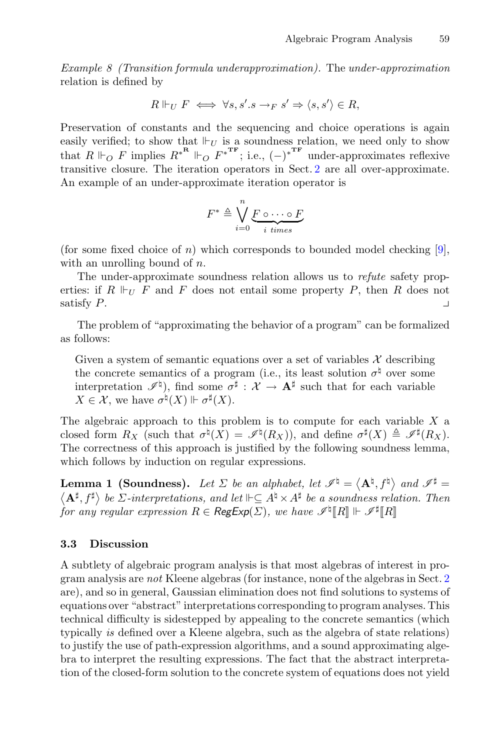*Example 8 (Transition formula underapproximation).* The *under-approximation* relation is defined by

$$R \Vdash_U F \iff \forall s, s'. s \rightarrow_F s' \Rightarrow \langle s, s' \rangle \in R,$$

Preservation of constants and the sequencing and choice operations is again easily verified; to show that $\Vdash_U$ is a soundness relation, we need only to show that $R \Vdash_O F$ implies $R^{*^{\mathbf{R}}} \Vdash_O F^{*^{\mathbf{TF}}}$; i.e., $(-)^{*^{\mathbf{TF}}}$ under-approximates reflexive transitive closure. The iteration operators in Sect. 2 are all over-approximate. An example of an under-approximate iteration operator is

$$F^* \triangleq \bigvee_{i=0}^{n} \underbrace{F \circ \cdots \circ F}_{i \text{ times}}$$

(for some fixed choice of $n$) which corresponds to bounded model checking [9], with an unrolling bound of $n$.

The under-approximate soundness relation allows us to *refute* safety properties: if $R \Vdash_U F$ and $F$ does not entail some property $P$, then $R$ does not satisfy $P$. ⌟

The problem of "approximating the behavior of a program" can be formalized as follows:

> Given a system of semantic equations over a set of variables $\mathcal{X}$ describing the concrete semantics of a program (i.e., its least solution $\sigma^\natural$ over some interpretation $\mathscr{I}^\natural$), find some $\sigma^\sharp : \mathcal{X} \rightarrow \mathbf{A}^\sharp$ such that for each variable $X \in \mathcal{X}$, we have $\sigma^\natural(X) \Vdash \sigma^\sharp(X)$.

The algebraic approach to this problem is to compute for each variable $X$ a closed form $R_X$ (such that $\sigma^\natural(X) = \mathscr{I}^\natural(R_X)$), and define $\sigma^\sharp(X) \triangleq \mathscr{I}^\sharp(R_X)$. The correctness of this approach is justified by the following soundness lemma, which follows by induction on regular expressions.

**Lemma 1 (Soundness).** *Let $\Sigma$ be an alphabet, let $\mathscr{I}^\natural = \langle \mathbf{A}^\natural, f^\natural \rangle$ and $\mathscr{I}^\sharp = \langle \mathbf{A}^\sharp, f^\sharp \rangle$ be $\Sigma$-interpretations, and let $\Vdash \subseteq A^\natural \times A^\sharp$ be a soundness relation. Then for any regular expression $R \in \mathsf{RegExp}(\Sigma)$, we have $\mathscr{I}^\natural[\![R]\!] \Vdash \mathscr{I}^\sharp[\![R]\!]$*

### 3.3 Discussion

A subtlety of algebraic program analysis is that most algebras of interest in program analysis are *not* Kleene algebras (for instance, none of the algebras in Sect. 2 are), and so in general, Gaussian elimination does not find solutions to systems of equations over "abstract" interpretations corresponding to program analyses. This technical difficulty is sidestepped by appealing to the concrete semantics (which typically *is* defined over a Kleene algebra, such as the algebra of state relations) to justify the use of path-expression algorithms, and a sound approximating algebra to interpret the resulting expressions. The fact that the abstract interpretation of the closed-form solution to the concrete system of equations does not yield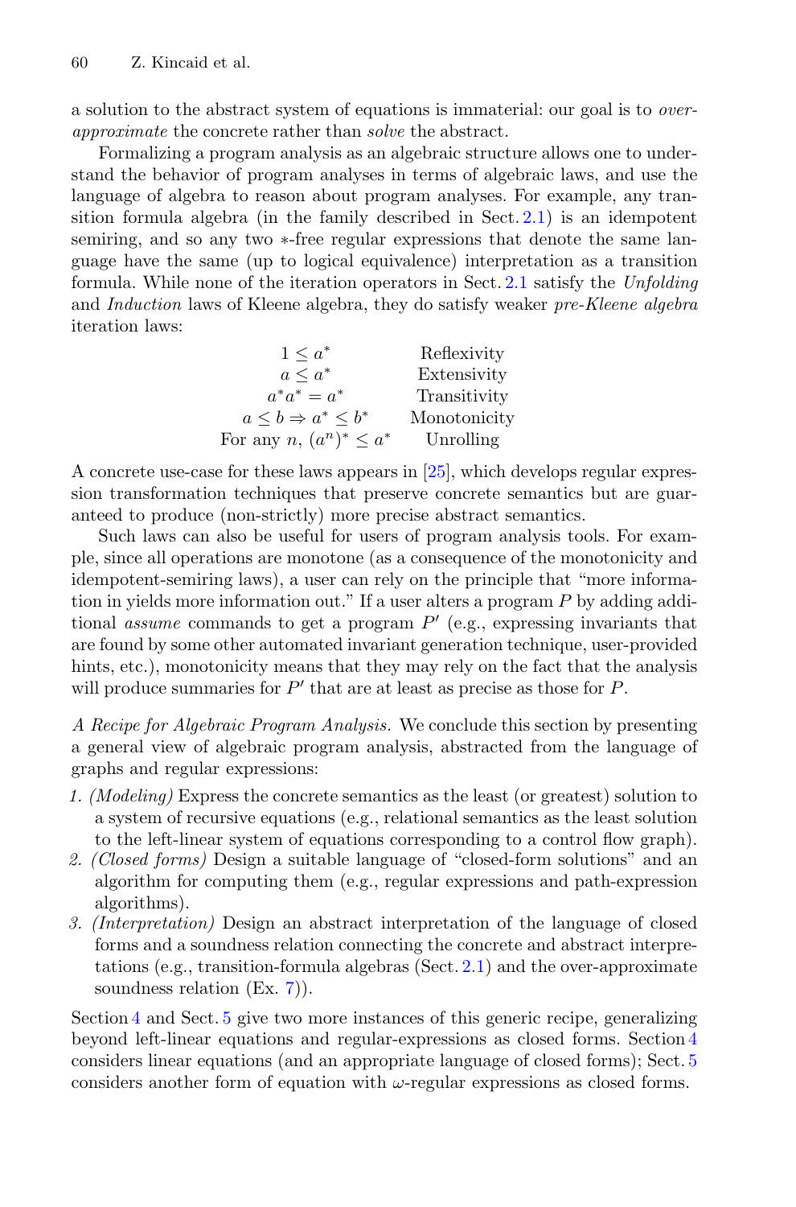a solution to the abstract system of equations is immaterial: our goal is to *over-approximate* the concrete rather than *solve* the abstract.

Formalizing a program analysis as an algebraic structure allows one to understand the behavior of program analyses in terms of algebraic laws, and use the language of algebra to reason about program analyses. For example, any transition formula algebra (in the family described in Sect. 2.1) is an idempotent semiring, and so any two $*$-free regular expressions that denote the same language have the same (up to logical equivalence) interpretation as a transition formula. While none of the iteration operators in Sect. 2.1 satisfy the *Unfolding* and *Induction* laws of Kleene algebra, they do satisfy weaker *pre-Kleene algebra* iteration laws:

| | |
|---|---|
| $1 \leq a^*$ | Reflexivity |
| $a \leq a^*$ | Extensivity |
| $a^* a^* = a^*$ | Transitivity |
| $a \leq b \Rightarrow a^* \leq b^*$ | Monotonicity |
| For any $n$, $(a^n)^* \leq a^*$ | Unrolling |

A concrete use-case for these laws appears in [25], which develops regular expression transformation techniques that preserve concrete semantics but are guaranteed to produce (non-strictly) more precise abstract semantics.

Such laws can also be useful for users of program analysis tools. For example, since all operations are monotone (as a consequence of the monotonicity and idempotent-semiring laws), a user can rely on the principle that "more information in yields more information out." If a user alters a program $P$ by adding additional *assume* commands to get a program $P'$ (e.g., expressing invariants that are found by some other automated invariant generation technique, user-provided hints, etc.), monotonicity means that they may rely on the fact that the analysis will produce summaries for $P'$ that are at least as precise as those for $P$.

*A Recipe for Algebraic Program Analysis.* We conclude this section by presenting a general view of algebraic program analysis, abstracted from the language of graphs and regular expressions:

1. *(Modeling)* Express the concrete semantics as the least (or greatest) solution to a system of recursive equations (e.g., relational semantics as the least solution to the left-linear system of equations corresponding to a control flow graph).
2. *(Closed forms)* Design a suitable language of "closed-form solutions" and an algorithm for computing them (e.g., regular expressions and path-expression algorithms).
3. *(Interpretation)* Design an abstract interpretation of the language of closed forms and a soundness relation connecting the concrete and abstract interpretations (e.g., transition-formula algebras (Sect. 2.1) and the over-approximate soundness relation (Ex. 7)).

Section 4 and Sect. 5 give two more instances of this generic recipe, generalizing beyond left-linear equations and regular-expressions as closed forms. Section 4 considers linear equations (and an appropriate language of closed forms); Sect. 5 considers another form of equation with $\omega$-regular expressions as closed forms.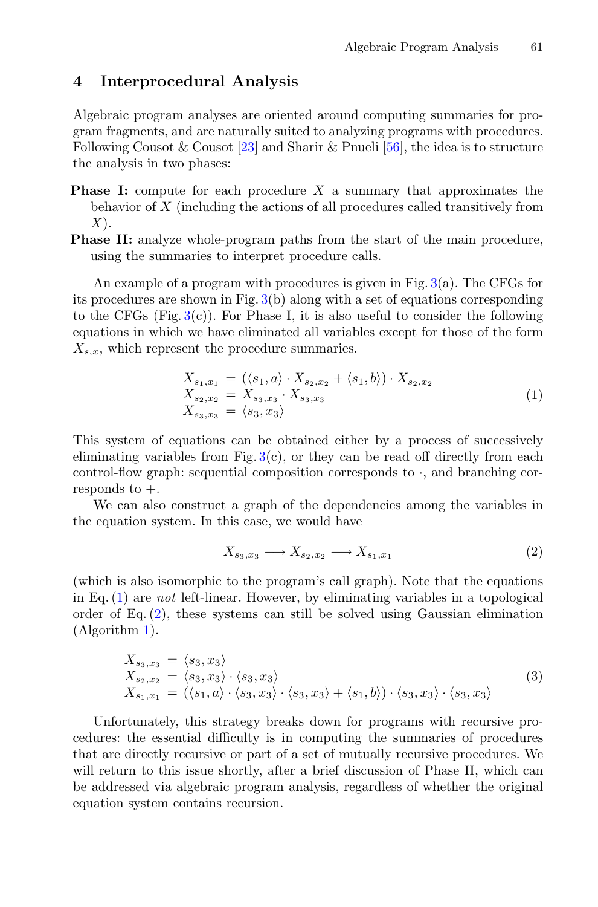## 4 Interprocedural Analysis

Algebraic program analyses are oriented around computing summaries for program fragments, and are naturally suited to analyzing programs with procedures. Following Cousot & Cousot [23] and Sharir & Pnueli [56], the idea is to structure the analysis in two phases:

**Phase I:** compute for each procedure $X$ a summary that approximates the behavior of $X$ (including the actions of all procedures called transitively from $X$).

**Phase II:** analyze whole-program paths from the start of the main procedure, using the summaries to interpret procedure calls.

An example of a program with procedures is given in Fig. 3(a). The CFGs for its procedures are shown in Fig. 3(b) along with a set of equations corresponding to the CFGs (Fig. 3(c)). For Phase I, it is also useful to consider the following equations in which we have eliminated all variables except for those of the form $X_{s,x}$, which represent the procedure summaries.

$$
\begin{aligned}
X_{s_1,x_1} &= (\langle s_1, a\rangle \cdot X_{s_2,x_2} + \langle s_1, b\rangle) \cdot X_{s_2,x_2} \\
X_{s_2,x_2} &= X_{s_3,x_3} \cdot X_{s_3,x_3} \\
X_{s_3,x_3} &= \langle s_3, x_3\rangle
\end{aligned}
\tag{1}
$$

This system of equations can be obtained either by a process of successively eliminating variables from Fig. 3(c), or they can be read off directly from each control-flow graph: sequential composition corresponds to $\cdot$, and branching corresponds to $+$.

We can also construct a graph of the dependencies among the variables in the equation system. In this case, we would have

$$
X_{s_3,x_3} \longrightarrow X_{s_2,x_2} \longrightarrow X_{s_1,x_1}
\tag{2}
$$

(which is also isomorphic to the program's call graph). Note that the equations in Eq. (1) are *not* left-linear. However, by eliminating variables in a topological order of Eq. (2), these systems can still be solved using Gaussian elimination (Algorithm 1).

$$
\begin{aligned}
X_{s_3,x_3} &= \langle s_3, x_3\rangle \\
X_{s_2,x_2} &= \langle s_3, x_3\rangle \cdot \langle s_3, x_3\rangle \\
X_{s_1,x_1} &= (\langle s_1, a\rangle \cdot \langle s_3, x_3\rangle \cdot \langle s_3, x_3\rangle + \langle s_1, b\rangle) \cdot \langle s_3, x_3\rangle \cdot \langle s_3, x_3\rangle
\end{aligned}
\tag{3}
$$

Unfortunately, this strategy breaks down for programs with recursive procedures: the essential difficulty is in computing the summaries of procedures that are directly recursive or part of a set of mutually recursive procedures. We will return to this issue shortly, after a brief discussion of Phase II, which can be addressed via algebraic program analysis, regardless of whether the original equation system contains recursion.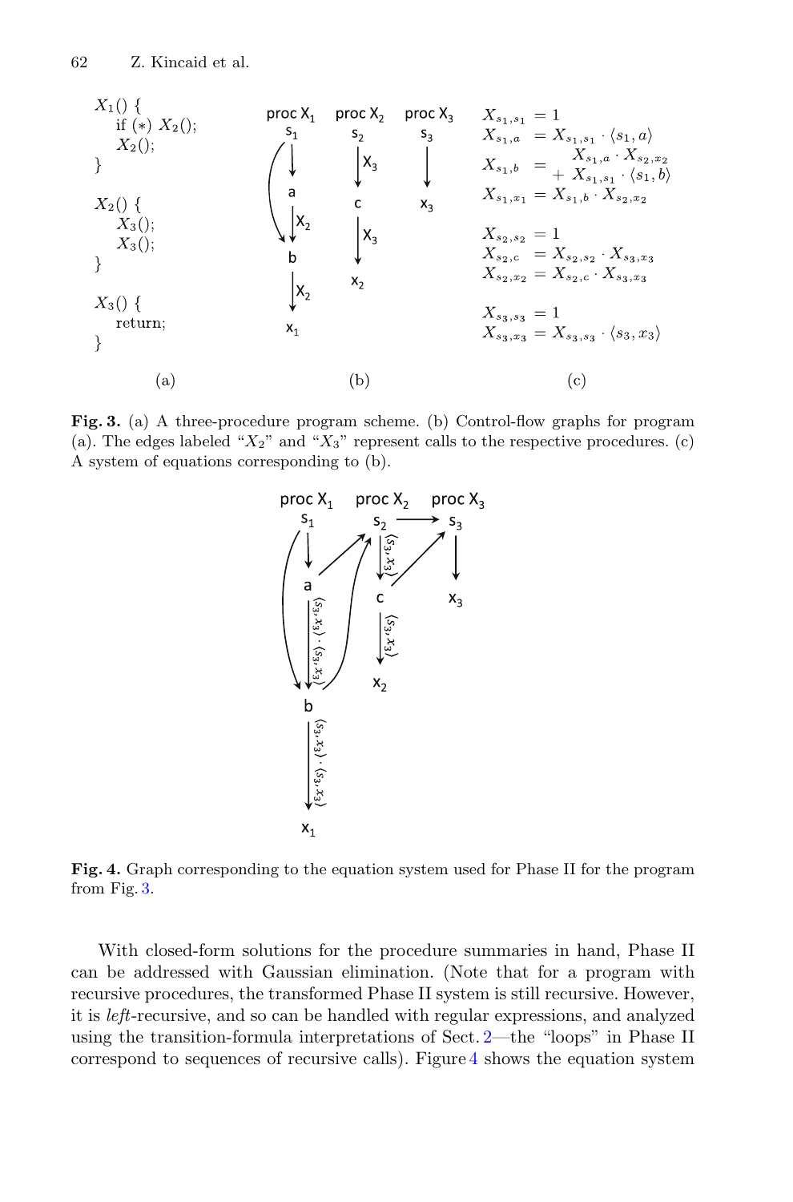```
X1() {
  if (*) X2();
  X2();
}

X2() {
  X3();
  X3();
}

X3() {
  return;
}
```

(a)

(b)

$$
\begin{aligned}
X_{s_1,s_1} &= 1 \\
X_{s_1,a} &= X_{s_1,s_1} \cdot \langle s_1, a \rangle \\
X_{s_1,b} &= X_{s_1,a} \cdot X_{s_2,x_2} + X_{s_1,s_1} \cdot \langle s_1, b \rangle \\
X_{s_1,x_1} &= X_{s_1,b} \cdot X_{s_2,x_2} \\
\\
X_{s_2,s_2} &= 1 \\
X_{s_2,c} &= X_{s_2,s_2} \cdot X_{s_3,x_3} \\
X_{s_2,x_2} &= X_{s_2,c} \cdot X_{s_3,x_3} \\
\\
X_{s_3,s_3} &= 1 \\
X_{s_3,x_3} &= X_{s_3,s_3} \cdot \langle s_3, x_3 \rangle
\end{aligned}
$$

(c)

**Fig. 3.** (a) A three-procedure program scheme. (b) Control-flow graphs for program (a). The edges labeled "$X_2$" and "$X_3$" represent calls to the respective procedures. (c) A system of equations corresponding to (b).

**Fig. 4.** Graph corresponding to the equation system used for Phase II for the program from Fig. 3.

With closed-form solutions for the procedure summaries in hand, Phase II can be addressed with Gaussian elimination. (Note that for a program with recursive procedures, the transformed Phase II system is still recursive. However, it is *left*-recursive, and so can be handled with regular expressions, and analyzed using the transition-formula interpretations of Sect. 2—the "loops" in Phase II correspond to sequences of recursive calls). Figure 4 shows the equation system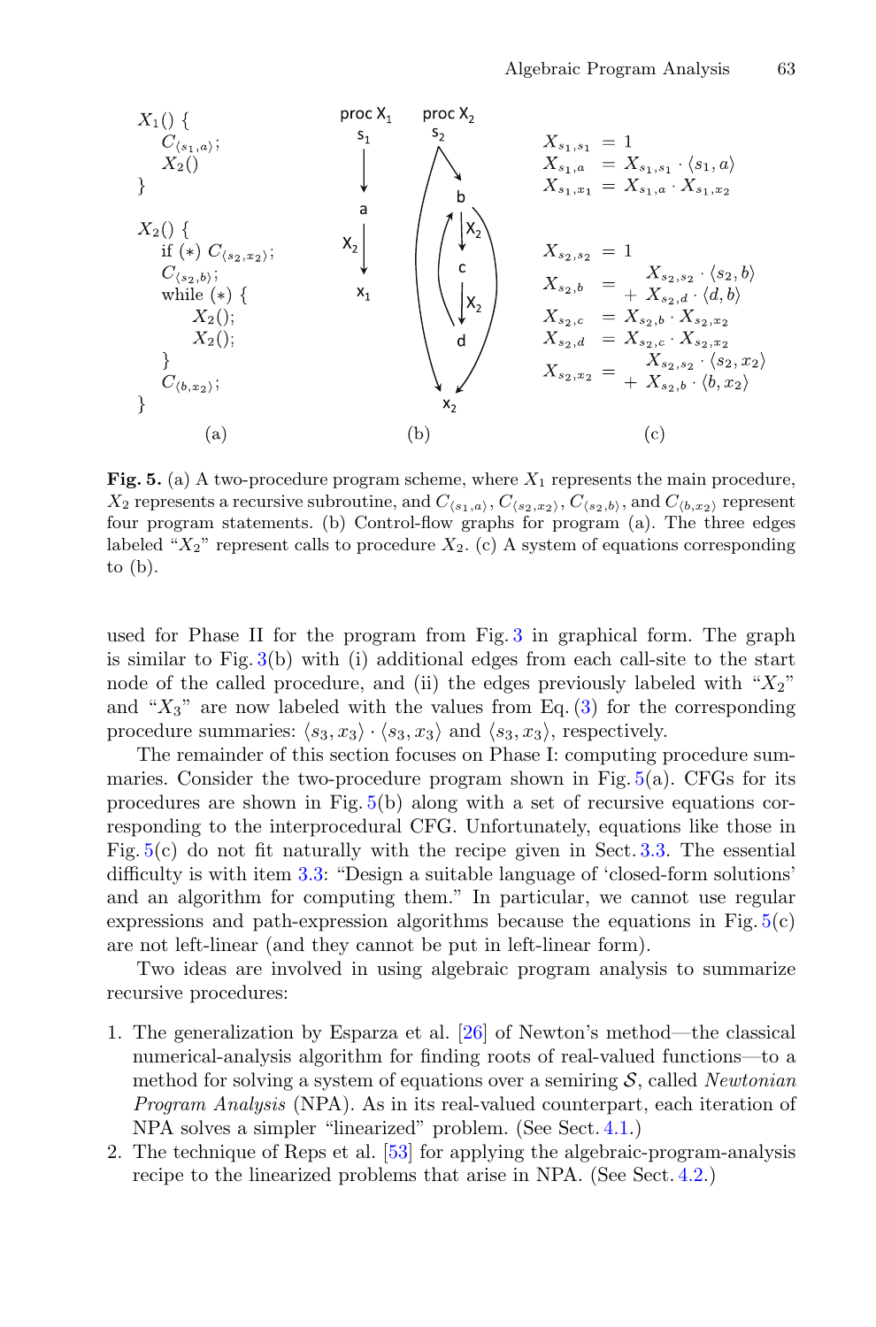```
X_1() {
  C_⟨s1,a⟩;
  X_2()
}

X_2() {
  if (*) C_⟨s2,x2⟩;
  C_⟨s2,b⟩;
  while (*) {
    X_2();
    X_2();
  }
  C_⟨b,x2⟩;
}
```

(a)

(b)

$$
\begin{aligned}
X_{s_1,s_1} &= 1\\
X_{s_1,a} &= X_{s_1,s_1} \cdot \langle s_1, a\rangle\\
X_{s_1,x_1} &= X_{s_1,a} \cdot X_{s_1,x_2}\\[1em]
X_{s_2,s_2} &= 1\\
X_{s_2,b} &= X_{s_2,s_2} \cdot \langle s_2, b\rangle + X_{s_2,d} \cdot \langle d, b\rangle\\
X_{s_2,c} &= X_{s_2,b} \cdot X_{s_2,x_2}\\
X_{s_2,d} &= X_{s_2,c} \cdot X_{s_2,x_2}\\
X_{s_2,x_2} &= X_{s_2,s_2} \cdot \langle s_2, x_2\rangle + X_{s_2,b} \cdot \langle b, x_2\rangle
\end{aligned}
$$

(c)

**Fig. 5.** (a) A two-procedure program scheme, where $X_1$ represents the main procedure, $X_2$ represents a recursive subroutine, and $C_{\langle s_1,a\rangle}$, $C_{\langle s_2,x_2\rangle}$, $C_{\langle s_2,b\rangle}$, and $C_{\langle b,x_2\rangle}$ represent four program statements. (b) Control-flow graphs for program (a). The three edges labeled "$X_2$" represent calls to procedure $X_2$. (c) A system of equations corresponding to (b).

used for Phase II for the program from Fig. 3 in graphical form. The graph is similar to Fig. 3(b) with (i) additional edges from each call-site to the start node of the called procedure, and (ii) the edges previously labeled with "$X_2$" and "$X_3$" are now labeled with the values from Eq. (3) for the corresponding procedure summaries: $\langle s_3, x_3\rangle \cdot \langle s_3, x_3\rangle$ and $\langle s_3, x_3\rangle$, respectively.

The remainder of this section focuses on Phase I: computing procedure summaries. Consider the two-procedure program shown in Fig. 5(a). CFGs for its procedures are shown in Fig. 5(b) along with a set of recursive equations corresponding to the interprocedural CFG. Unfortunately, equations like those in Fig. 5(c) do not fit naturally with the recipe given in Sect. 3.3. The essential difficulty is with item 3.3: "Design a suitable language of 'closed-form solutions' and an algorithm for computing them." In particular, we cannot use regular expressions and path-expression algorithms because the equations in Fig. 5(c) are not left-linear (and they cannot be put in left-linear form).

Two ideas are involved in using algebraic program analysis to summarize recursive procedures:

1. The generalization by Esparza et al. [26] of Newton's method—the classical numerical-analysis algorithm for finding roots of real-valued functions—to a method for solving a system of equations over a semiring $\mathcal{S}$, called *Newtonian Program Analysis* (NPA). As in its real-valued counterpart, each iteration of NPA solves a simpler "linearized" problem. (See Sect. 4.1.)
2. The technique of Reps et al. [53] for applying the algebraic-program-analysis recipe to the linearized problems that arise in NPA. (See Sect. 4.2.)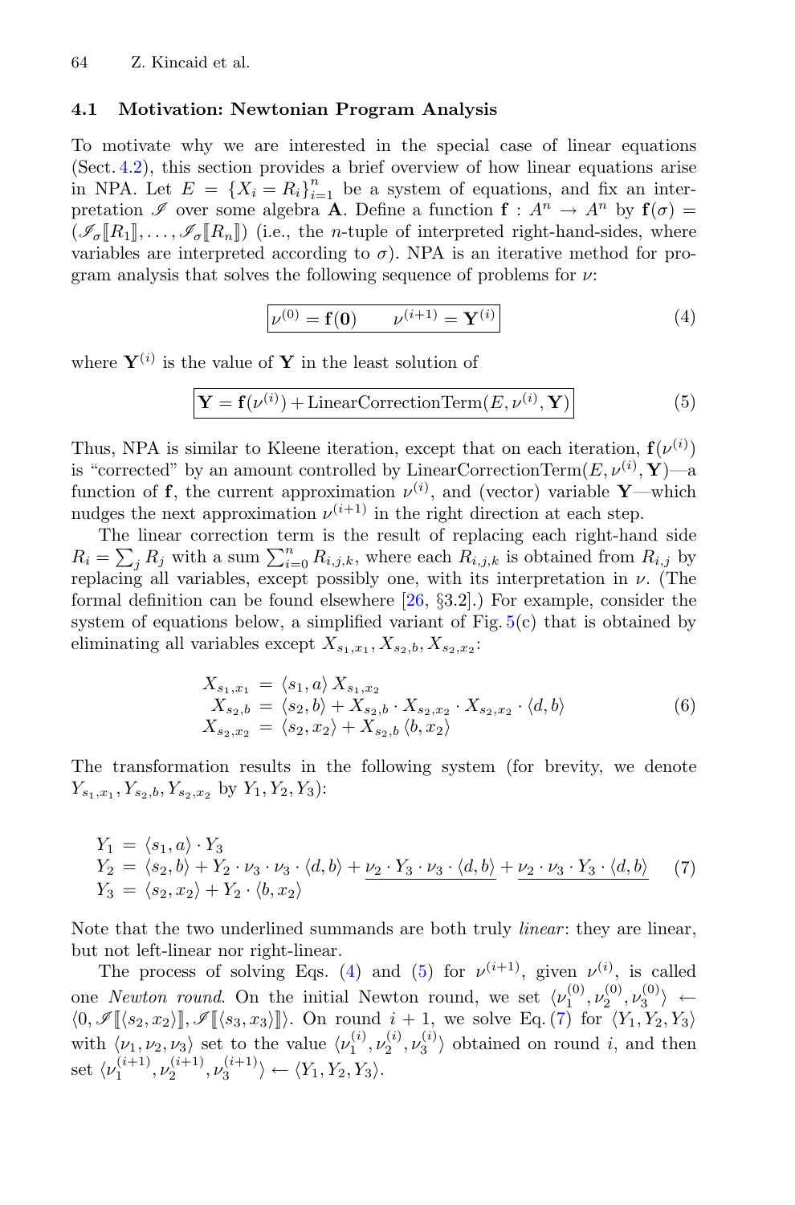### 4.1 Motivation: Newtonian Program Analysis

To motivate why we are interested in the special case of linear equations (Sect. 4.2), this section provides a brief overview of how linear equations arise in NPA. Let $E = \{X_i = R_i\}_{i=1}^n$ be a system of equations, and fix an interpretation $\mathscr{I}$ over some algebra $\mathbf{A}$. Define a function $\mathbf{f} : A^n \rightarrow A^n$ by $\mathbf{f}(\sigma) = (\mathscr{I}_\sigma[\![R_1]\!], \ldots, \mathscr{I}_\sigma[\![R_n]\!])$ (i.e., the $n$-tuple of interpreted right-hand-sides, where variables are interpreted according to $\sigma$). NPA is an iterative method for program analysis that solves the following sequence of problems for $\nu$:

$$\boxed{\nu^{(0)} = \mathbf{f}(\mathbf{0}) \qquad \nu^{(i+1)} = \mathbf{Y}^{(i)}} \tag{4}$$

where $\mathbf{Y}^{(i)}$ is the value of $\mathbf{Y}$ in the least solution of

$$\boxed{\mathbf{Y} = \mathbf{f}(\nu^{(i)}) + \text{LinearCorrectionTerm}(E, \nu^{(i)}, \mathbf{Y})} \tag{5}$$

Thus, NPA is similar to Kleene iteration, except that on each iteration, $\mathbf{f}(\nu^{(i)})$ is "corrected" by an amount controlled by LinearCorrectionTerm$(E, \nu^{(i)}, \mathbf{Y})$—a function of $\mathbf{f}$, the current approximation $\nu^{(i)}$, and (vector) variable $\mathbf{Y}$—which nudges the next approximation $\nu^{(i+1)}$ in the right direction at each step.

The linear correction term is the result of replacing each right-hand side $R_i = \sum_j R_j$ with a sum $\sum_{i=0}^n R_{i,j,k}$, where each $R_{i,j,k}$ is obtained from $R_{i,j}$ by replacing all variables, except possibly one, with its interpretation in $\nu$. (The formal definition can be found elsewhere [26, §3.2].) For example, consider the system of equations below, a simplified variant of Fig. 5(c) that is obtained by eliminating all variables except $X_{s_1,x_1}, X_{s_2,b}, X_{s_2,x_2}$:

$$\begin{aligned} X_{s_1,x_1} &= \langle s_1, a\rangle\, X_{s_1,x_2} \\ X_{s_2,b} &= \langle s_2, b\rangle + X_{s_2,b} \cdot X_{s_2,x_2} \cdot X_{s_2,x_2} \cdot \langle d, b\rangle \\ X_{s_2,x_2} &= \langle s_2, x_2\rangle + X_{s_2,b}\, \langle b, x_2\rangle \end{aligned} \tag{6}$$

The transformation results in the following system (for brevity, we denote $Y_{s_1,x_1}, Y_{s_2,b}, Y_{s_2,x_2}$ by $Y_1, Y_2, Y_3$):

$$\begin{aligned} Y_1 &= \langle s_1, a\rangle \cdot Y_3 \\ Y_2 &= \langle s_2, b\rangle + Y_2 \cdot \nu_3 \cdot \nu_3 \cdot \langle d, b\rangle + \underline{\nu_2 \cdot Y_3 \cdot \nu_3 \cdot \langle d, b\rangle} + \underline{\nu_2 \cdot \nu_3 \cdot Y_3 \cdot \langle d, b\rangle} \\ Y_3 &= \langle s_2, x_2\rangle + Y_2 \cdot \langle b, x_2\rangle \end{aligned} \tag{7}$$

Note that the two underlined summands are both truly *linear*: they are linear, but not left-linear nor right-linear.

The process of solving Eqs. (4) and (5) for $\nu^{(i+1)}$, given $\nu^{(i)}$, is called one *Newton round*. On the initial Newton round, we set $\langle \nu_1^{(0)}, \nu_2^{(0)}, \nu_3^{(0)}\rangle \leftarrow \langle 0, \mathscr{I}[\![\langle s_2, x_2\rangle]\!], \mathscr{I}[\![\langle s_3, x_3\rangle]\!]\rangle$. On round $i+1$, we solve Eq. (7) for $\langle Y_1, Y_2, Y_3\rangle$ with $\langle \nu_1, \nu_2, \nu_3\rangle$ set to the value $\langle \nu_1^{(i)}, \nu_2^{(i)}, \nu_3^{(i)}\rangle$ obtained on round $i$, and then set $\langle \nu_1^{(i+1)}, \nu_2^{(i+1)}, \nu_3^{(i+1)}\rangle \leftarrow \langle Y_1, Y_2, Y_3\rangle$.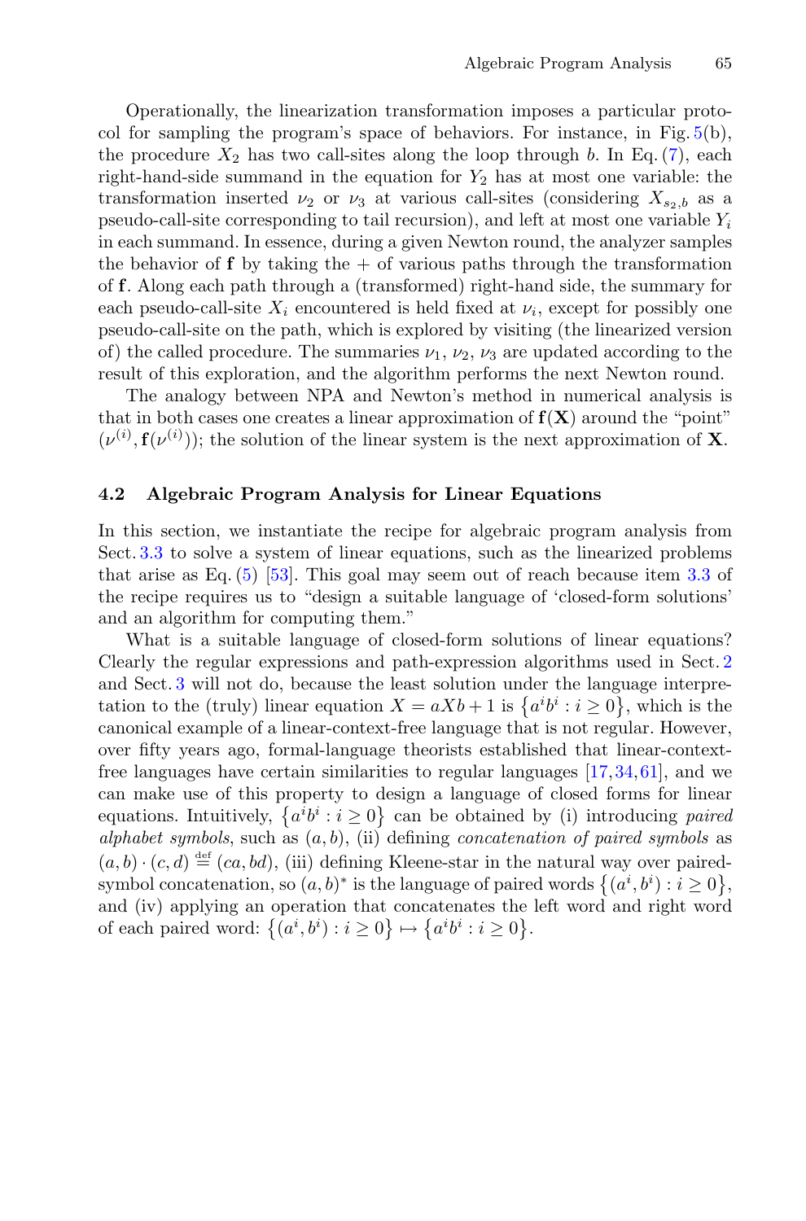Operationally, the linearization transformation imposes a particular protocol for sampling the program's space of behaviors. For instance, in Fig. 5(b), the procedure $X_2$ has two call-sites along the loop through $b$. In Eq. (7), each right-hand-side summand in the equation for $Y_2$ has at most one variable: the transformation inserted $\nu_2$ or $\nu_3$ at various call-sites (considering $X_{s_2,b}$ as a pseudo-call-site corresponding to tail recursion), and left at most one variable $Y_i$ in each summand. In essence, during a given Newton round, the analyzer samples the behavior of $\mathbf{f}$ by taking the $+$ of various paths through the transformation of $\mathbf{f}$. Along each path through a (transformed) right-hand side, the summary for each pseudo-call-site $X_i$ encountered is held fixed at $\nu_i$, except for possibly one pseudo-call-site on the path, which is explored by visiting (the linearized version of) the called procedure. The summaries $\nu_1$, $\nu_2$, $\nu_3$ are updated according to the result of this exploration, and the algorithm performs the next Newton round.

The analogy between NPA and Newton's method in numerical analysis is that in both cases one creates a linear approximation of $\mathbf{f}(\mathbf{X})$ around the "point" $(\nu^{(i)}, \mathbf{f}(\nu^{(i)}))$; the solution of the linear system is the next approximation of $\mathbf{X}$.

### 4.2 Algebraic Program Analysis for Linear Equations

In this section, we instantiate the recipe for algebraic program analysis from Sect. 3.3 to solve a system of linear equations, such as the linearized problems that arise as Eq. (5) [53]. This goal may seem out of reach because item 3.3 of the recipe requires us to "design a suitable language of 'closed-form solutions' and an algorithm for computing them."

What is a suitable language of closed-form solutions of linear equations? Clearly the regular expressions and path-expression algorithms used in Sect. 2 and Sect. 3 will not do, because the least solution under the language interpretation to the (truly) linear equation $X = aXb + 1$ is $\{a^i b^i : i \geq 0\}$, which is the canonical example of a linear-context-free language that is not regular. However, over fifty years ago, formal-language theorists established that linear-context-free languages have certain similarities to regular languages [17,34,61], and we can make use of this property to design a language of closed forms for linear equations. Intuitively, $\{a^i b^i : i \geq 0\}$ can be obtained by (i) introducing *paired alphabet symbols*, such as $(a, b)$, (ii) defining *concatenation of paired symbols* as $(a, b) \cdot (c, d) \stackrel{\text{def}}{=} (ca, bd)$, (iii) defining Kleene-star in the natural way over paired-symbol concatenation, so $(a, b)^*$ is the language of paired words $\{(a^i, b^i) : i \geq 0\}$, and (iv) applying an operation that concatenates the left word and right word of each paired word: $\{(a^i, b^i) : i \geq 0\} \mapsto \{a^i b^i : i \geq 0\}$.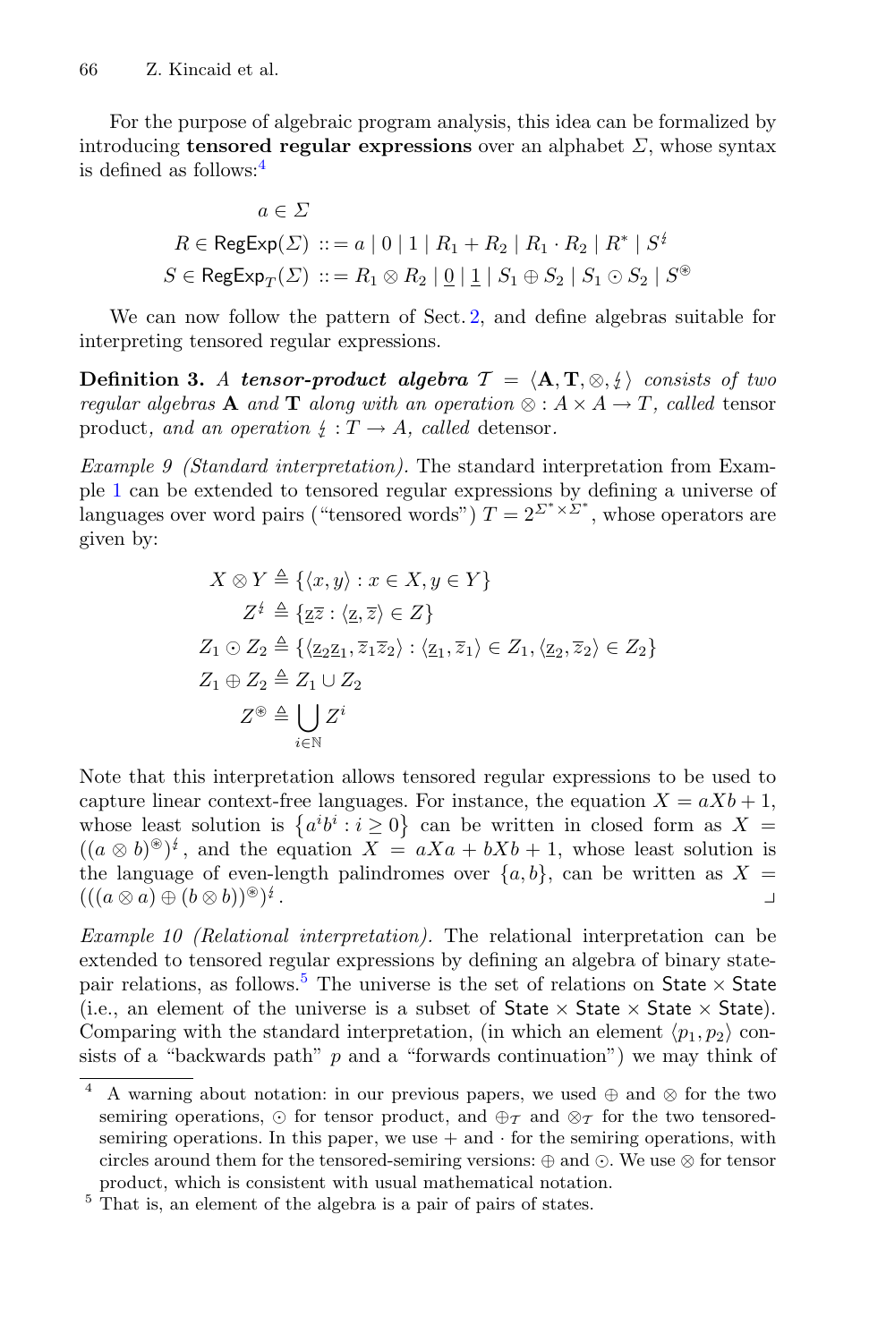For the purpose of algebraic program analysis, this idea can be formalized by introducing **tensored regular expressions** over an alphabet $\Sigma$, whose syntax is defined as follows:[4]

$$
\begin{aligned}
a &\in \Sigma \\
R \in \mathsf{RegExp}(\Sigma) &::= a \mid 0 \mid 1 \mid R_1 + R_2 \mid R_1 \cdot R_2 \mid R^* \mid S^{\not\natural} \\
S \in \mathsf{RegExp}_T(\Sigma) &::= R_1 \otimes R_2 \mid \underline{0} \mid \underline{1} \mid S_1 \oplus S_2 \mid S_1 \odot S_2 \mid S^{\circledast}
\end{aligned}
$$

We can now follow the pattern of Sect. 2, and define algebras suitable for interpreting tensored regular expressions.

**Definition 3.** *A* ***tensor-product algebra*** $\mathcal{T} = \langle \mathbf{A}, \mathbf{T}, \otimes, \not\natural \rangle$ *consists of two regular algebras* $\mathbf{A}$ *and* $\mathbf{T}$ *along with an operation* $\otimes : A \times A \to T$*, called* tensor product*, and an operation* $\not\natural : T \to A$*, called* detensor*.*

*Example 9 (Standard interpretation).* The standard interpretation from Example 1 can be extended to tensored regular expressions by defining a universe of languages over word pairs ("tensored words") $T = 2^{\Sigma^* \times \Sigma^*}$, whose operators are given by:

$$
\begin{aligned}
X \otimes Y &\triangleq \{\langle x, y\rangle : x \in X, y \in Y\} \\
Z^{\not\natural} &\triangleq \{\underline{z}\overline{z} : \langle \underline{z}, \overline{z}\rangle \in Z\} \\
Z_1 \odot Z_2 &\triangleq \{\langle \underline{z}_2\underline{z}_1, \overline{z}_1\overline{z}_2\rangle : \langle \underline{z}_1, \overline{z}_1\rangle \in Z_1, \langle \underline{z}_2, \overline{z}_2\rangle \in Z_2\} \\
Z_1 \oplus Z_2 &\triangleq Z_1 \cup Z_2 \\
Z^{\circledast} &\triangleq \bigcup_{i \in \mathbb{N}} Z^i
\end{aligned}
$$

Note that this interpretation allows tensored regular expressions to be used to capture linear context-free languages. For instance, the equation $X = aXb + 1$, whose least solution is $\{a^i b^i : i \geq 0\}$ can be written in closed form as $X = ((a \otimes b)^{\circledast})^{\not\natural}$, and the equation $X = aXa + bXb + 1$, whose least solution is the language of even-length palindromes over $\{a, b\}$, can be written as $X = (((a \otimes a) \oplus (b \otimes b))^{\circledast})^{\not\natural}$. ⌟

*Example 10 (Relational interpretation).* The relational interpretation can be extended to tensored regular expressions by defining an algebra of binary state-pair relations, as follows.[5] The universe is the set of relations on $\mathsf{State} \times \mathsf{State}$ (i.e., an element of the universe is a subset of $\mathsf{State} \times \mathsf{State} \times \mathsf{State} \times \mathsf{State}$). Comparing with the standard interpretation, (in which an element $\langle p_1, p_2\rangle$ consists of a "backwards path" $p$ and a "forwards continuation") we may think of

---

[4] A warning about notation: in our previous papers, we used $\oplus$ and $\otimes$ for the two semiring operations, $\odot$ for tensor product, and $\oplus_{\mathcal{T}}$ and $\otimes_{\mathcal{T}}$ for the two tensored-semiring operations. In this paper, we use $+$ and $\cdot$ for the semiring operations, with circles around them for the tensored-semiring versions: $\oplus$ and $\odot$. We use $\otimes$ for tensor product, which is consistent with usual mathematical notation.

[5] That is, an element of the algebra is a pair of pairs of states.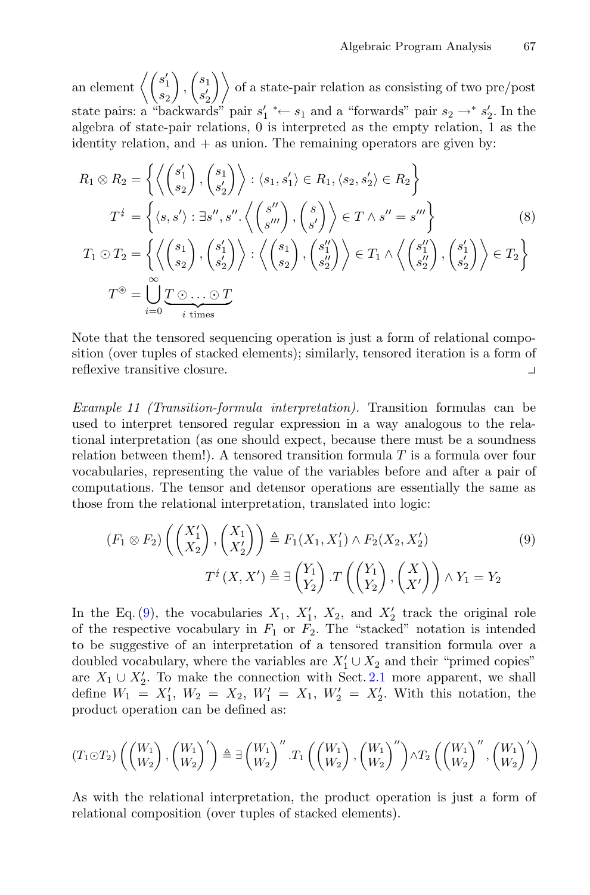an element $\left\langle \begin{pmatrix} s_1' \\ s_2 \end{pmatrix}, \begin{pmatrix} s_1 \\ s_2' \end{pmatrix} \right\rangle$ of a state-pair relation as consisting of two pre/post state pairs: a "backwards" pair $s_1' \ {}^*\!\!\leftarrow s_1$ and a "forwards" pair $s_2 \rightarrow^* s_2'$. In the algebra of state-pair relations, 0 is interpreted as the empty relation, 1 as the identity relation, and + as union. The remaining operators are given by:

$$
\begin{aligned}
R_1 \otimes R_2 &= \left\{ \left\langle \begin{pmatrix} s_1' \\ s_2 \end{pmatrix}, \begin{pmatrix} s_1 \\ s_2' \end{pmatrix} \right\rangle : \langle s_1, s_1' \rangle \in R_1, \langle s_2, s_2' \rangle \in R_2 \right\} \\
T^{\natural} &= \left\{ \langle s, s' \rangle : \exists s'', s''. \left\langle \begin{pmatrix} s'' \\ s''' \end{pmatrix}, \begin{pmatrix} s \\ s' \end{pmatrix} \right\rangle \in T \wedge s'' = s''' \right\} \qquad (8) \\
T_1 \odot T_2 &= \left\{ \left\langle \begin{pmatrix} s_1 \\ s_2 \end{pmatrix}, \begin{pmatrix} s_1' \\ s_2' \end{pmatrix} \right\rangle : \left\langle \begin{pmatrix} s_1 \\ s_2 \end{pmatrix}, \begin{pmatrix} s_1'' \\ s_2'' \end{pmatrix} \right\rangle \in T_1 \wedge \left\langle \begin{pmatrix} s_1'' \\ s_2'' \end{pmatrix}, \begin{pmatrix} s_1' \\ s_2' \end{pmatrix} \right\rangle \in T_2 \right\} \\
T^{\circledast} &= \bigcup_{i=0}^{\infty} \underbrace{T \odot \ldots \odot T}_{i \text{ times}}
\end{aligned}
$$

Note that the tensored sequencing operation is just a form of relational composition (over tuples of stacked elements); similarly, tensored iteration is a form of reflexive transitive closure. ⌟

*Example 11 (Transition-formula interpretation).* Transition formulas can be used to interpret tensored regular expression in a way analogous to the relational interpretation (as one should expect, because there must be a soundness relation between them!). A tensored transition formula $T$ is a formula over four vocabularies, representing the value of the variables before and after a pair of computations. The tensor and detensor operations are essentially the same as those from the relational interpretation, translated into logic:

$$
\begin{aligned}
(F_1 \otimes F_2)\left( \begin{pmatrix} X_1' \\ X_2 \end{pmatrix}, \begin{pmatrix} X_1 \\ X_2' \end{pmatrix} \right) &\triangleq F_1(X_1, X_1') \wedge F_2(X_2, X_2') \qquad (9) \\
T^{\natural}(X, X') &\triangleq \exists \begin{pmatrix} Y_1 \\ Y_2 \end{pmatrix} . T\left( \begin{pmatrix} Y_1 \\ Y_2 \end{pmatrix}, \begin{pmatrix} X \\ X' \end{pmatrix} \right) \wedge Y_1 = Y_2
\end{aligned}
$$

In the Eq. (9), the vocabularies $X_1$, $X_1'$, $X_2$, and $X_2'$ track the original role of the respective vocabulary in $F_1$ or $F_2$. The "stacked" notation is intended to be suggestive of an interpretation of a tensored transition formula over a doubled vocabulary, where the variables are $X_1' \cup X_2$ and their "primed copies" are $X_1 \cup X_2'$. To make the connection with Sect. 2.1 more apparent, we shall define $W_1 = X_1'$, $W_2 = X_2$, $W_1' = X_1$, $W_2' = X_2'$. With this notation, the product operation can be defined as:

$$
(T_1 \odot T_2)\left( \begin{pmatrix} W_1 \\ W_2 \end{pmatrix}, \begin{pmatrix} W_1 \\ W_2 \end{pmatrix}' \right) \triangleq \exists \begin{pmatrix} W_1 \\ W_2 \end{pmatrix}'' . T_1\left( \begin{pmatrix} W_1 \\ W_2 \end{pmatrix}, \begin{pmatrix} W_1 \\ W_2 \end{pmatrix}'' \right) \wedge T_2\left( \begin{pmatrix} W_1 \\ W_2 \end{pmatrix}'', \begin{pmatrix} W_1 \\ W_2 \end{pmatrix}' \right)
$$

As with the relational interpretation, the product operation is just a form of relational composition (over tuples of stacked elements).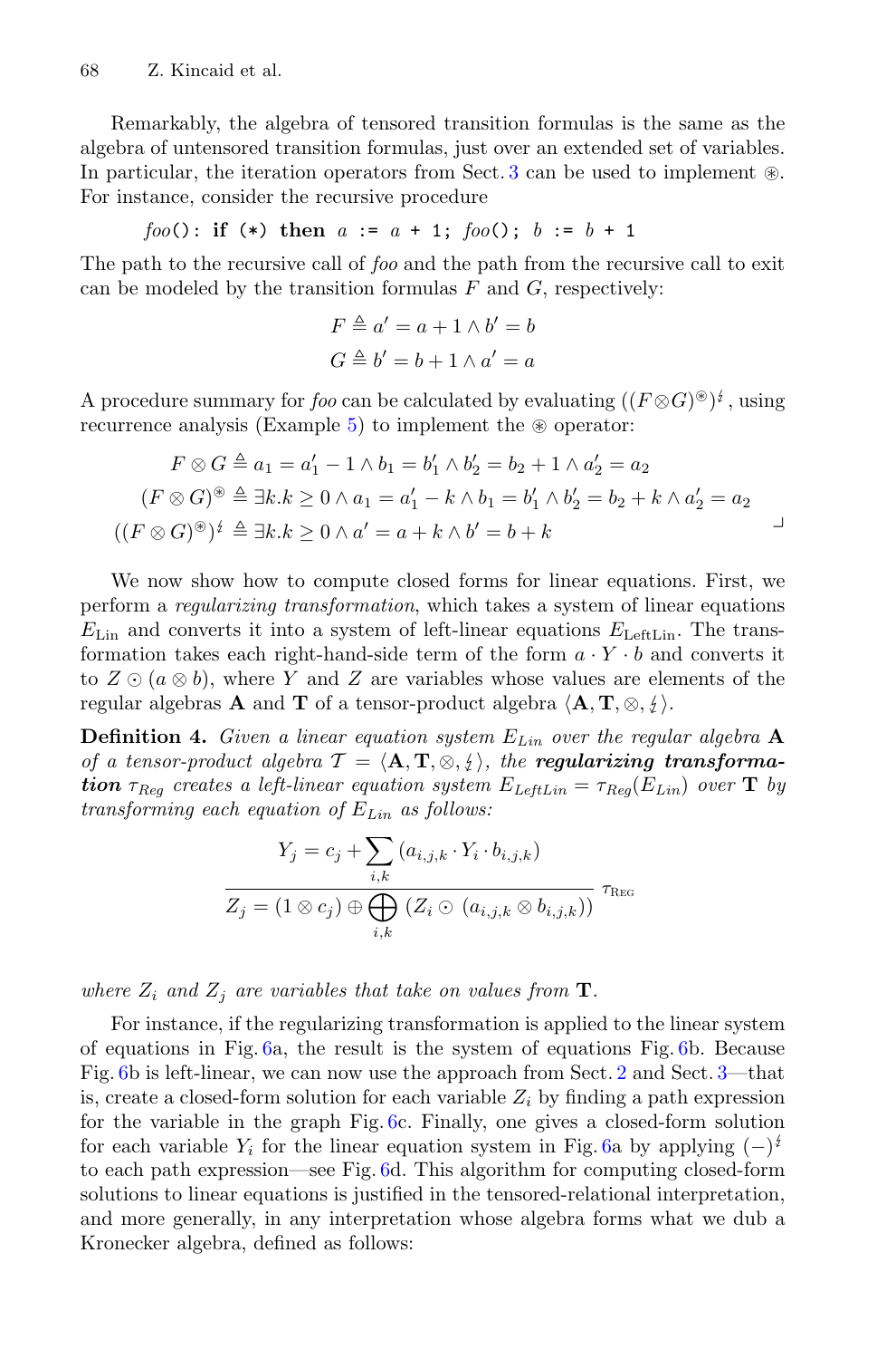Remarkably, the algebra of tensored transition formulas is the same as the algebra of untensored transition formulas, just over an extended set of variables. In particular, the iteration operators from Sect. 3 can be used to implement $\circledast$. For instance, consider the recursive procedure

$$foo\texttt{(): if (*) then } a \texttt{ := } a \texttt{ + 1; } foo\texttt{(); } b \texttt{ := } b \texttt{ + 1}$$

The path to the recursive call of *foo* and the path from the recursive call to exit can be modeled by the transition formulas $F$ and $G$, respectively:

$$F \triangleq a' = a + 1 \wedge b' = b$$
$$G \triangleq b' = b + 1 \wedge a' = a$$

A procedure summary for *foo* can be calculated by evaluating $((F \otimes G)^{\circledast})^{\not\downarrow}$, using recurrence analysis (Example 5) to implement the $\circledast$ operator:

$$F \otimes G \triangleq a_1 = a_1' - 1 \wedge b_1 = b_1' \wedge b_2' = b_2 + 1 \wedge a_2' = a_2$$
$$(F \otimes G)^{\circledast} \triangleq \exists k. k \geq 0 \wedge a_1 = a_1' - k \wedge b_1 = b_1' \wedge b_2' = b_2 + k \wedge a_2' = a_2$$
$$((F \otimes G)^{\circledast})^{\not\downarrow} \triangleq \exists k. k \geq 0 \wedge a' = a + k \wedge b' = b + k$$

┘

We now show how to compute closed forms for linear equations. First, we perform a *regularizing transformation*, which takes a system of linear equations $E_{\text{Lin}}$ and converts it into a system of left-linear equations $E_{\text{LeftLin}}$. The transformation takes each right-hand-side term of the form $a \cdot Y \cdot b$ and converts it to $Z \odot (a \otimes b)$, where $Y$ and $Z$ are variables whose values are elements of the regular algebras $\mathbf{A}$ and $\mathbf{T}$ of a tensor-product algebra $\langle \mathbf{A}, \mathbf{T}, \otimes, \not\downarrow \rangle$.

**Definition 4.** *Given a linear equation system $E_{Lin}$ over the regular algebra $\mathbf{A}$ of a tensor-product algebra $\mathcal{T} = \langle \mathbf{A}, \mathbf{T}, \otimes, \not\downarrow \rangle$, the* ***regularizing transformation*** *$\tau_{Reg}$ creates a left-linear equation system $E_{LeftLin} = \tau_{Reg}(E_{Lin})$ over $\mathbf{T}$ by transforming each equation of $E_{Lin}$ as follows:*

$$\frac{Y_j = c_j + \sum_{i,k} (a_{i,j,k} \cdot Y_i \cdot b_{i,j,k})}{Z_j = (1 \otimes c_j) \oplus \bigoplus_{i,k} (Z_i \odot (a_{i,j,k} \otimes b_{i,j,k}))} \; \tau_{\text{Reg}}$$

*where $Z_i$ and $Z_j$ are variables that take on values from $\mathbf{T}$.*

For instance, if the regularizing transformation is applied to the linear system of equations in Fig. 6a, the result is the system of equations Fig. 6b. Because Fig. 6b is left-linear, we can now use the approach from Sect. 2 and Sect. 3—that is, create a closed-form solution for each variable $Z_i$ by finding a path expression for the variable in the graph Fig. 6c. Finally, one gives a closed-form solution for each variable $Y_i$ for the linear equation system in Fig. 6a by applying $(-)^{\not\downarrow}$ to each path expression—see Fig. 6d. This algorithm for computing closed-form solutions to linear equations is justified in the tensored-relational interpretation, and more generally, in any interpretation whose algebra forms what we dub a Kronecker algebra, defined as follows: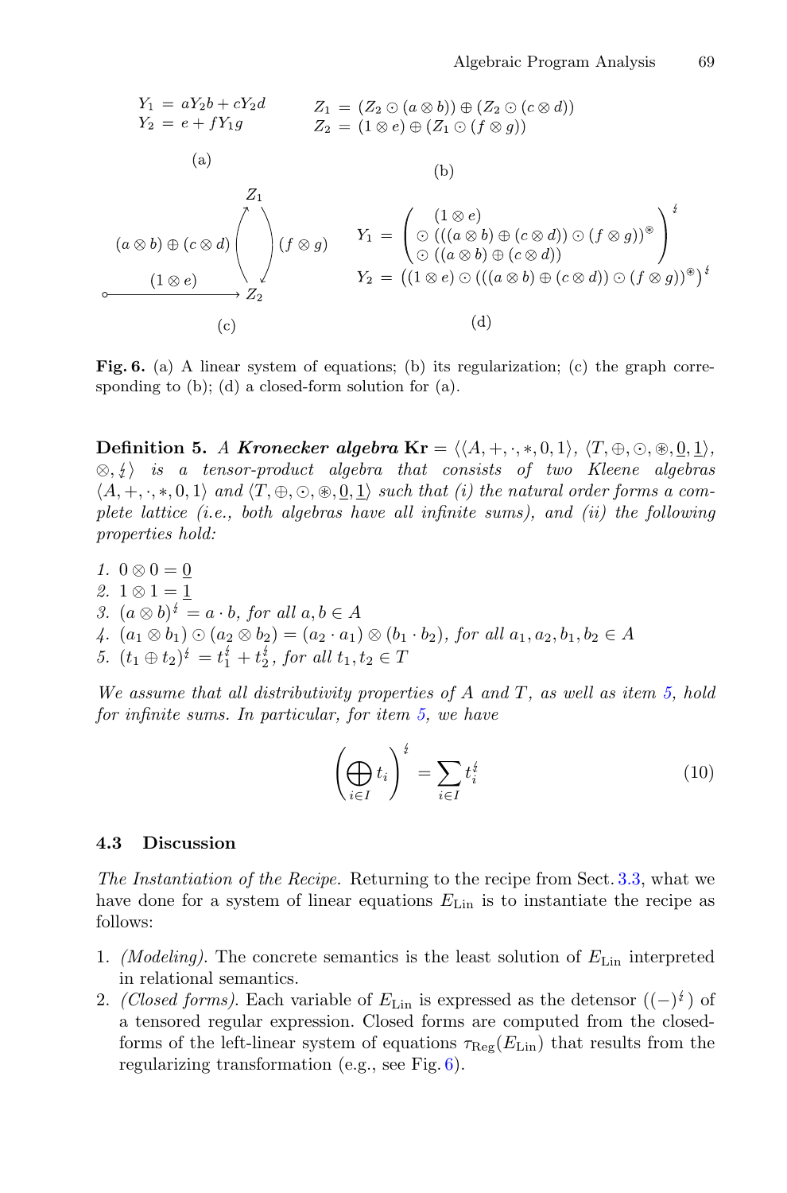$$Y_1 = aY_2b + cY_2d \qquad Y_2 = e + fY_1g$$

(a)

$$Z_1 = (Z_2 \odot (a \otimes b)) \oplus (Z_2 \odot (c \otimes d)) \qquad Z_2 = (1 \otimes e) \oplus (Z_1 \odot (f \otimes g))$$

(b)

Graph: an edge labeled $(1 \otimes e)$ enters node $Z_2$; an edge from $Z_2$ to $Z_1$ labeled $(a \otimes b) \oplus (c \otimes d)$; an edge from $Z_1$ to $Z_2$ labeled $(f \otimes g)$.

(c)

$$Y_1 = \begin{pmatrix} (1 \otimes e) \\ \odot\ (((a \otimes b) \oplus (c \otimes d)) \odot (f \otimes g))^{\circledast} \\ \odot\ ((a \otimes b) \oplus (c \otimes d)) \end{pmatrix}^{\natural}$$

$$Y_2 = \left((1 \otimes e) \odot (((a \otimes b) \oplus (c \otimes d)) \odot (f \otimes g))^{\circledast}\right)^{\natural}$$

(d)

**Fig. 6.** (a) A linear system of equations; (b) its regularization; (c) the graph corresponding to (b); (d) a closed-form solution for (a).

**Definition 5.** *A **Kronecker algebra** $\mathbf{Kr} = \langle\langle A, +, \cdot, *, 0, 1\rangle, \langle T, \oplus, \odot, \circledast, \underline{0}, \underline{1}\rangle, \otimes, \natural\rangle$ is a tensor-product algebra that consists of two Kleene algebras $\langle A, +, \cdot, *, 0, 1\rangle$ and $\langle T, \oplus, \odot, \circledast, \underline{0}, \underline{1}\rangle$ such that (i) the natural order forms a complete lattice (i.e., both algebras have all infinite sums), and (ii) the following properties hold:*

1. $0 \otimes 0 = \underline{0}$
2. $1 \otimes 1 = \underline{1}$
3. $(a \otimes b)^{\natural} = a \cdot b$, *for all* $a, b \in A$
4. $(a_1 \otimes b_1) \odot (a_2 \otimes b_2) = (a_2 \cdot a_1) \otimes (b_1 \cdot b_2)$, *for all* $a_1, a_2, b_1, b_2 \in A$
5. $(t_1 \oplus t_2)^{\natural} = t_1^{\natural} + t_2^{\natural}$, *for all* $t_1, t_2 \in T$

*We assume that all distributivity properties of $A$ and $T$, as well as item 5, hold for infinite sums. In particular, for item 5, we have*

$$\left(\bigoplus_{i \in I} t_i\right)^{\natural} = \sum_{i \in I} t_i^{\natural} \tag{10}$$

### 4.3 Discussion

*The Instantiation of the Recipe.* Returning to the recipe from Sect. 3.3, what we have done for a system of linear equations $E_{\text{Lin}}$ is to instantiate the recipe as follows:

1. *(Modeling).* The concrete semantics is the least solution of $E_{\text{Lin}}$ interpreted in relational semantics.
2. *(Closed forms).* Each variable of $E_{\text{Lin}}$ is expressed as the detensor $((-)^{\natural})$ of a tensored regular expression. Closed forms are computed from the closed-forms of the left-linear system of equations $\tau_{\text{Reg}}(E_{\text{Lin}})$ that results from the regularizing transformation (e.g., see Fig. 6).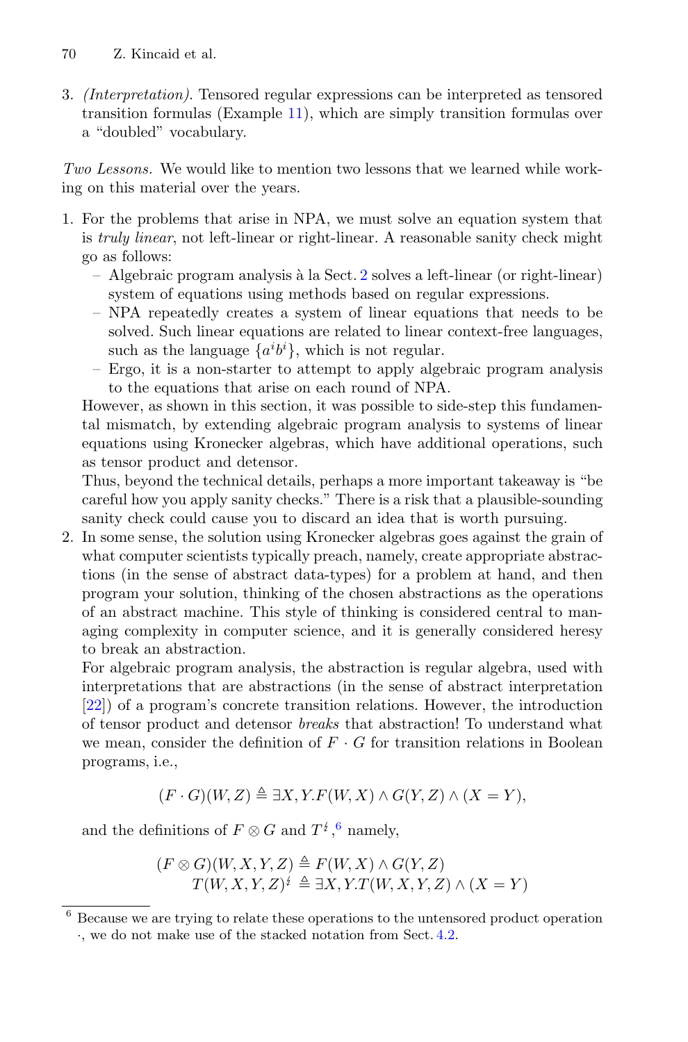3. *(Interpretation).* Tensored regular expressions can be interpreted as tensored transition formulas (Example 11), which are simply transition formulas over a "doubled" vocabulary.

*Two Lessons.* We would like to mention two lessons that we learned while working on this material over the years.

1. For the problems that arise in NPA, we must solve an equation system that is *truly linear*, not left-linear or right-linear. A reasonable sanity check might go as follows:
   - Algebraic program analysis à la Sect. 2 solves a left-linear (or right-linear) system of equations using methods based on regular expressions.
   - NPA repeatedly creates a system of linear equations that needs to be solved. Such linear equations are related to linear context-free languages, such as the language $\{a^i b^i\}$, which is not regular.
   - Ergo, it is a non-starter to attempt to apply algebraic program analysis to the equations that arise on each round of NPA.

   However, as shown in this section, it was possible to side-step this fundamental mismatch, by extending algebraic program analysis to systems of linear equations using Kronecker algebras, which have additional operations, such as tensor product and detensor.

   Thus, beyond the technical details, perhaps a more important takeaway is "be careful how you apply sanity checks." There is a risk that a plausible-sounding sanity check could cause you to discard an idea that is worth pursuing.
2. In some sense, the solution using Kronecker algebras goes against the grain of what computer scientists typically preach, namely, create appropriate abstractions (in the sense of abstract data-types) for a problem at hand, and then program your solution, thinking of the chosen abstractions as the operations of an abstract machine. This style of thinking is considered central to managing complexity in computer science, and it is generally considered heresy to break an abstraction.

   For algebraic program analysis, the abstraction is regular algebra, used with interpretations that are abstractions (in the sense of abstract interpretation [22]) of a program's concrete transition relations. However, the introduction of tensor product and detensor *breaks* that abstraction! To understand what we mean, consider the definition of $F \cdot G$ for transition relations in Boolean programs, i.e.,

   $$(F \cdot G)(W, Z) \triangleq \exists X, Y. F(W, X) \wedge G(Y, Z) \wedge (X = Y),$$

   and the definitions of $F \otimes G$ and $T^{\not{t}}$,[6] namely,

   $$\begin{aligned} (F \otimes G)(W, X, Y, Z) &\triangleq F(W, X) \wedge G(Y, Z) \\ T(W, X, Y, Z)^{\not{t}} &\triangleq \exists X, Y. T(W, X, Y, Z) \wedge (X = Y) \end{aligned}$$

[6] Because we are trying to relate these operations to the untensored product operation $\cdot$, we do not make use of the stacked notation from Sect. 4.2.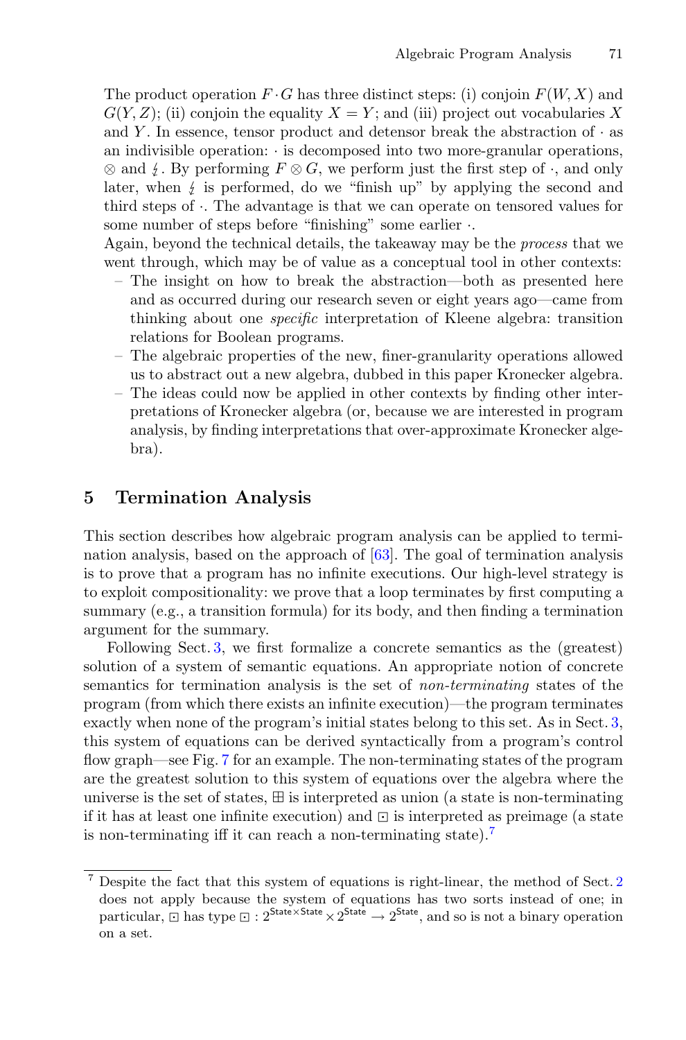The product operation $F \cdot G$ has three distinct steps: (i) conjoin $F(W, X)$ and $G(Y, Z)$; (ii) conjoin the equality $X = Y$; and (iii) project out vocabularies $X$ and $Y$. In essence, tensor product and detensor break the abstraction of $\cdot$ as an indivisible operation: $\cdot$ is decomposed into two more-granular operations, $\otimes$ and $\lightning$. By performing $F \otimes G$, we perform just the first step of $\cdot$, and only later, when $\lightning$ is performed, do we "finish up" by applying the second and third steps of $\cdot$. The advantage is that we can operate on tensored values for some number of steps before "finishing" some earlier $\cdot$.

Again, beyond the technical details, the takeaway may be the *process* that we went through, which may be of value as a conceptual tool in other contexts:

- The insight on how to break the abstraction—both as presented here and as occurred during our research seven or eight years ago—came from thinking about one *specific* interpretation of Kleene algebra: transition relations for Boolean programs.
- The algebraic properties of the new, finer-granularity operations allowed us to abstract out a new algebra, dubbed in this paper Kronecker algebra.
- The ideas could now be applied in other contexts by finding other interpretations of Kronecker algebra (or, because we are interested in program analysis, by finding interpretations that over-approximate Kronecker algebra).

## 5 Termination Analysis

This section describes how algebraic program analysis can be applied to termination analysis, based on the approach of [63]. The goal of termination analysis is to prove that a program has no infinite executions. Our high-level strategy is to exploit compositionality: we prove that a loop terminates by first computing a summary (e.g., a transition formula) for its body, and then finding a termination argument for the summary.

Following Sect. 3, we first formalize a concrete semantics as the (greatest) solution of a system of semantic equations. An appropriate notion of concrete semantics for termination analysis is the set of *non-terminating* states of the program (from which there exists an infinite execution)—the program terminates exactly when none of the program's initial states belong to this set. As in Sect. 3, this system of equations can be derived syntactically from a program's control flow graph—see Fig. 7 for an example. The non-terminating states of the program are the greatest solution to this system of equations over the algebra where the universe is the set of states, $\boxplus$ is interpreted as union (a state is non-terminating if it has at least one infinite execution) and $\boxdot$ is interpreted as preimage (a state is non-terminating iff it can reach a non-terminating state).[7]

[7] Despite the fact that this system of equations is right-linear, the method of Sect. 2 does not apply because the system of equations has two sorts instead of one; in particular, $\boxdot$ has type $\boxdot : 2^{\mathsf{State}\times\mathsf{State}} \times 2^{\mathsf{State}} \to 2^{\mathsf{State}}$, and so is not a binary operation on a set.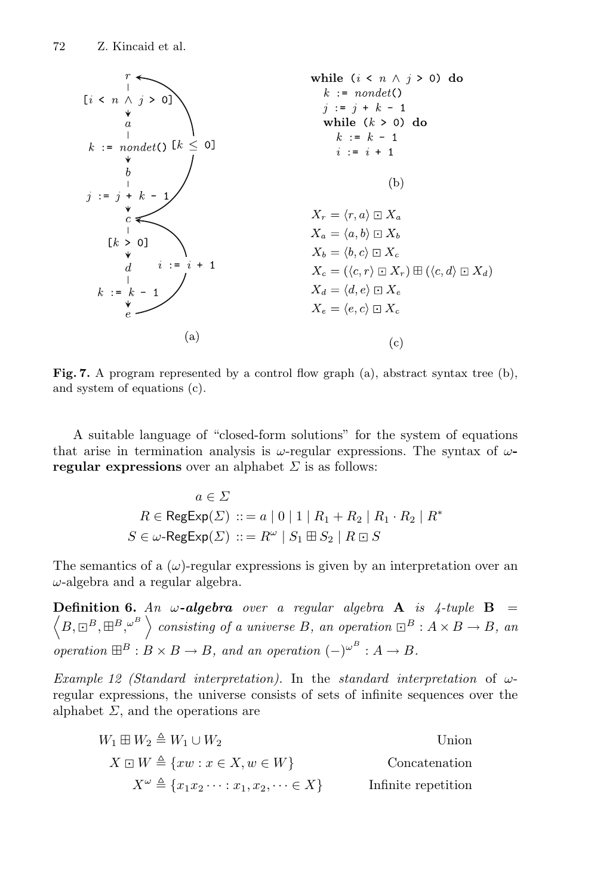```
while (i < n ∧ j > 0) do
  k := nondet()
  j := j + k - 1
  while (k > 0) do
    k := k - 1
    i := i + 1
```

(b)

$$X_r = \langle r, a\rangle \boxdot X_a$$
$$X_a = \langle a, b\rangle \boxdot X_b$$
$$X_b = \langle b, c\rangle \boxdot X_c$$
$$X_c = (\langle c, r\rangle \boxdot X_r) \boxplus (\langle c, d\rangle \boxdot X_d)$$
$$X_d = \langle d, e\rangle \boxdot X_e$$
$$X_e = \langle e, c\rangle \boxdot X_c$$

(c)

**Fig. 7.** A program represented by a control flow graph (a), abstract syntax tree (b), and system of equations (c).

A suitable language of "closed-form solutions" for the system of equations that arise in termination analysis is $\omega$-regular expressions. The syntax of **$\omega$-regular expressions** over an alphabet $\Sigma$ is as follows:

$$a \in \Sigma$$
$$R \in \mathsf{RegExp}(\Sigma) ::= a \mid 0 \mid 1 \mid R_1 + R_2 \mid R_1 \cdot R_2 \mid R^*$$
$$S \in \omega\text{-}\mathsf{RegExp}(\Sigma) ::= R^\omega \mid S_1 \boxplus S_2 \mid R \boxdot S$$

The semantics of a ($\omega$)-regular expressions is given by an interpretation over an $\omega$-algebra and a regular algebra.

**Definition 6.** *An **$\omega$-algebra** over a regular algebra* $\mathbf{A}$ *is 4-tuple* $\mathbf{B} = \left\langle B, \boxdot^B, \boxplus^B, {}^{\omega^B} \right\rangle$ *consisting of a universe $B$, an operation $\boxdot^B : A \times B \to B$, an operation $\boxplus^B : B \times B \to B$, and an operation $(-)^{\omega^B} : A \to B$.*

*Example 12 (Standard interpretation).* In the *standard interpretation* of $\omega$-regular expressions, the universe consists of sets of infinite sequences over the alphabet $\Sigma$, and the operations are

$$W_1 \boxplus W_2 \triangleq W_1 \cup W_2 \qquad \text{Union}$$
$$X \boxdot W \triangleq \{xw : x \in X, w \in W\} \qquad \text{Concatenation}$$
$$X^\omega \triangleq \{x_1 x_2 \cdots : x_1, x_2, \cdots \in X\} \qquad \text{Infinite repetition}$$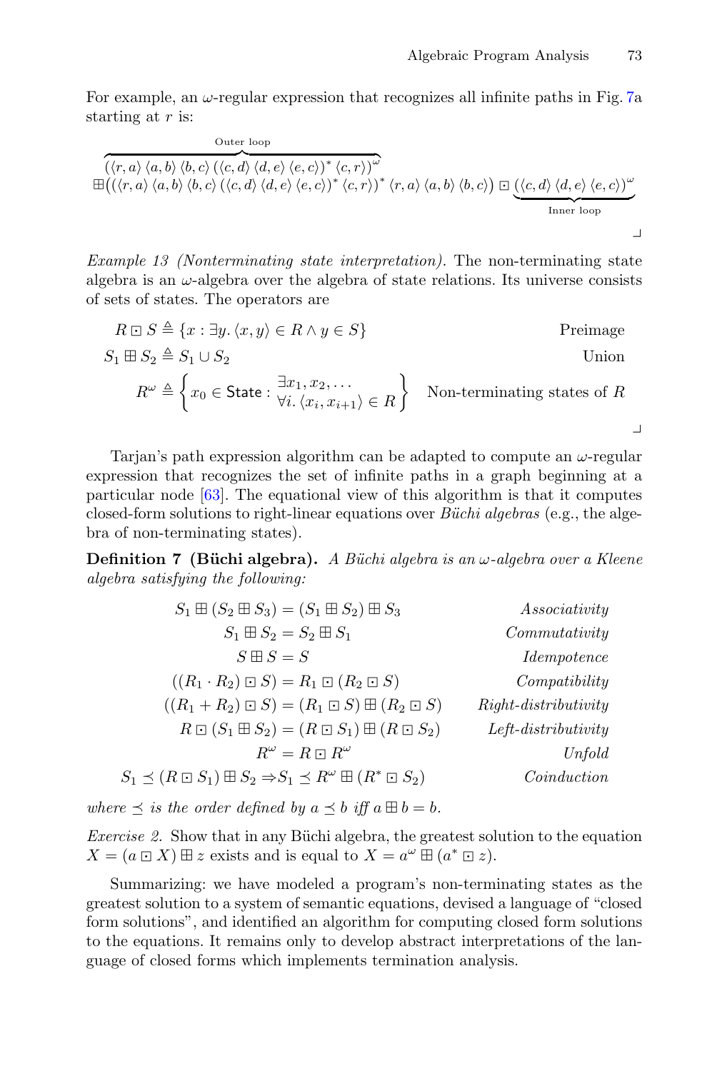For example, an $\omega$-regular expression that recognizes all infinite paths in Fig. 7a starting at $r$ is:

$$\overbrace{(\langle r,a\rangle \langle a,b\rangle \langle b,c\rangle (\langle c,d\rangle \langle d,e\rangle \langle e,c\rangle)^* \langle c,r\rangle)^\omega}^{\text{Outer loop}}$$
$$\boxplus \big((\langle r,a\rangle \langle a,b\rangle \langle b,c\rangle (\langle c,d\rangle \langle d,e\rangle \langle e,c\rangle)^* \langle c,r\rangle)^* \langle r,a\rangle \langle a,b\rangle \langle b,c\rangle\big) \boxdot \underbrace{(\langle c,d\rangle \langle d,e\rangle \langle e,c\rangle)^\omega}_{\text{Inner loop}}$$

⌟

*Example 13 (Nonterminating state interpretation).* The non-terminating state algebra is an $\omega$-algebra over the algebra of state relations. Its universe consists of sets of states. The operators are

$$R \boxdot S \triangleq \{x : \exists y. \langle x,y\rangle \in R \wedge y \in S\} \qquad \text{Preimage}$$
$$S_1 \boxplus S_2 \triangleq S_1 \cup S_2 \qquad \text{Union}$$
$$R^\omega \triangleq \left\{ x_0 \in \mathsf{State} : \begin{array}{c} \exists x_1, x_2, \ldots \\ \forall i. \langle x_i, x_{i+1}\rangle \in R \end{array} \right\} \qquad \text{Non-terminating states of } R$$

⌟

Tarjan's path expression algorithm can be adapted to compute an $\omega$-regular expression that recognizes the set of infinite paths in a graph beginning at a particular node [63]. The equational view of this algorithm is that it computes closed-form solutions to right-linear equations over *Büchi algebras* (e.g., the algebra of non-terminating states).

**Definition 7 (Büchi algebra).** *A Büchi algebra is an $\omega$-algebra over a Kleene algebra satisfying the following:*

$$S_1 \boxplus (S_2 \boxplus S_3) = (S_1 \boxplus S_2) \boxplus S_3 \qquad \textit{Associativity}$$
$$S_1 \boxplus S_2 = S_2 \boxplus S_1 \qquad \textit{Commutativity}$$
$$S \boxplus S = S \qquad \textit{Idempotence}$$
$$((R_1 \cdot R_2) \boxdot S) = R_1 \boxdot (R_2 \boxdot S) \qquad \textit{Compatibility}$$
$$((R_1 + R_2) \boxdot S) = (R_1 \boxdot S) \boxplus (R_2 \boxdot S) \qquad \textit{Right-distributivity}$$
$$R \boxdot (S_1 \boxplus S_2) = (R \boxdot S_1) \boxplus (R \boxdot S_2) \qquad \textit{Left-distributivity}$$
$$R^\omega = R \boxdot R^\omega \qquad \textit{Unfold}$$
$$S_1 \preceq (R \boxdot S_1) \boxplus S_2 \Rightarrow S_1 \preceq R^\omega \boxplus (R^* \boxdot S_2) \qquad \textit{Coinduction}$$

*where $\preceq$ is the order defined by $a \preceq b$ iff $a \boxplus b = b$.*

*Exercise 2.* Show that in any Büchi algebra, the greatest solution to the equation $X = (a \boxdot X) \boxplus z$ exists and is equal to $X = a^\omega \boxplus (a^* \boxdot z)$.

Summarizing: we have modeled a program's non-terminating states as the greatest solution to a system of semantic equations, devised a language of "closed form solutions", and identified an algorithm for computing closed form solutions to the equations. It remains only to develop abstract interpretations of the language of closed forms which implements termination analysis.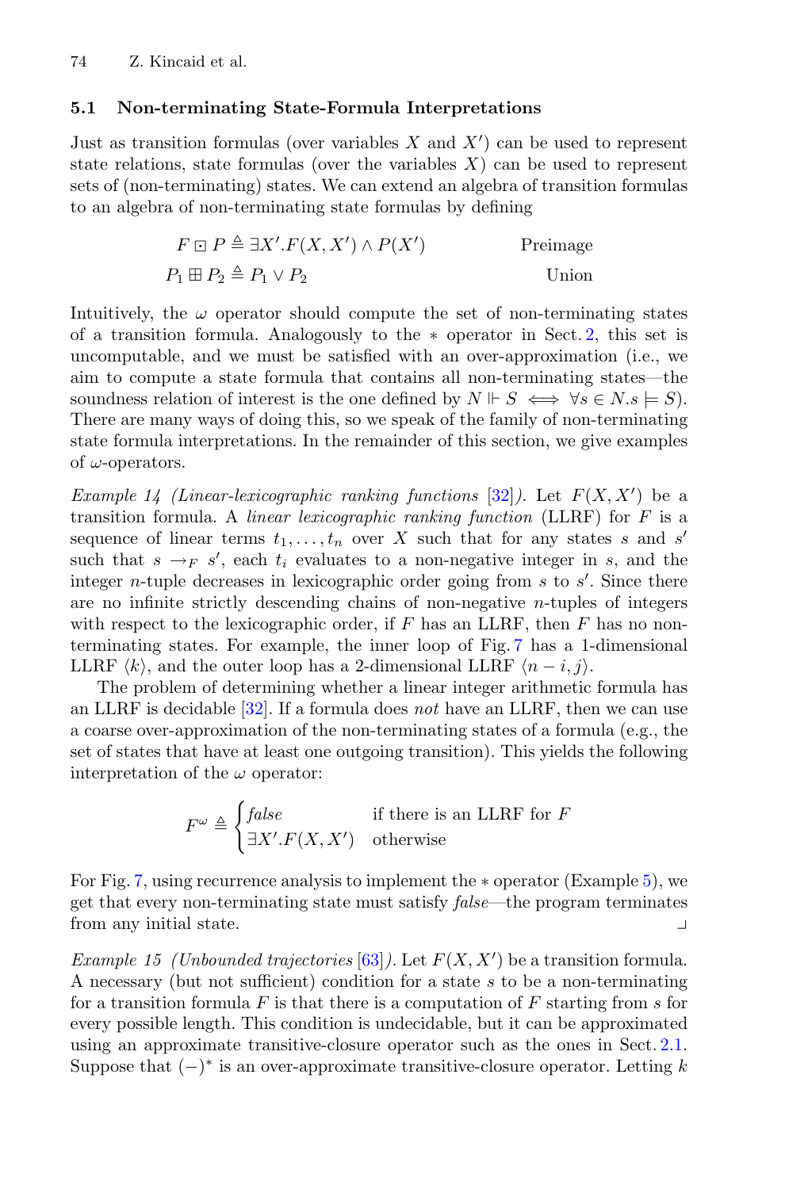### 5.1 Non-terminating State-Formula Interpretations

Just as transition formulas (over variables $X$ and $X'$) can be used to represent state relations, state formulas (over the variables $X$) can be used to represent sets of (non-terminating) states. We can extend an algebra of transition formulas to an algebra of non-terminating state formulas by defining

$$F \boxdot P \triangleq \exists X'.F(X, X') \land P(X') \qquad \text{Preimage}$$

$$P_1 \boxplus P_2 \triangleq P_1 \lor P_2 \qquad \text{Union}$$

Intuitively, the $\omega$ operator should compute the set of non-terminating states of a transition formula. Analogously to the $*$ operator in Sect. 2, this set is uncomputable, and we must be satisfied with an over-approximation (i.e., we aim to compute a state formula that contains all non-terminating states—the soundness relation of interest is the one defined by $N \Vdash S \iff \forall s \in N.s \models S$). There are many ways of doing this, so we speak of the family of non-terminating state formula interpretations. In the remainder of this section, we give examples of $\omega$-operators.

*Example 14 (Linear-lexicographic ranking functions [32]).* Let $F(X, X')$ be a transition formula. A *linear lexicographic ranking function* (LLRF) for $F$ is a sequence of linear terms $t_1, \dots, t_n$ over $X$ such that for any states $s$ and $s'$ such that $s \to_F s'$, each $t_i$ evaluates to a non-negative integer in $s$, and the integer $n$-tuple decreases in lexicographic order going from $s$ to $s'$. Since there are no infinite strictly descending chains of non-negative $n$-tuples of integers with respect to the lexicographic order, if $F$ has an LLRF, then $F$ has no non-terminating states. For example, the inner loop of Fig. 7 has a 1-dimensional LLRF $\langle k \rangle$, and the outer loop has a 2-dimensional LLRF $\langle n - i, j \rangle$.

The problem of determining whether a linear integer arithmetic formula has an LLRF is decidable [32]. If a formula does *not* have an LLRF, then we can use a coarse over-approximation of the non-terminating states of a formula (e.g., the set of states that have at least one outgoing transition). This yields the following interpretation of the $\omega$ operator:

$$F^\omega \triangleq \begin{cases} \mathit{false} & \text{if there is an LLRF for } F \\ \exists X'.F(X, X') & \text{otherwise} \end{cases}$$

For Fig. 7, using recurrence analysis to implement the $*$ operator (Example 5), we get that every non-terminating state must satisfy *false*—the program terminates from any initial state. ⌟

*Example 15 (Unbounded trajectories [63]).* Let $F(X, X')$ be a transition formula. A necessary (but not sufficient) condition for a state $s$ to be a non-terminating for a transition formula $F$ is that there is a computation of $F$ starting from $s$ for every possible length. This condition is undecidable, but it can be approximated using an approximate transitive-closure operator such as the ones in Sect. 2.1. Suppose that $(-)^*$ is an over-approximate transitive-closure operator. Letting $k$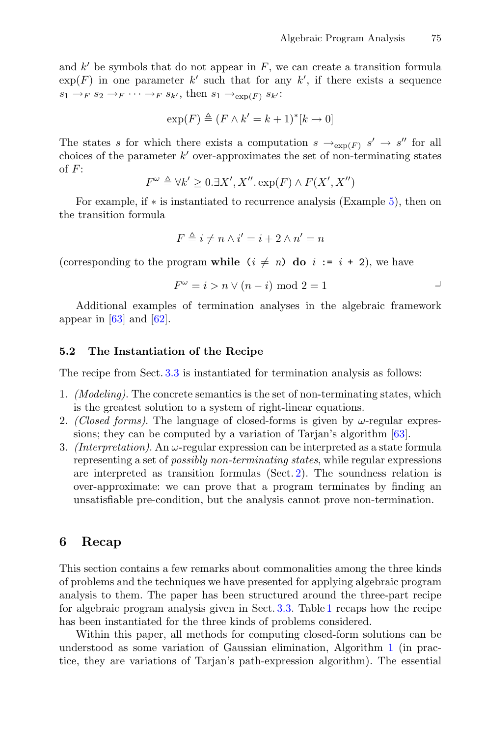and $k'$ be symbols that do not appear in $F$, we can create a transition formula $\exp(F)$ in one parameter $k'$ such that for any $k'$, if there exists a sequence $s_1 \to_F s_2 \to_F \cdots \to_F s_{k'}$, then $s_1 \to_{\exp(F)} s_{k'}$:

$$\exp(F) \triangleq (F \wedge k' = k + 1)^*[k \mapsto 0]$$

The states $s$ for which there exists a computation $s \to_{\exp(F)} s' \to s''$ for all choices of the parameter $k'$ over-approximates the set of non-terminating states of $F$:

$$F^\omega \triangleq \forall k' \geq 0. \exists X', X''. \exp(F) \wedge F(X', X'')$$

For example, if $*$ is instantiated to recurrence analysis (Example 5), then on the transition formula

$$F \triangleq i \neq n \wedge i' = i + 2 \wedge n' = n$$

(corresponding to the program **while** ($i \neq n$) **do** $i$ := $i$ + 2), we have

$$F^\omega = i > n \vee (n - i) \bmod 2 = 1$$

Additional examples of termination analyses in the algebraic framework appear in [63] and [62].

### 5.2 The Instantiation of the Recipe

The recipe from Sect. 3.3 is instantiated for termination analysis as follows:

1. *(Modeling)*. The concrete semantics is the set of non-terminating states, which is the greatest solution to a system of right-linear equations.
2. *(Closed forms)*. The language of closed-forms is given by $\omega$-regular expressions; they can be computed by a variation of Tarjan's algorithm [63].
3. *(Interpretation)*. An $\omega$-regular expression can be interpreted as a state formula representing a set of *possibly non-terminating states*, while regular expressions are interpreted as transition formulas (Sect. 2). The soundness relation is over-approximate: we can prove that a program terminates by finding an unsatisfiable pre-condition, but the analysis cannot prove non-termination.

## 6 Recap

This section contains a few remarks about commonalities among the three kinds of problems and the techniques we have presented for applying algebraic program analysis to them. The paper has been structured around the three-part recipe for algebraic program analysis given in Sect. 3.3. Table 1 recaps how the recipe has been instantiated for the three kinds of problems considered.

Within this paper, all methods for computing closed-form solutions can be understood as some variation of Gaussian elimination, Algorithm 1 (in practice, they are variations of Tarjan's path-expression algorithm). The essential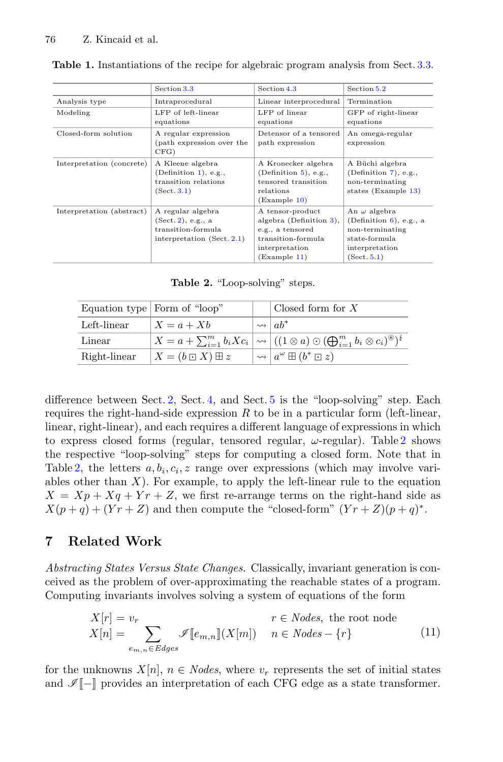**Table 1.** Instantiations of the recipe for algebraic program analysis from Sect. 3.3.

| | Section 3.3 | Section 4.3 | Section 5.2 |
|---|---|---|---|
| Analysis type | Intraprocedural | Linear interprocedural | Termination |
| Modeling | LFP of left-linear equations | LFP of linear equations | GFP of right-linear equations |
| Closed-form solution | A regular expression (path expression over the CFG) | Detensor of a tensored path expression | An omega-regular expression |
| Interpretation (concrete) | A Kleene algebra (Definition 1), e.g., transition relations (Sect. 3.1) | A Kronecker algebra (Definition 5), e.g., tensored transition relations (Example 10) | A Büchi algebra (Definition 7), e.g., non-terminating states (Example 13) |
| Interpretation (abstract) | A regular algebra (Sect. 2), e.g., a transition-formula interpretation (Sect. 2.1) | A tensor-product algebra (Definition 3), e.g., a tensored transition-formula interpretation (Example 11) | An $\omega$ algebra (Definition 6), e.g., a non-terminating state-formula interpretation (Sect. 5.1) |

**Table 2.** "Loop-solving" steps.

| Equation type | Form of "loop" | | Closed form for $X$ |
|---|---|---|---|
| Left-linear | $X = a + Xb$ | $\rightsquigarrow$ | $ab^*$ |
| Linear | $X = a + \sum_{i=1}^{m} b_i X c_i$ | $\rightsquigarrow$ | $((1 \otimes a) \odot (\bigoplus_{i=1}^{m} b_i \otimes c_i)^{\circledast})^{\natural}$ |
| Right-linear | $X = (b \boxdot X) \boxplus z$ | $\rightsquigarrow$ | $a^\omega \boxplus (b^* \boxdot z)$ |

difference between Sect. 2, Sect. 4, and Sect. 5 is the "loop-solving" step. Each requires the right-hand-side expression $R$ to be in a particular form (left-linear, linear, right-linear), and each requires a different language of expressions in which to express closed forms (regular, tensored regular, $\omega$-regular). Table 2 shows the respective "loop-solving" steps for computing a closed form. Note that in Table 2, the letters $a, b_i, c_i, z$ range over expressions (which may involve variables other than $X$). For example, to apply the left-linear rule to the equation $X = Xp + Xq + Yr + Z$, we first re-arrange terms on the right-hand side as $X(p + q) + (Yr + Z)$ and then compute the "closed-form" $(Yr + Z)(p + q)^*$.

## 7 Related Work

*Abstracting States Versus State Changes.* Classically, invariant generation is conceived as the problem of over-approximating the reachable states of a program. Computing invariants involves solving a system of equations of the form

$$
\begin{aligned}
X[r] &= v_r & r \in \mathit{Nodes}, \text{ the root node} \\
X[n] &= \sum_{e_{m,n} \in \mathit{Edges}} \mathscr{I}[\![e_{m,n}]\!](X[m]) & n \in \mathit{Nodes} - \{r\}
\end{aligned}
\tag{11}
$$

for the unknowns $X[n]$, $n \in \mathit{Nodes}$, where $v_r$ represents the set of initial states and $\mathscr{I}[\![-]\!]$ provides an interpretation of each CFG edge as a state transformer.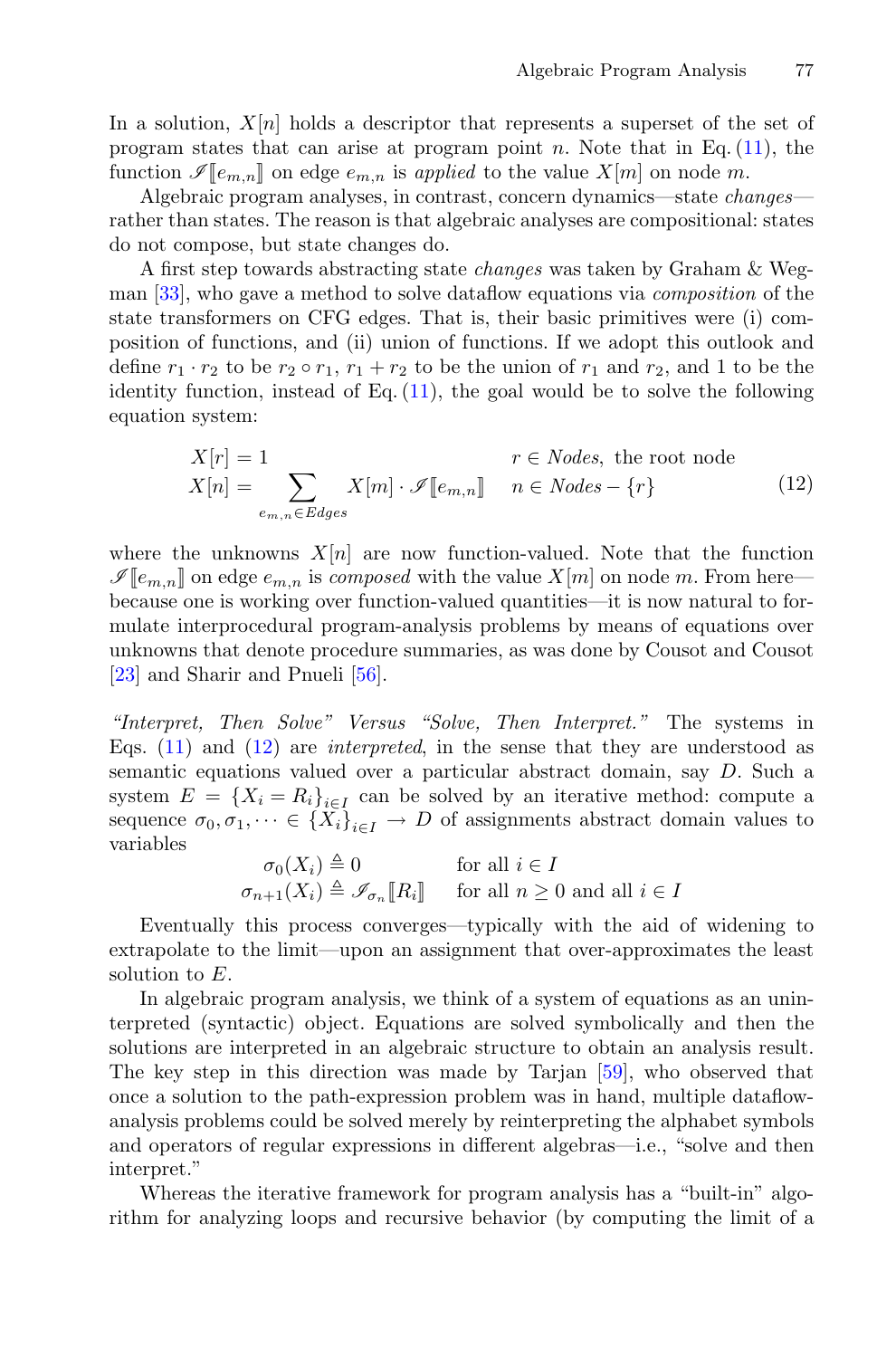In a solution, $X[n]$ holds a descriptor that represents a superset of the set of program states that can arise at program point $n$. Note that in Eq. (11), the function $\mathscr{I}[\![e_{m,n}]\!]$ on edge $e_{m,n}$ is *applied* to the value $X[m]$ on node $m$.

Algebraic program analyses, in contrast, concern dynamics—state *changes*—rather than states. The reason is that algebraic analyses are compositional: states do not compose, but state changes do.

A first step towards abstracting state *changes* was taken by Graham & Wegman [33], who gave a method to solve dataflow equations via *composition* of the state transformers on CFG edges. That is, their basic primitives were (i) composition of functions, and (ii) union of functions. If we adopt this outlook and define $r_1 \cdot r_2$ to be $r_2 \circ r_1$, $r_1 + r_2$ to be the union of $r_1$ and $r_2$, and 1 to be the identity function, instead of Eq. (11), the goal would be to solve the following equation system:

$$
\begin{aligned}
X[r] &= 1 && r \in \mathit{Nodes}, \text{ the root node} \\
X[n] &= \sum_{e_{m,n} \in \mathit{Edges}} X[m] \cdot \mathscr{I}[\![e_{m,n}]\!] && n \in \mathit{Nodes} - \{r\}
\end{aligned}
\tag{12}
$$

where the unknowns $X[n]$ are now function-valued. Note that the function $\mathscr{I}[\![e_{m,n}]\!]$ on edge $e_{m,n}$ is *composed* with the value $X[m]$ on node $m$. From here—because one is working over function-valued quantities—it is now natural to formulate interprocedural program-analysis problems by means of equations over unknowns that denote procedure summaries, as was done by Cousot and Cousot [23] and Sharir and Pnueli [56].

*"Interpret, Then Solve" Versus "Solve, Then Interpret."* The systems in Eqs. (11) and (12) are *interpreted*, in the sense that they are understood as semantic equations valued over a particular abstract domain, say $D$. Such a system $E = \{X_i = R_i\}_{i \in I}$ can be solved by an iterative method: compute a sequence $\sigma_0, \sigma_1, \dots \in \{X_i\}_{i \in I} \to D$ of assignments abstract domain values to variables

$$
\begin{aligned}
\sigma_0(X_i) &\triangleq 0 && \text{for all } i \in I \\
\sigma_{n+1}(X_i) &\triangleq \mathscr{I}_{\sigma_n}[\![R_i]\!] && \text{for all } n \geq 0 \text{ and all } i \in I
\end{aligned}
$$

Eventually this process converges—typically with the aid of widening to extrapolate to the limit—upon an assignment that over-approximates the least solution to $E$.

In algebraic program analysis, we think of a system of equations as an uninterpreted (syntactic) object. Equations are solved symbolically and then the solutions are interpreted in an algebraic structure to obtain an analysis result. The key step in this direction was made by Tarjan [59], who observed that once a solution to the path-expression problem was in hand, multiple dataflow-analysis problems could be solved merely by reinterpreting the alphabet symbols and operators of regular expressions in different algebras—i.e., "solve and then interpret."

Whereas the iterative framework for program analysis has a "built-in" algorithm for analyzing loops and recursive behavior (by computing the limit of a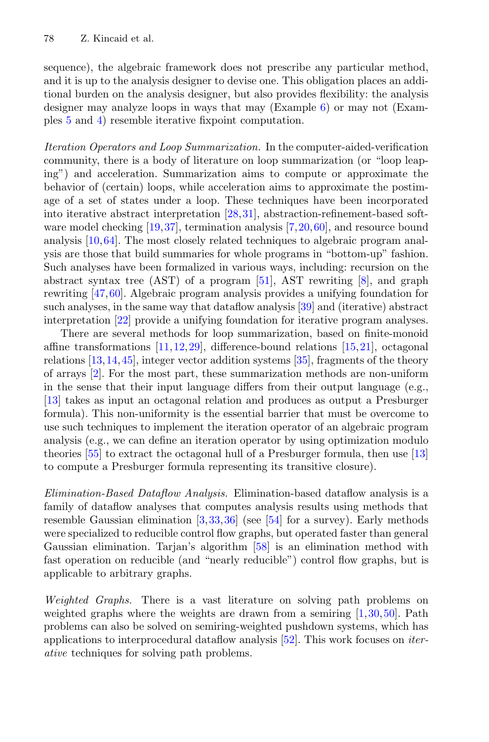sequence), the algebraic framework does not prescribe any particular method, and it is up to the analysis designer to devise one. This obligation places an additional burden on the analysis designer, but also provides flexibility: the analysis designer may analyze loops in ways that may (Example 6) or may not (Examples 5 and 4) resemble iterative fixpoint computation.

*Iteration Operators and Loop Summarization.* In the computer-aided-verification community, there is a body of literature on loop summarization (or "loop leaping") and acceleration. Summarization aims to compute or approximate the behavior of (certain) loops, while acceleration aims to approximate the postimage of a set of states under a loop. These techniques have been incorporated into iterative abstract interpretation [28,31], abstraction-refinement-based software model checking [19,37], termination analysis [7,20,60], and resource bound analysis [10,64]. The most closely related techniques to algebraic program analysis are those that build summaries for whole programs in "bottom-up" fashion. Such analyses have been formalized in various ways, including: recursion on the abstract syntax tree (AST) of a program [51], AST rewriting [8], and graph rewriting [47,60]. Algebraic program analysis provides a unifying foundation for such analyses, in the same way that dataflow analysis [39] and (iterative) abstract interpretation [22] provide a unifying foundation for iterative program analyses.

There are several methods for loop summarization, based on finite-monoid affine transformations [11,12,29], difference-bound relations [15,21], octagonal relations [13,14,45], integer vector addition systems [35], fragments of the theory of arrays [2]. For the most part, these summarization methods are non-uniform in the sense that their input language differs from their output language (e.g., [13] takes as input an octagonal relation and produces as output a Presburger formula). This non-uniformity is the essential barrier that must be overcome to use such techniques to implement the iteration operator of an algebraic program analysis (e.g., we can define an iteration operator by using optimization modulo theories [55] to extract the octagonal hull of a Presburger formula, then use [13] to compute a Presburger formula representing its transitive closure).

*Elimination-Based Dataflow Analysis.* Elimination-based dataflow analysis is a family of dataflow analyses that computes analysis results using methods that resemble Gaussian elimination [3,33,36] (see [54] for a survey). Early methods were specialized to reducible control flow graphs, but operated faster than general Gaussian elimination. Tarjan's algorithm [58] is an elimination method with fast operation on reducible (and "nearly reducible") control flow graphs, but is applicable to arbitrary graphs.

*Weighted Graphs.* There is a vast literature on solving path problems on weighted graphs where the weights are drawn from a semiring [1,30,50]. Path problems can also be solved on semiring-weighted pushdown systems, which has applications to interprocedural dataflow analysis [52]. This work focuses on *iterative* techniques for solving path problems.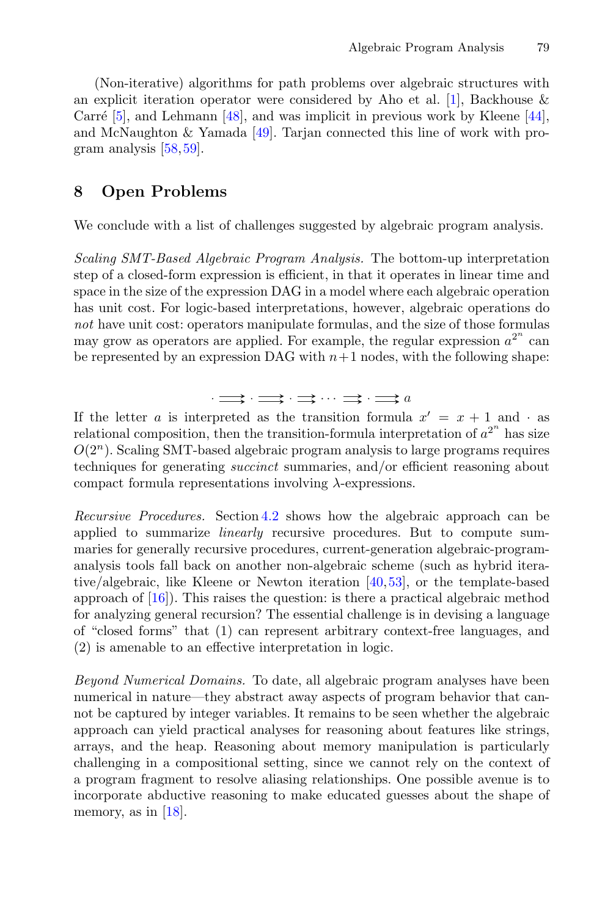(Non-iterative) algorithms for path problems over algebraic structures with an explicit iteration operator were considered by Aho et al. [1], Backhouse & Carré [5], and Lehmann [48], and was implicit in previous work by Kleene [44], and McNaughton & Yamada [49]. Tarjan connected this line of work with program analysis [58,59].

## 8 Open Problems

We conclude with a list of challenges suggested by algebraic program analysis.

*Scaling SMT-Based Algebraic Program Analysis.* The bottom-up interpretation step of a closed-form expression is efficient, in that it operates in linear time and space in the size of the expression DAG in a model where each algebraic operation has unit cost. For logic-based interpretations, however, algebraic operations do *not* have unit cost: operators manipulate formulas, and the size of those formulas may grow as operators are applied. For example, the regular expression $a^{2^n}$ can be represented by an expression DAG with $n+1$ nodes, with the following shape:

$$\cdot \rightrightarrows \cdot \rightrightarrows \cdot \rightrightarrows \cdots \rightrightarrows \cdot \rightrightarrows a$$

If the letter $a$ is interpreted as the transition formula $x' = x + 1$ and $\cdot$ as relational composition, then the transition-formula interpretation of $a^{2^n}$ has size $O(2^n)$. Scaling SMT-based algebraic program analysis to large programs requires techniques for generating *succinct* summaries, and/or efficient reasoning about compact formula representations involving $\lambda$-expressions.

*Recursive Procedures.* Section 4.2 shows how the algebraic approach can be applied to summarize *linearly* recursive procedures. But to compute summaries for generally recursive procedures, current-generation algebraic-program-analysis tools fall back on another non-algebraic scheme (such as hybrid iterative/algebraic, like Kleene or Newton iteration [40,53], or the template-based approach of [16]). This raises the question: is there a practical algebraic method for analyzing general recursion? The essential challenge is in devising a language of "closed forms" that (1) can represent arbitrary context-free languages, and (2) is amenable to an effective interpretation in logic.

*Beyond Numerical Domains.* To date, all algebraic program analyses have been numerical in nature—they abstract away aspects of program behavior that cannot be captured by integer variables. It remains to be seen whether the algebraic approach can yield practical analyses for reasoning about features like strings, arrays, and the heap. Reasoning about memory manipulation is particularly challenging in a compositional setting, since we cannot rely on the context of a program fragment to resolve aliasing relationships. One possible avenue is to incorporate abductive reasoning to make educated guesses about the shape of memory, as in [18].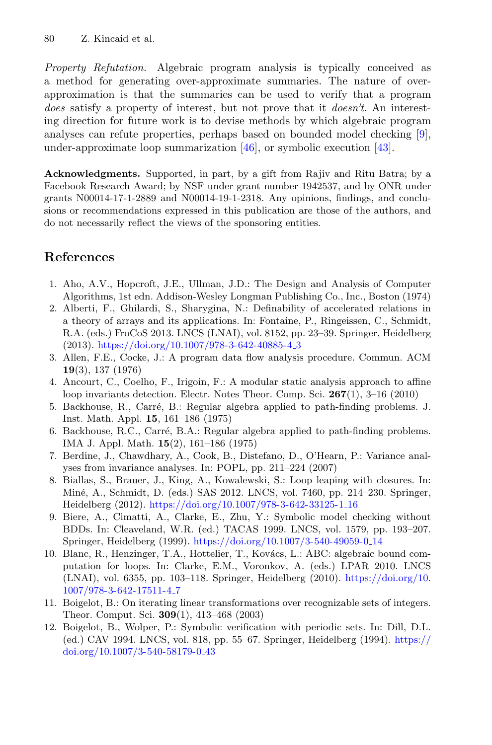*Property Refutation.* Algebraic program analysis is typically conceived as a method for generating over-approximate summaries. The nature of over-approximation is that the summaries can be used to verify that a program *does* satisfy a property of interest, but not prove that it *doesn't*. An interesting direction for future work is to devise methods by which algebraic program analyses can refute properties, perhaps based on bounded model checking [9], under-approximate loop summarization [46], or symbolic execution [43].

**Acknowledgments.** Supported, in part, by a gift from Rajiv and Ritu Batra; by a Facebook Research Award; by NSF under grant number 1942537, and by ONR under grants N00014-17-1-2889 and N00014-19-1-2318. Any opinions, findings, and conclusions or recommendations expressed in this publication are those of the authors, and do not necessarily reflect the views of the sponsoring entities.

## References

1. Aho, A.V., Hopcroft, J.E., Ullman, J.D.: The Design and Analysis of Computer Algorithms, 1st edn. Addison-Wesley Longman Publishing Co., Inc., Boston (1974)
2. Alberti, F., Ghilardi, S., Sharygina, N.: Definability of accelerated relations in a theory of arrays and its applications. In: Fontaine, P., Ringeissen, C., Schmidt, R.A. (eds.) FroCoS 2013. LNCS (LNAI), vol. 8152, pp. 23–39. Springer, Heidelberg (2013). https://doi.org/10.1007/978-3-642-40885-4_3
3. Allen, F.E., Cocke, J.: A program data flow analysis procedure. Commun. ACM **19**(3), 137 (1976)
4. Ancourt, C., Coelho, F., Irigoin, F.: A modular static analysis approach to affine loop invariants detection. Electr. Notes Theor. Comp. Sci. **267**(1), 3–16 (2010)
5. Backhouse, R., Carré, B.: Regular algebra applied to path-finding problems. J. Inst. Math. Appl. **15**, 161–186 (1975)
6. Backhouse, R.C., Carré, B.A.: Regular algebra applied to path-finding problems. IMA J. Appl. Math. **15**(2), 161–186 (1975)
7. Berdine, J., Chawdhary, A., Cook, B., Distefano, D., O'Hearn, P.: Variance analyses from invariance analyses. In: POPL, pp. 211–224 (2007)
8. Biallas, S., Brauer, J., King, A., Kowalewski, S.: Loop leaping with closures. In: Miné, A., Schmidt, D. (eds.) SAS 2012. LNCS, vol. 7460, pp. 214–230. Springer, Heidelberg (2012). https://doi.org/10.1007/978-3-642-33125-1_16
9. Biere, A., Cimatti, A., Clarke, E., Zhu, Y.: Symbolic model checking without BDDs. In: Cleaveland, W.R. (ed.) TACAS 1999. LNCS, vol. 1579, pp. 193–207. Springer, Heidelberg (1999). https://doi.org/10.1007/3-540-49059-0_14
10. Blanc, R., Henzinger, T.A., Hottelier, T., Kovács, L.: ABC: algebraic bound computation for loops. In: Clarke, E.M., Voronkov, A. (eds.) LPAR 2010. LNCS (LNAI), vol. 6355, pp. 103–118. Springer, Heidelberg (2010). https://doi.org/10.1007/978-3-642-17511-4_7
11. Boigelot, B.: On iterating linear transformations over recognizable sets of integers. Theor. Comput. Sci. **309**(1), 413–468 (2003)
12. Boigelot, B., Wolper, P.: Symbolic verification with periodic sets. In: Dill, D.L. (ed.) CAV 1994. LNCS, vol. 818, pp. 55–67. Springer, Heidelberg (1994). https://doi.org/10.1007/3-540-58179-0_43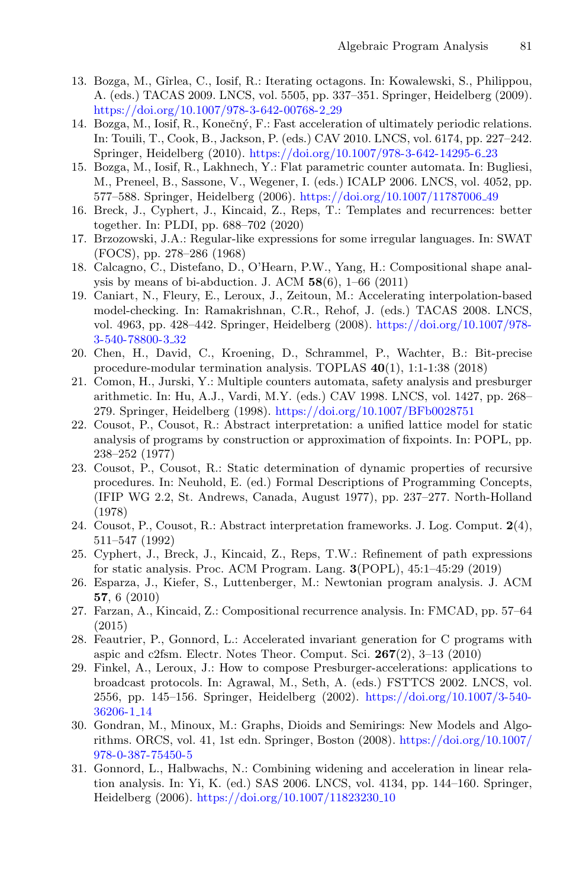13. Bozga, M., Gîrlea, C., Iosif, R.: Iterating octagons. In: Kowalewski, S., Philippou, A. (eds.) TACAS 2009. LNCS, vol. 5505, pp. 337–351. Springer, Heidelberg (2009). https://doi.org/10.1007/978-3-642-00768-2_29
14. Bozga, M., Iosif, R., Konečný, F.: Fast acceleration of ultimately periodic relations. In: Touili, T., Cook, B., Jackson, P. (eds.) CAV 2010. LNCS, vol. 6174, pp. 227–242. Springer, Heidelberg (2010). https://doi.org/10.1007/978-3-642-14295-6_23
15. Bozga, M., Iosif, R., Lakhnech, Y.: Flat parametric counter automata. In: Bugliesi, M., Preneel, B., Sassone, V., Wegener, I. (eds.) ICALP 2006. LNCS, vol. 4052, pp. 577–588. Springer, Heidelberg (2006). https://doi.org/10.1007/11787006_49
16. Breck, J., Cyphert, J., Kincaid, Z., Reps, T.: Templates and recurrences: better together. In: PLDI, pp. 688–702 (2020)
17. Brzozowski, J.A.: Regular-like expressions for some irregular languages. In: SWAT (FOCS), pp. 278–286 (1968)
18. Calcagno, C., Distefano, D., O'Hearn, P.W., Yang, H.: Compositional shape analysis by means of bi-abduction. J. ACM **58**(6), 1–66 (2011)
19. Caniart, N., Fleury, E., Leroux, J., Zeitoun, M.: Accelerating interpolation-based model-checking. In: Ramakrishnan, C.R., Rehof, J. (eds.) TACAS 2008. LNCS, vol. 4963, pp. 428–442. Springer, Heidelberg (2008). https://doi.org/10.1007/978-3-540-78800-3_32
20. Chen, H., David, C., Kroening, D., Schrammel, P., Wachter, B.: Bit-precise procedure-modular termination analysis. TOPLAS **40**(1), 1:1-1:38 (2018)
21. Comon, H., Jurski, Y.: Multiple counters automata, safety analysis and presburger arithmetic. In: Hu, A.J., Vardi, M.Y. (eds.) CAV 1998. LNCS, vol. 1427, pp. 268–279. Springer, Heidelberg (1998). https://doi.org/10.1007/BFb0028751
22. Cousot, P., Cousot, R.: Abstract interpretation: a unified lattice model for static analysis of programs by construction or approximation of fixpoints. In: POPL, pp. 238–252 (1977)
23. Cousot, P., Cousot, R.: Static determination of dynamic properties of recursive procedures. In: Neuhold, E. (ed.) Formal Descriptions of Programming Concepts, (IFIP WG 2.2, St. Andrews, Canada, August 1977), pp. 237–277. North-Holland (1978)
24. Cousot, P., Cousot, R.: Abstract interpretation frameworks. J. Log. Comput. **2**(4), 511–547 (1992)
25. Cyphert, J., Breck, J., Kincaid, Z., Reps, T.W.: Refinement of path expressions for static analysis. Proc. ACM Program. Lang. **3**(POPL), 45:1–45:29 (2019)
26. Esparza, J., Kiefer, S., Luttenberger, M.: Newtonian program analysis. J. ACM **57**, 6 (2010)
27. Farzan, A., Kincaid, Z.: Compositional recurrence analysis. In: FMCAD, pp. 57–64 (2015)
28. Feautrier, P., Gonnord, L.: Accelerated invariant generation for C programs with aspic and c2fsm. Electr. Notes Theor. Comput. Sci. **267**(2), 3–13 (2010)
29. Finkel, A., Leroux, J.: How to compose Presburger-accelerations: applications to broadcast protocols. In: Agrawal, M., Seth, A. (eds.) FSTTCS 2002. LNCS, vol. 2556, pp. 145–156. Springer, Heidelberg (2002). https://doi.org/10.1007/3-540-36206-1_14
30. Gondran, M., Minoux, M.: Graphs, Dioids and Semirings: New Models and Algorithms. ORCS, vol. 41, 1st edn. Springer, Boston (2008). https://doi.org/10.1007/978-0-387-75450-5
31. Gonnord, L., Halbwachs, N.: Combining widening and acceleration in linear relation analysis. In: Yi, K. (ed.) SAS 2006. LNCS, vol. 4134, pp. 144–160. Springer, Heidelberg (2006). https://doi.org/10.1007/11823230_10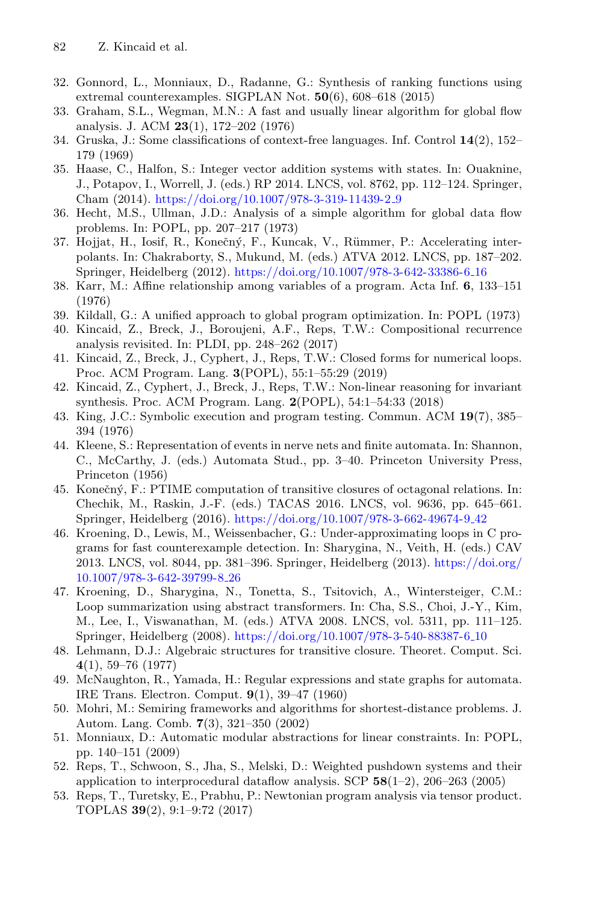32. Gonnord, L., Monniaux, D., Radanne, G.: Synthesis of ranking functions using extremal counterexamples. SIGPLAN Not. **50**(6), 608–618 (2015)
33. Graham, S.L., Wegman, M.N.: A fast and usually linear algorithm for global flow analysis. J. ACM **23**(1), 172–202 (1976)
34. Gruska, J.: Some classifications of context-free languages. Inf. Control **14**(2), 152–179 (1969)
35. Haase, C., Halfon, S.: Integer vector addition systems with states. In: Ouaknine, J., Potapov, I., Worrell, J. (eds.) RP 2014. LNCS, vol. 8762, pp. 112–124. Springer, Cham (2014). https://doi.org/10.1007/978-3-319-11439-2_9
36. Hecht, M.S., Ullman, J.D.: Analysis of a simple algorithm for global data flow problems. In: POPL, pp. 207–217 (1973)
37. Hojjat, H., Iosif, R., Konečný, F., Kuncak, V., Rümmer, P.: Accelerating interpolants. In: Chakraborty, S., Mukund, M. (eds.) ATVA 2012. LNCS, pp. 187–202. Springer, Heidelberg (2012). https://doi.org/10.1007/978-3-642-33386-6_16
38. Karr, M.: Affine relationship among variables of a program. Acta Inf. **6**, 133–151 (1976)
39. Kildall, G.: A unified approach to global program optimization. In: POPL (1973)
40. Kincaid, Z., Breck, J., Boroujeni, A.F., Reps, T.W.: Compositional recurrence analysis revisited. In: PLDI, pp. 248–262 (2017)
41. Kincaid, Z., Breck, J., Cyphert, J., Reps, T.W.: Closed forms for numerical loops. Proc. ACM Program. Lang. **3**(POPL), 55:1–55:29 (2019)
42. Kincaid, Z., Cyphert, J., Breck, J., Reps, T.W.: Non-linear reasoning for invariant synthesis. Proc. ACM Program. Lang. **2**(POPL), 54:1–54:33 (2018)
43. King, J.C.: Symbolic execution and program testing. Commun. ACM **19**(7), 385–394 (1976)
44. Kleene, S.: Representation of events in nerve nets and finite automata. In: Shannon, C., McCarthy, J. (eds.) Automata Stud., pp. 3–40. Princeton University Press, Princeton (1956)
45. Konečný, F.: PTIME computation of transitive closures of octagonal relations. In: Chechik, M., Raskin, J.-F. (eds.) TACAS 2016. LNCS, vol. 9636, pp. 645–661. Springer, Heidelberg (2016). https://doi.org/10.1007/978-3-662-49674-9_42
46. Kroening, D., Lewis, M., Weissenbacher, G.: Under-approximating loops in C programs for fast counterexample detection. In: Sharygina, N., Veith, H. (eds.) CAV 2013. LNCS, vol. 8044, pp. 381–396. Springer, Heidelberg (2013). https://doi.org/10.1007/978-3-642-39799-8_26
47. Kroening, D., Sharygina, N., Tonetta, S., Tsitovich, A., Wintersteiger, C.M.: Loop summarization using abstract transformers. In: Cha, S.S., Choi, J.-Y., Kim, M., Lee, I., Viswanathan, M. (eds.) ATVA 2008. LNCS, vol. 5311, pp. 111–125. Springer, Heidelberg (2008). https://doi.org/10.1007/978-3-540-88387-6_10
48. Lehmann, D.J.: Algebraic structures for transitive closure. Theoret. Comput. Sci. **4**(1), 59–76 (1977)
49. McNaughton, R., Yamada, H.: Regular expressions and state graphs for automata. IRE Trans. Electron. Comput. **9**(1), 39–47 (1960)
50. Mohri, M.: Semiring frameworks and algorithms for shortest-distance problems. J. Autom. Lang. Comb. **7**(3), 321–350 (2002)
51. Monniaux, D.: Automatic modular abstractions for linear constraints. In: POPL, pp. 140–151 (2009)
52. Reps, T., Schwoon, S., Jha, S., Melski, D.: Weighted pushdown systems and their application to interprocedural dataflow analysis. SCP **58**(1–2), 206–263 (2005)
53. Reps, T., Turetsky, E., Prabhu, P.: Newtonian program analysis via tensor product. TOPLAS **39**(2), 9:1–9:72 (2017)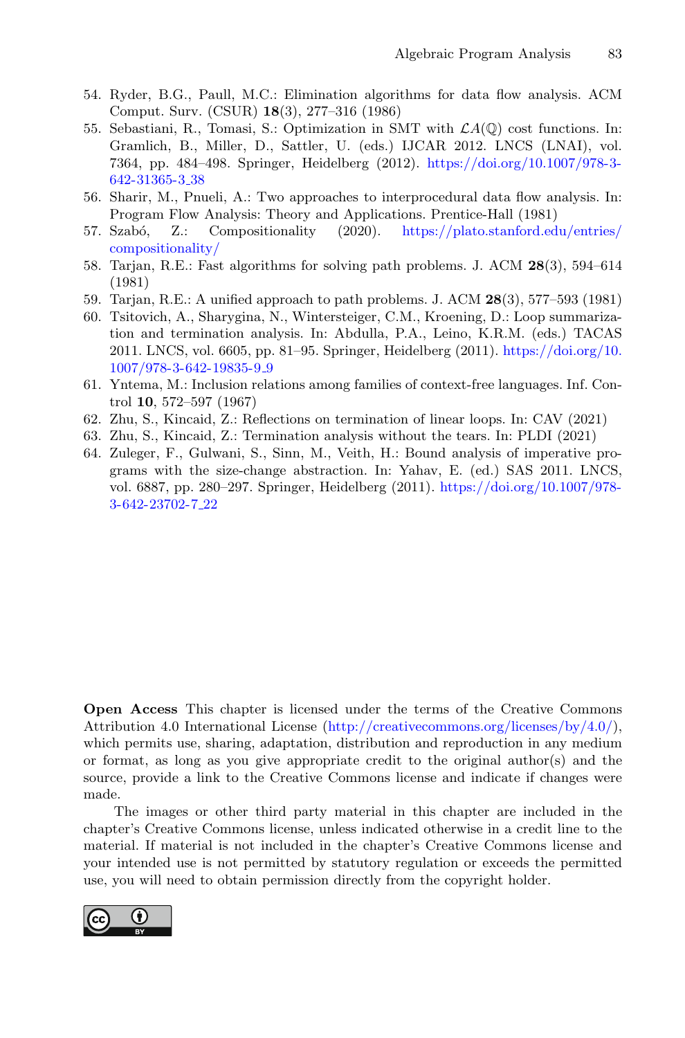54. Ryder, B.G., Paull, M.C.: Elimination algorithms for data flow analysis. ACM Comput. Surv. (CSUR) **18**(3), 277–316 (1986)
55. Sebastiani, R., Tomasi, S.: Optimization in SMT with $\mathcal{LA}(\mathbb{Q})$ cost functions. In: Gramlich, B., Miller, D., Sattler, U. (eds.) IJCAR 2012. LNCS (LNAI), vol. 7364, pp. 484–498. Springer, Heidelberg (2012). https://doi.org/10.1007/978-3-642-31365-3_38
56. Sharir, M., Pnueli, A.: Two approaches to interprocedural data flow analysis. In: Program Flow Analysis: Theory and Applications. Prentice-Hall (1981)
57. Szabó, Z.: Compositionality (2020). https://plato.stanford.edu/entries/compositionality/
58. Tarjan, R.E.: Fast algorithms for solving path problems. J. ACM **28**(3), 594–614 (1981)
59. Tarjan, R.E.: A unified approach to path problems. J. ACM **28**(3), 577–593 (1981)
60. Tsitovich, A., Sharygina, N., Wintersteiger, C.M., Kroening, D.: Loop summarization and termination analysis. In: Abdulla, P.A., Leino, K.R.M. (eds.) TACAS 2011. LNCS, vol. 6605, pp. 81–95. Springer, Heidelberg (2011). https://doi.org/10.1007/978-3-642-19835-9_9
61. Yntema, M.: Inclusion relations among families of context-free languages. Inf. Control **10**, 572–597 (1967)
62. Zhu, S., Kincaid, Z.: Reflections on termination of linear loops. In: CAV (2021)
63. Zhu, S., Kincaid, Z.: Termination analysis without the tears. In: PLDI (2021)
64. Zuleger, F., Gulwani, S., Sinn, M., Veith, H.: Bound analysis of imperative programs with the size-change abstraction. In: Yahav, E. (ed.) SAS 2011. LNCS, vol. 6887, pp. 280–297. Springer, Heidelberg (2011). https://doi.org/10.1007/978-3-642-23702-7_22

**Open Access** This chapter is licensed under the terms of the Creative Commons Attribution 4.0 International License (http://creativecommons.org/licenses/by/4.0/), which permits use, sharing, adaptation, distribution and reproduction in any medium or format, as long as you give appropriate credit to the original author(s) and the source, provide a link to the Creative Commons license and indicate if changes were made.

The images or other third party material in this chapter are included in the chapter's Creative Commons license, unless indicated otherwise in a credit line to the material. If material is not included in the chapter's Creative Commons license and your intended use is not permitted by statutory regulation or exceeds the permitted use, you will need to obtain permission directly from the copyright holder.